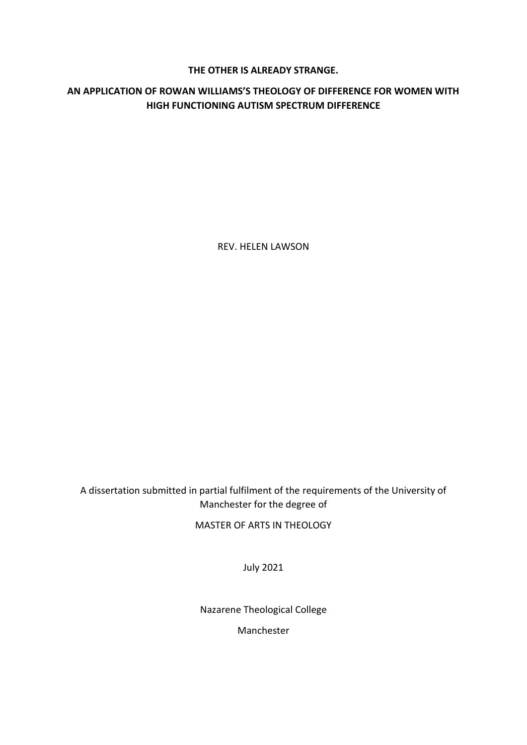# THE OTHER IS ALREADY STRANGE.

## AN APPLICATION OF ROWAN WILLIAMS'S THEOLOGY OF DIFFERENCE FOR WOMEN WITH HIGH FUNCTIONING AUTISM SPECTRUM DIFFERENCE

REV. HELEN LAWSON

A dissertation submitted in partial fulfilment of the requirements of the University of Manchester for the degree of

MASTER OF ARTS IN THEOLOGY

July 2021

Nazarene Theological College

Manchester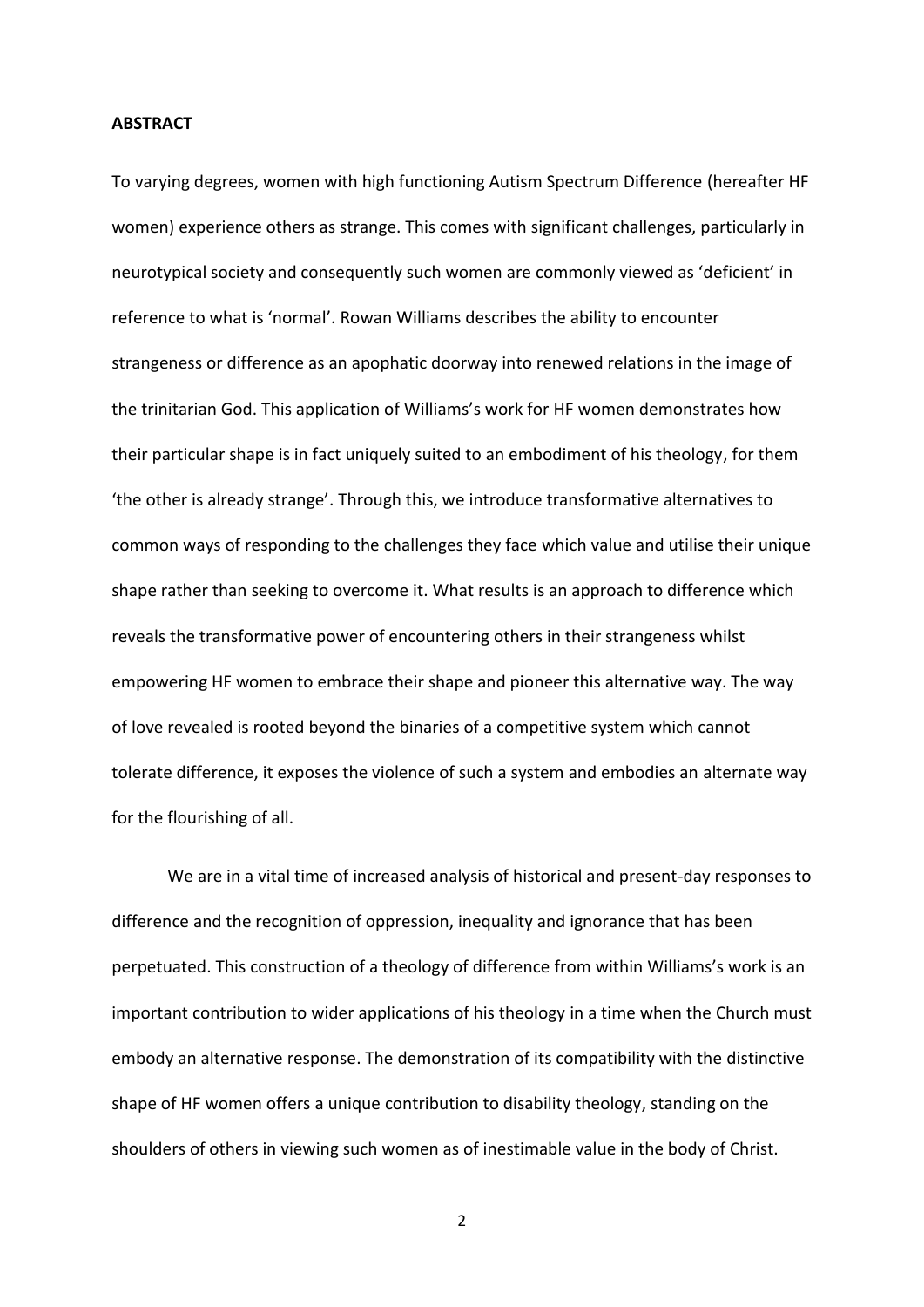**ABSTRACT**

To varying degrees, women with high functioning Autism Spectrum Difference (hereafter HF women) experience others as strange. This comes with significant challenges, particularly in neurotypical society and consequently such women are commonly viewed as 'deficient' in reference to what is 'normal'. Rowan Williams describes the ability to encounter strangeness or difference as an apophatic doorway into renewed relations in the image of the trinitarian God. This application of Williams's work for HF women demonstrates how their particular shape is in fact uniquely suited to an embodiment of his theology, for them 'the other is already strange'. Through this, we introduce transformative alternatives to common ways of responding to the challenges they face which value and utilise their unique shape rather than seeking to overcome it. What results is an approach to difference which reveals the transformative power of encountering others in their strangeness whilst empowering HF women to embrace their shape and pioneer this alternative way. The way of love revealed is rooted beyond the binaries of a competitive system which cannot tolerate difference, it exposes the violence of such a system and embodies an alternate way for the flourishing of all.

We are in a vital time of increased analysis of historical and present-day responses to difference and the recognition of oppression, inequality and ignorance that has been perpetuated. This construction of a theology of difference from within Williams's work is an important contribution to wider applications of his theology in a time when the Church must embody an alternative response. The demonstration of its compatibility with the distinctive shape of HF women offers a unique contribution to disability theology, standing on the shoulders of others in viewing such women as of inestimable value in the body of Christ.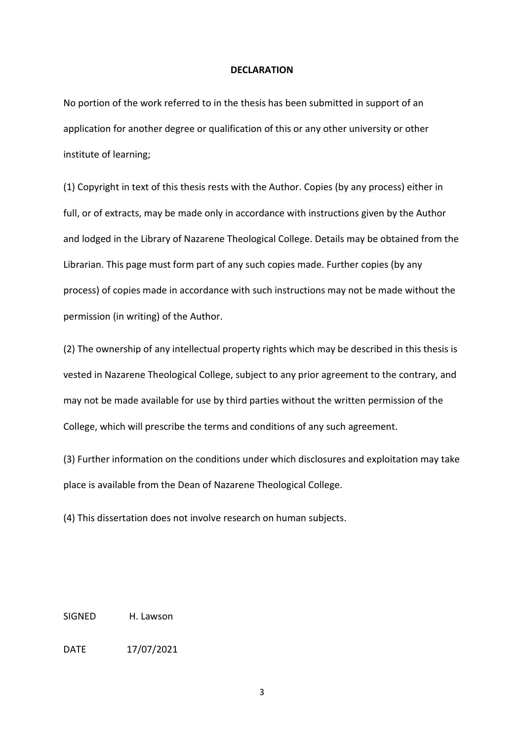**DECLARATION**

No portion of the work referred to in the thesis has been submitted in support of an application for another degree or qualification of this or any other university or other institute of learning;

(1) Copyright in text of this thesis rests with the Author. Copies (by any process) either in full, or of extracts, may be made only in accordance with instructions given by the Author and lodged in the Library of Nazarene Theological College. Details may be obtained from the Librarian. This page must form part of any such copies made. Further copies (by any process) of copies made in accordance with such instructions may not be made without the permission (in writing) of the Author.

(2) The ownership of any intellectual property rights which may be described in this thesis is vested in Nazarene Theological College, subject to any prior agreement to the contrary, and may not be made available for use by third parties without the written permission of the College, which will prescribe the terms and conditions of any such agreement.

(3) Further information on the conditions under which disclosures and exploitation may take place is available from the Dean of Nazarene Theological College.

(4) This dissertation does not involve research on human subjects.

SIGNED H. Lawson

DATE 17/07/2021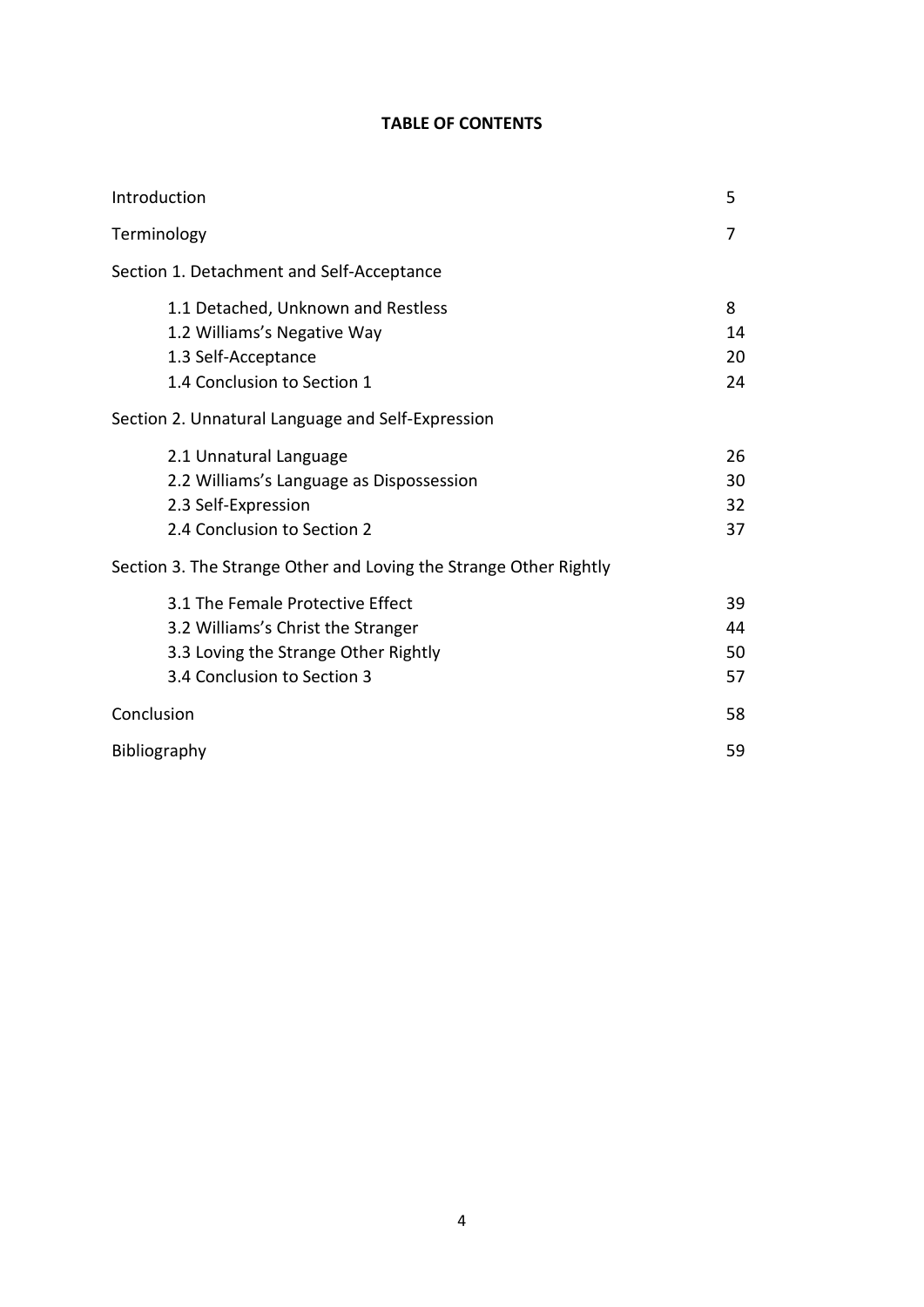**TABLE OF CONTENTS**

| | |
|---|---|
| Introduction | 5 |
| Terminology | 7 |
| Section 1. Detachment and Self-Acceptance | |
| 1.1 Detached, Unknown and Restless | 8 |
| 1.2 Williams's Negative Way | 14 |
| 1.3 Self-Acceptance | 20 |
| 1.4 Conclusion to Section 1 | 24 |
| Section 2. Unnatural Language and Self-Expression | |
| 2.1 Unnatural Language | 26 |
| 2.2 Williams's Language as Dispossession | 30 |
| 2.3 Self-Expression | 32 |
| 2.4 Conclusion to Section 2 | 37 |
| Section 3. The Strange Other and Loving the Strange Other Rightly | |
| 3.1 The Female Protective Effect | 39 |
| 3.2 Williams's Christ the Stranger | 44 |
| 3.3 Loving the Strange Other Rightly | 50 |
| 3.4 Conclusion to Section 3 | 57 |
| Conclusion | 58 |
| Bibliography | 59 |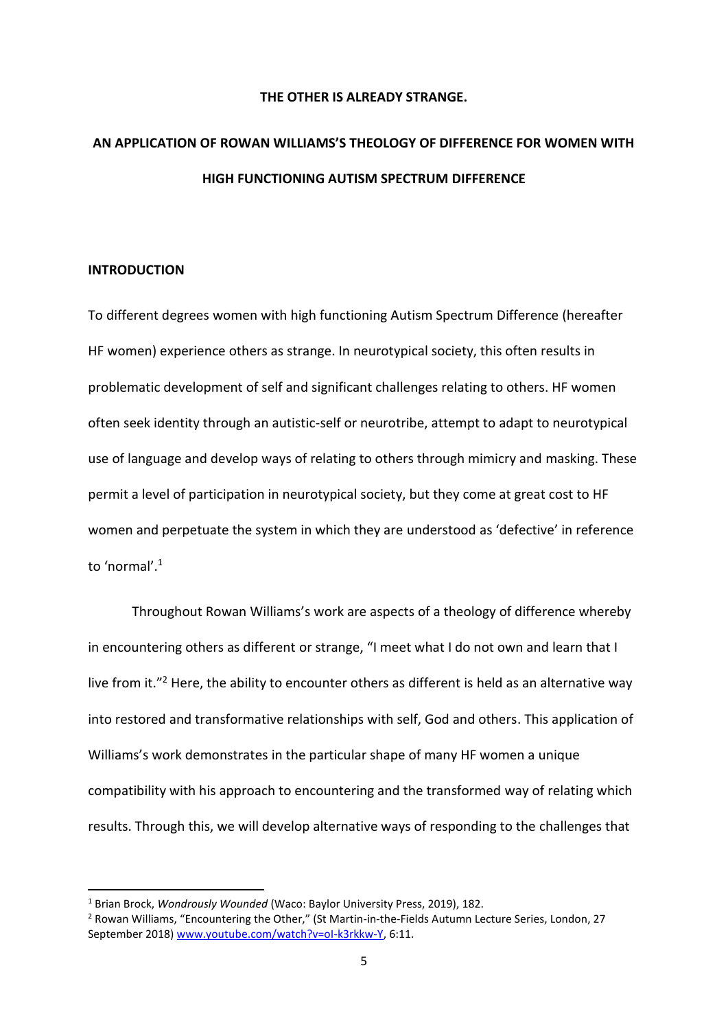# THE OTHER IS ALREADY STRANGE.

## AN APPLICATION OF ROWAN WILLIAMS'S THEOLOGY OF DIFFERENCE FOR WOMEN WITH HIGH FUNCTIONING AUTISM SPECTRUM DIFFERENCE

### INTRODUCTION

To different degrees women with high functioning Autism Spectrum Difference (hereafter HF women) experience others as strange. In neurotypical society, this often results in problematic development of self and significant challenges relating to others. HF women often seek identity through an autistic-self or neurotribe, attempt to adapt to neurotypical use of language and develop ways of relating to others through mimicry and masking. These permit a level of participation in neurotypical society, but they come at great cost to HF women and perpetuate the system in which they are understood as 'defective' in reference to 'normal'.[1]

Throughout Rowan Williams's work are aspects of a theology of difference whereby in encountering others as different or strange, "I meet what I do not own and learn that I live from it."[2] Here, the ability to encounter others as different is held as an alternative way into restored and transformative relationships with self, God and others. This application of Williams's work demonstrates in the particular shape of many HF women a unique compatibility with his approach to encountering and the transformed way of relating which results. Through this, we will develop alternative ways of responding to the challenges that

---

[1] Brian Brock, *Wondrously Wounded* (Waco: Baylor University Press, 2019), 182.

[2] Rowan Williams, "Encountering the Other," (St Martin-in-the-Fields Autumn Lecture Series, London, 27 September 2018) www.youtube.com/watch?v=oI-k3rkkw-Y, 6:11.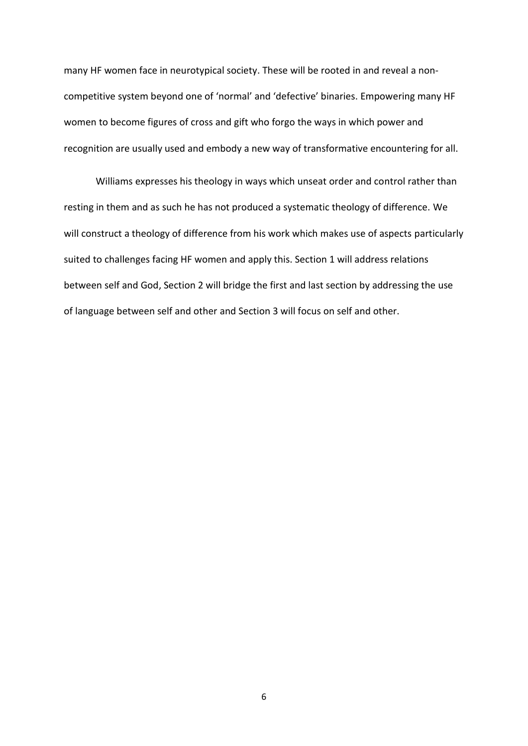many HF women face in neurotypical society. These will be rooted in and reveal a non-competitive system beyond one of 'normal' and 'defective' binaries. Empowering many HF women to become figures of cross and gift who forgo the ways in which power and recognition are usually used and embody a new way of transformative encountering for all.

Williams expresses his theology in ways which unseat order and control rather than resting in them and as such he has not produced a systematic theology of difference. We will construct a theology of difference from his work which makes use of aspects particularly suited to challenges facing HF women and apply this. Section 1 will address relations between self and God, Section 2 will bridge the first and last section by addressing the use of language between self and other and Section 3 will focus on self and other.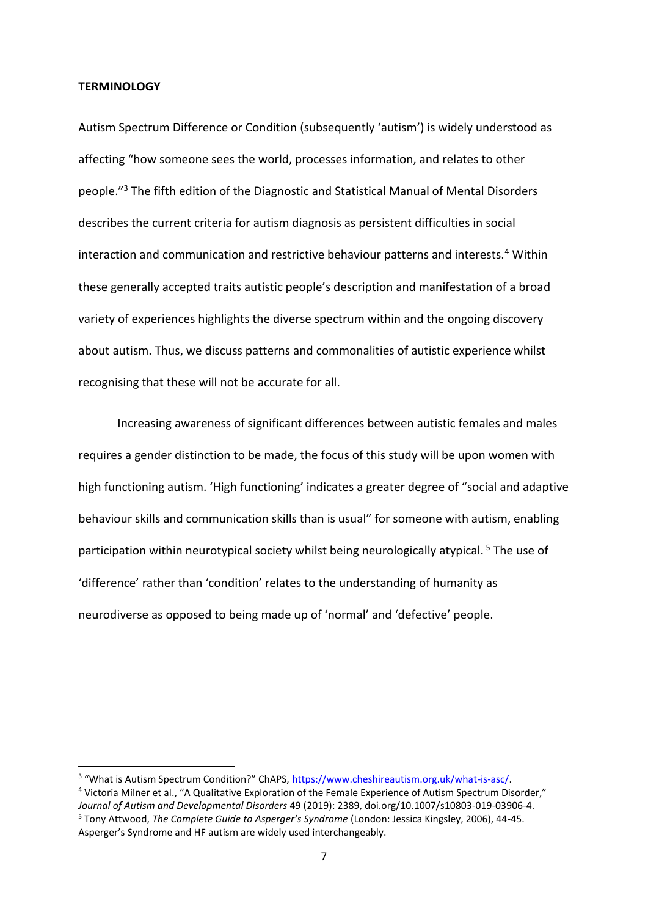**TERMINOLOGY**

Autism Spectrum Difference or Condition (subsequently 'autism') is widely understood as affecting "how someone sees the world, processes information, and relates to other people."[3] The fifth edition of the Diagnostic and Statistical Manual of Mental Disorders describes the current criteria for autism diagnosis as persistent difficulties in social interaction and communication and restrictive behaviour patterns and interests.[4] Within these generally accepted traits autistic people's description and manifestation of a broad variety of experiences highlights the diverse spectrum within and the ongoing discovery about autism. Thus, we discuss patterns and commonalities of autistic experience whilst recognising that these will not be accurate for all.

Increasing awareness of significant differences between autistic females and males requires a gender distinction to be made, the focus of this study will be upon women with high functioning autism. 'High functioning' indicates a greater degree of "social and adaptive behaviour skills and communication skills than is usual" for someone with autism, enabling participation within neurotypical society whilst being neurologically atypical. [5] The use of 'difference' rather than 'condition' relates to the understanding of humanity as neurodiverse as opposed to being made up of 'normal' and 'defective' people.

---

[3] "What is Autism Spectrum Condition?" ChAPS, https://www.cheshireautism.org.uk/what-is-asc/.

[4] Victoria Milner et al., "A Qualitative Exploration of the Female Experience of Autism Spectrum Disorder," *Journal of Autism and Developmental Disorders* 49 (2019): 2389, doi.org/10.1007/s10803-019-03906-4.

[5] Tony Attwood, *The Complete Guide to Asperger's Syndrome* (London: Jessica Kingsley, 2006), 44-45. Asperger's Syndrome and HF autism are widely used interchangeably.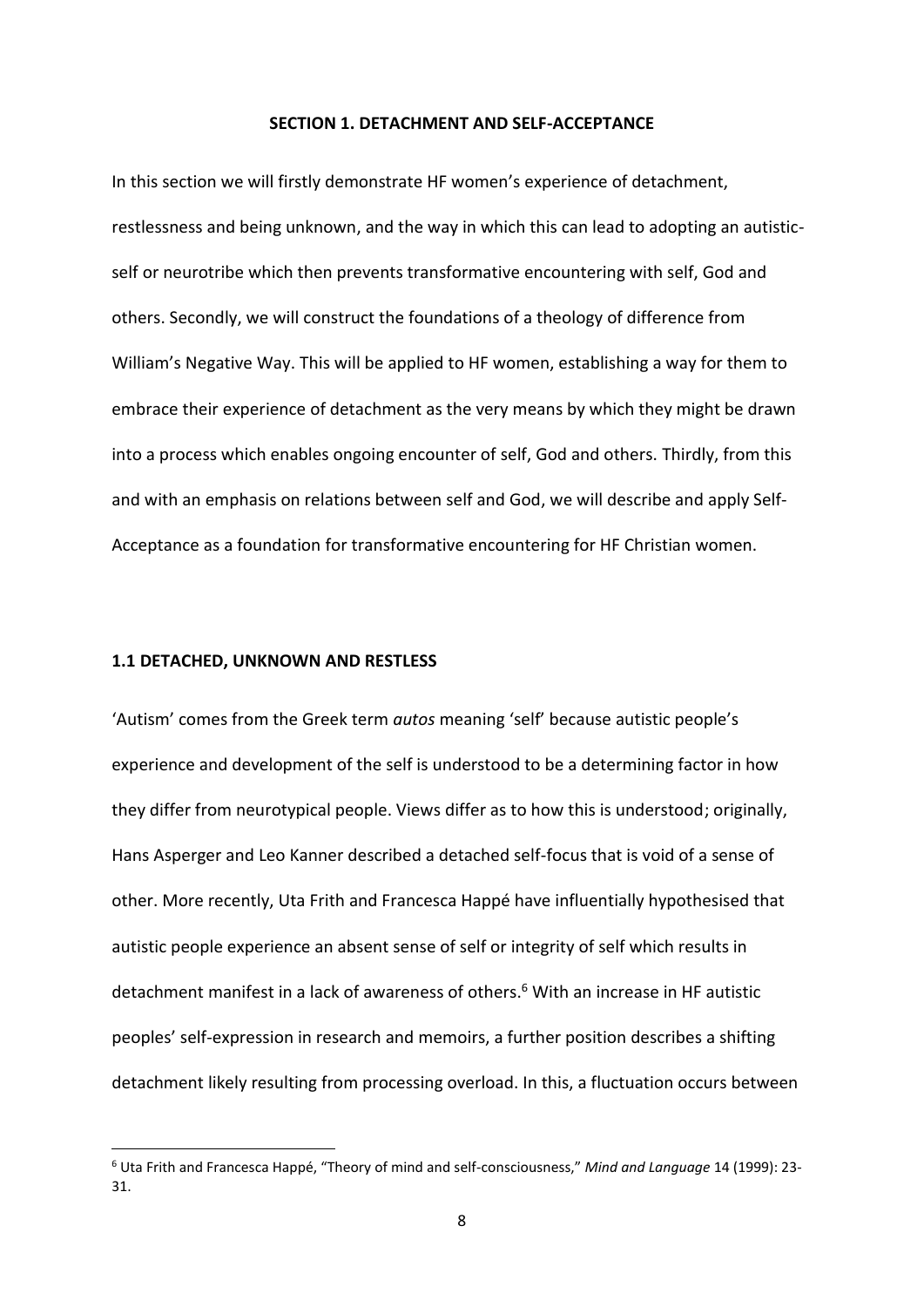## SECTION 1. DETACHMENT AND SELF-ACCEPTANCE

In this section we will firstly demonstrate HF women's experience of detachment, restlessness and being unknown, and the way in which this can lead to adopting an autistic-self or neurotribe which then prevents transformative encountering with self, God and others. Secondly, we will construct the foundations of a theology of difference from William's Negative Way. This will be applied to HF women, establishing a way for them to embrace their experience of detachment as the very means by which they might be drawn into a process which enables ongoing encounter of self, God and others. Thirdly, from this and with an emphasis on relations between self and God, we will describe and apply Self-Acceptance as a foundation for transformative encountering for HF Christian women.

### 1.1 DETACHED, UNKNOWN AND RESTLESS

'Autism' comes from the Greek term *autos* meaning 'self' because autistic people's experience and development of the self is understood to be a determining factor in how they differ from neurotypical people. Views differ as to how this is understood; originally, Hans Asperger and Leo Kanner described a detached self-focus that is void of a sense of other. More recently, Uta Frith and Francesca Happé have influentially hypothesised that autistic people experience an absent sense of self or integrity of self which results in detachment manifest in a lack of awareness of others.[6] With an increase in HF autistic peoples' self-expression in research and memoirs, a further position describes a shifting detachment likely resulting from processing overload. In this, a fluctuation occurs between

[6] Uta Frith and Francesca Happé, "Theory of mind and self-consciousness," *Mind and Language* 14 (1999): 23-31.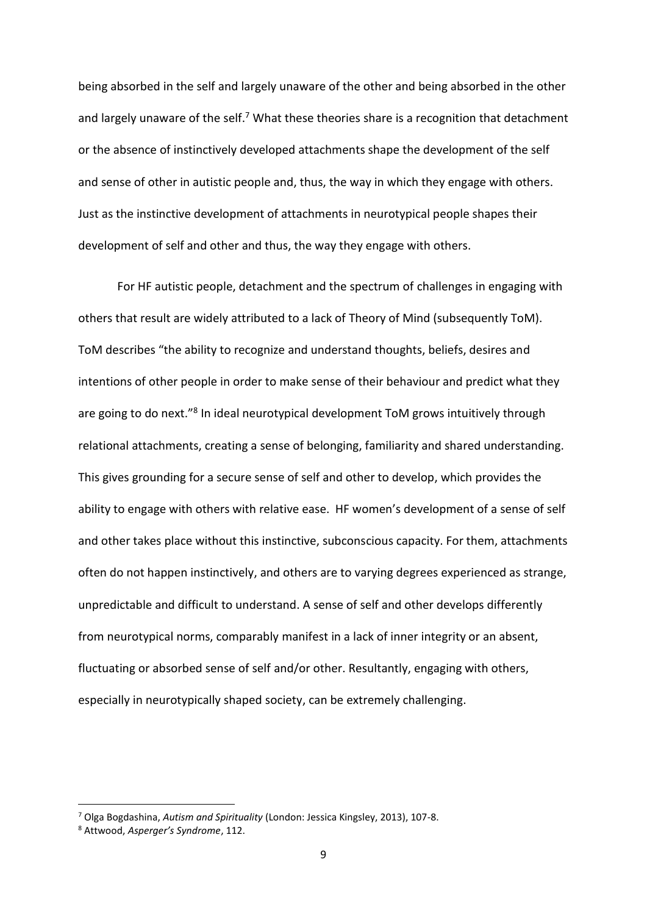being absorbed in the self and largely unaware of the other and being absorbed in the other and largely unaware of the self.[7] What these theories share is a recognition that detachment or the absence of instinctively developed attachments shape the development of the self and sense of other in autistic people and, thus, the way in which they engage with others. Just as the instinctive development of attachments in neurotypical people shapes their development of self and other and thus, the way they engage with others.

For HF autistic people, detachment and the spectrum of challenges in engaging with others that result are widely attributed to a lack of Theory of Mind (subsequently ToM). ToM describes "the ability to recognize and understand thoughts, beliefs, desires and intentions of other people in order to make sense of their behaviour and predict what they are going to do next."[8] In ideal neurotypical development ToM grows intuitively through relational attachments, creating a sense of belonging, familiarity and shared understanding. This gives grounding for a secure sense of self and other to develop, which provides the ability to engage with others with relative ease. HF women's development of a sense of self and other takes place without this instinctive, subconscious capacity. For them, attachments often do not happen instinctively, and others are to varying degrees experienced as strange, unpredictable and difficult to understand. A sense of self and other develops differently from neurotypical norms, comparably manifest in a lack of inner integrity or an absent, fluctuating or absorbed sense of self and/or other. Resultantly, engaging with others, especially in neurotypically shaped society, can be extremely challenging.

---

[7] Olga Bogdashina, *Autism and Spirituality* (London: Jessica Kingsley, 2013), 107-8.

[8] Attwood, *Asperger's Syndrome*, 112.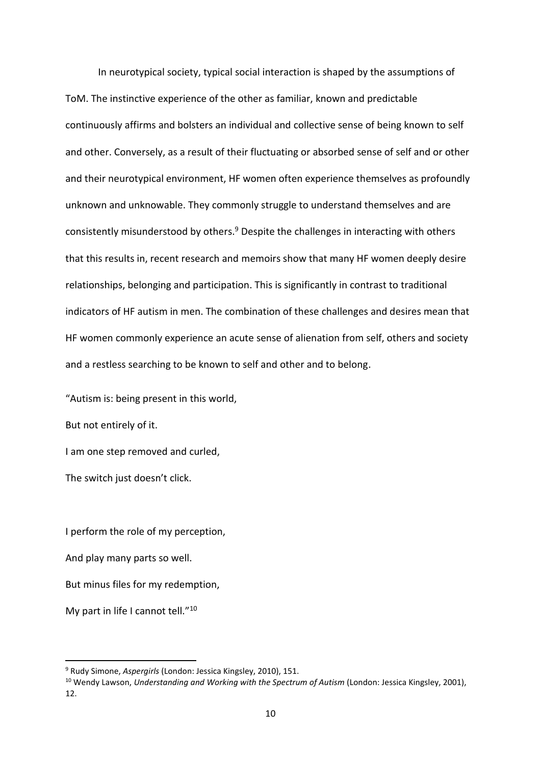In neurotypical society, typical social interaction is shaped by the assumptions of ToM. The instinctive experience of the other as familiar, known and predictable continuously affirms and bolsters an individual and collective sense of being known to self and other. Conversely, as a result of their fluctuating or absorbed sense of self and or other and their neurotypical environment, HF women often experience themselves as profoundly unknown and unknowable. They commonly struggle to understand themselves and are consistently misunderstood by others.[9] Despite the challenges in interacting with others that this results in, recent research and memoirs show that many HF women deeply desire relationships, belonging and participation. This is significantly in contrast to traditional indicators of HF autism in men. The combination of these challenges and desires mean that HF women commonly experience an acute sense of alienation from self, others and society and a restless searching to be known to self and other and to belong.

"Autism is: being present in this world,

But not entirely of it.

I am one step removed and curled,

The switch just doesn't click.

I perform the role of my perception,

And play many parts so well.

But minus files for my redemption,

My part in life I cannot tell."[10]

---

[9] Rudy Simone, *Aspergirls* (London: Jessica Kingsley, 2010), 151.

[10] Wendy Lawson, *Understanding and Working with the Spectrum of Autism* (London: Jessica Kingsley, 2001), 12.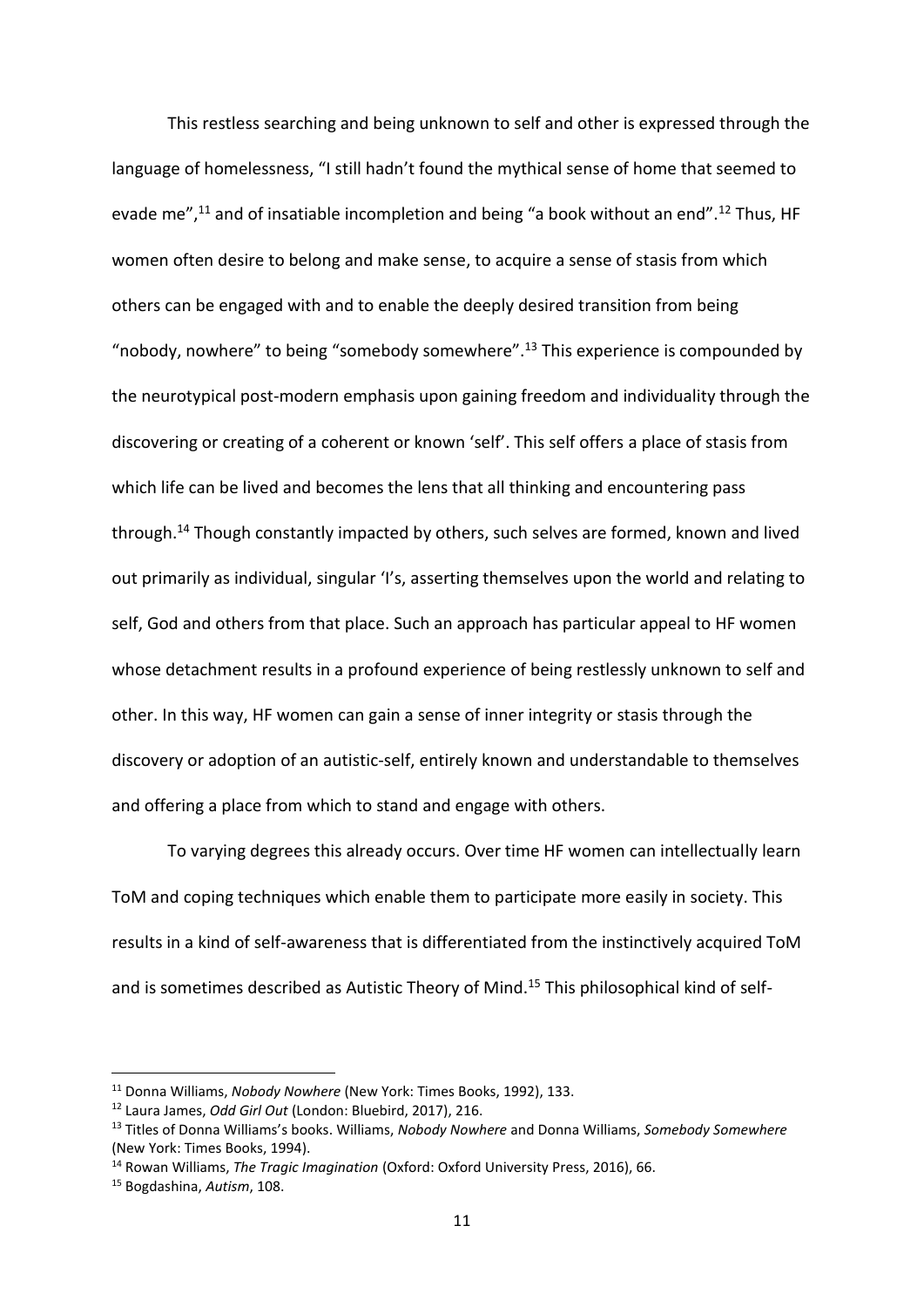This restless searching and being unknown to self and other is expressed through the language of homelessness, "I still hadn't found the mythical sense of home that seemed to evade me",[11] and of insatiable incompletion and being "a book without an end".[12] Thus, HF women often desire to belong and make sense, to acquire a sense of stasis from which others can be engaged with and to enable the deeply desired transition from being "nobody, nowhere" to being "somebody somewhere".[13] This experience is compounded by the neurotypical post-modern emphasis upon gaining freedom and individuality through the discovering or creating of a coherent or known 'self'. This self offers a place of stasis from which life can be lived and becomes the lens that all thinking and encountering pass through.[14] Though constantly impacted by others, such selves are formed, known and lived out primarily as individual, singular 'I's, asserting themselves upon the world and relating to self, God and others from that place. Such an approach has particular appeal to HF women whose detachment results in a profound experience of being restlessly unknown to self and other. In this way, HF women can gain a sense of inner integrity or stasis through the discovery or adoption of an autistic-self, entirely known and understandable to themselves and offering a place from which to stand and engage with others.

To varying degrees this already occurs. Over time HF women can intellectually learn ToM and coping techniques which enable them to participate more easily in society. This results in a kind of self-awareness that is differentiated from the instinctively acquired ToM and is sometimes described as Autistic Theory of Mind.[15] This philosophical kind of self-

---

[11] Donna Williams, *Nobody Nowhere* (New York: Times Books, 1992), 133.

[12] Laura James, *Odd Girl Out* (London: Bluebird, 2017), 216.

[13] Titles of Donna Williams's books. Williams, *Nobody Nowhere* and Donna Williams, *Somebody Somewhere* (New York: Times Books, 1994).

[14] Rowan Williams, *The Tragic Imagination* (Oxford: Oxford University Press, 2016), 66.

[15] Bogdashina, *Autism*, 108.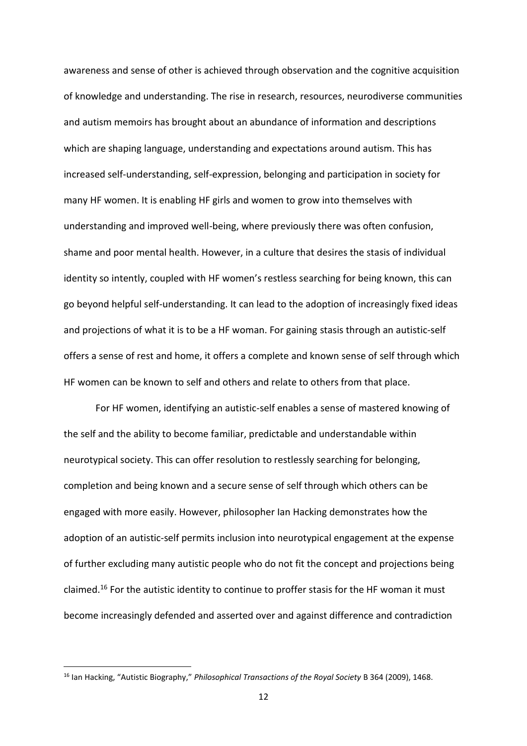awareness and sense of other is achieved through observation and the cognitive acquisition of knowledge and understanding. The rise in research, resources, neurodiverse communities and autism memoirs has brought about an abundance of information and descriptions which are shaping language, understanding and expectations around autism. This has increased self-understanding, self-expression, belonging and participation in society for many HF women. It is enabling HF girls and women to grow into themselves with understanding and improved well-being, where previously there was often confusion, shame and poor mental health. However, in a culture that desires the stasis of individual identity so intently, coupled with HF women's restless searching for being known, this can go beyond helpful self-understanding. It can lead to the adoption of increasingly fixed ideas and projections of what it is to be a HF woman. For gaining stasis through an autistic-self offers a sense of rest and home, it offers a complete and known sense of self through which HF women can be known to self and others and relate to others from that place.

For HF women, identifying an autistic-self enables a sense of mastered knowing of the self and the ability to become familiar, predictable and understandable within neurotypical society. This can offer resolution to restlessly searching for belonging, completion and being known and a secure sense of self through which others can be engaged with more easily. However, philosopher Ian Hacking demonstrates how the adoption of an autistic-self permits inclusion into neurotypical engagement at the expense of further excluding many autistic people who do not fit the concept and projections being claimed.[16] For the autistic identity to continue to proffer stasis for the HF woman it must become increasingly defended and asserted over and against difference and contradiction

[16] Ian Hacking, "Autistic Biography," *Philosophical Transactions of the Royal Society* B 364 (2009), 1468.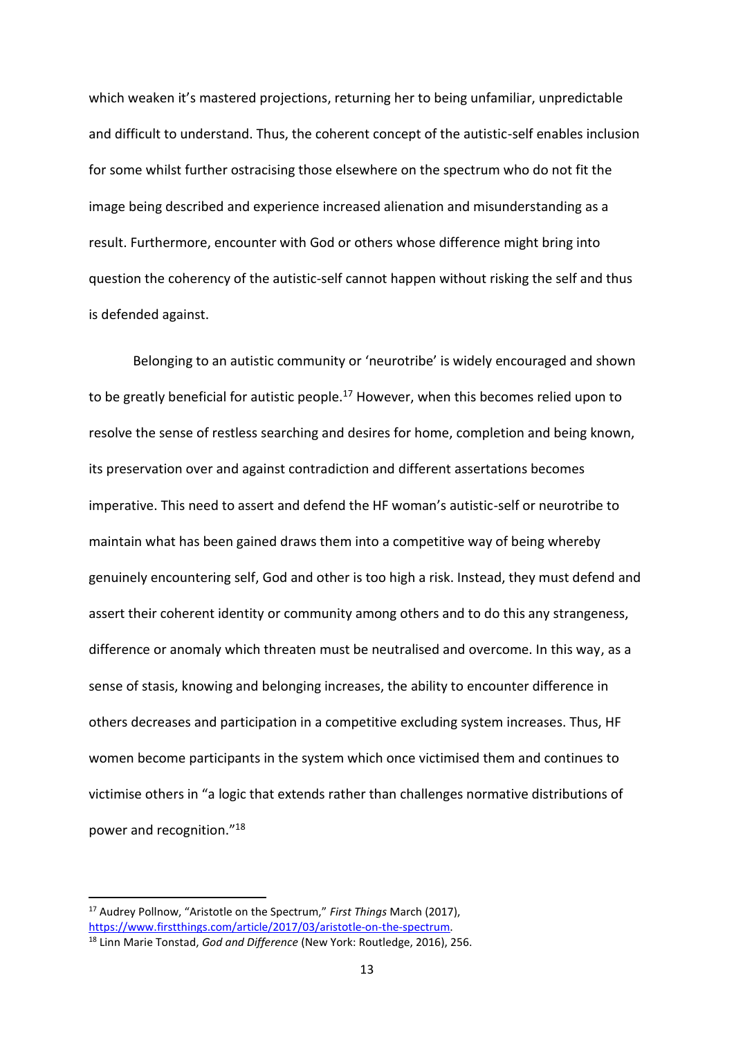which weaken it's mastered projections, returning her to being unfamiliar, unpredictable and difficult to understand. Thus, the coherent concept of the autistic-self enables inclusion for some whilst further ostracising those elsewhere on the spectrum who do not fit the image being described and experience increased alienation and misunderstanding as a result. Furthermore, encounter with God or others whose difference might bring into question the coherency of the autistic-self cannot happen without risking the self and thus is defended against.

Belonging to an autistic community or 'neurotribe' is widely encouraged and shown to be greatly beneficial for autistic people.[17] However, when this becomes relied upon to resolve the sense of restless searching and desires for home, completion and being known, its preservation over and against contradiction and different assertations becomes imperative. This need to assert and defend the HF woman's autistic-self or neurotribe to maintain what has been gained draws them into a competitive way of being whereby genuinely encountering self, God and other is too high a risk. Instead, they must defend and assert their coherent identity or community among others and to do this any strangeness, difference or anomaly which threaten must be neutralised and overcome. In this way, as a sense of stasis, knowing and belonging increases, the ability to encounter difference in others decreases and participation in a competitive excluding system increases. Thus, HF women become participants in the system which once victimised them and continues to victimise others in "a logic that extends rather than challenges normative distributions of power and recognition."[18]

---

[17] Audrey Pollnow, "Aristotle on the Spectrum," *First Things* March (2017), https://www.firstthings.com/article/2017/03/aristotle-on-the-spectrum.

[18] Linn Marie Tonstad, *God and Difference* (New York: Routledge, 2016), 256.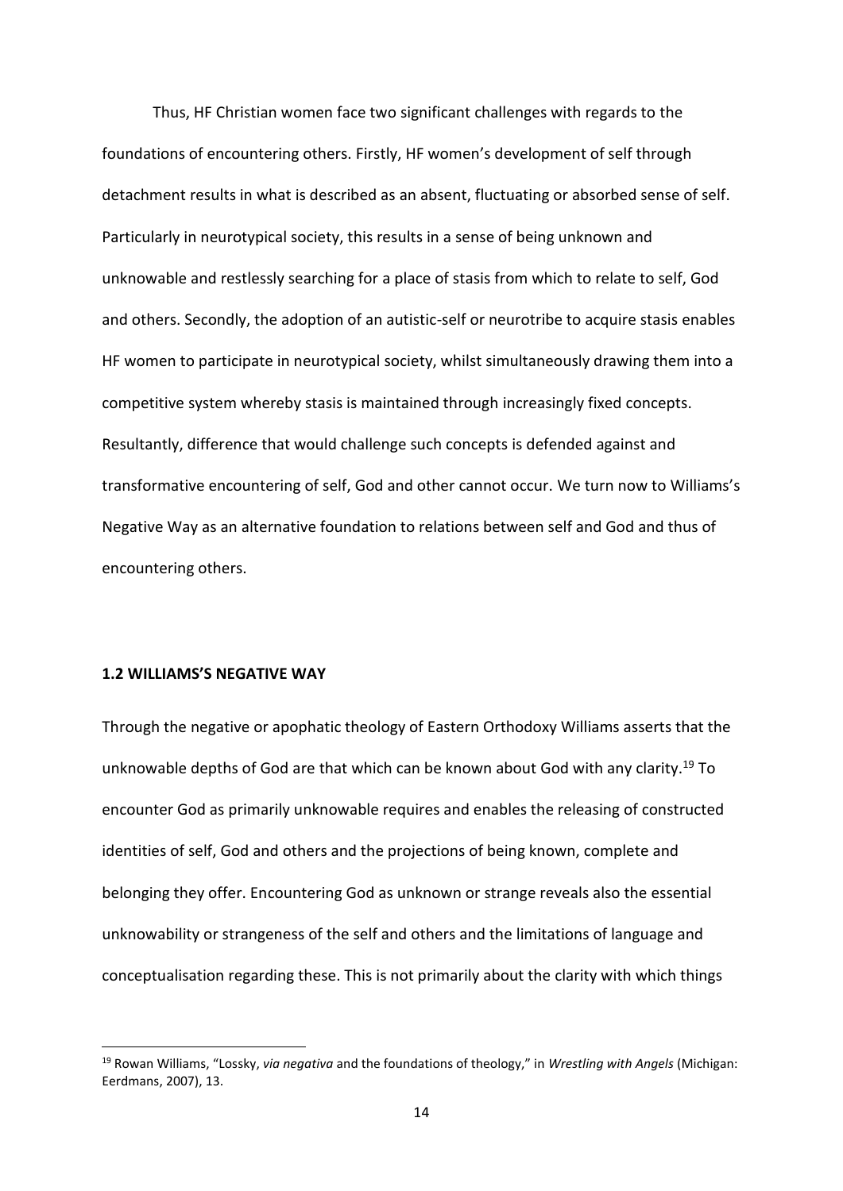Thus, HF Christian women face two significant challenges with regards to the foundations of encountering others. Firstly, HF women's development of self through detachment results in what is described as an absent, fluctuating or absorbed sense of self. Particularly in neurotypical society, this results in a sense of being unknown and unknowable and restlessly searching for a place of stasis from which to relate to self, God and others. Secondly, the adoption of an autistic-self or neurotribe to acquire stasis enables HF women to participate in neurotypical society, whilst simultaneously drawing them into a competitive system whereby stasis is maintained through increasingly fixed concepts. Resultantly, difference that would challenge such concepts is defended against and transformative encountering of self, God and other cannot occur. We turn now to Williams's Negative Way as an alternative foundation to relations between self and God and thus of encountering others.

## 1.2 WILLIAMS'S NEGATIVE WAY

Through the negative or apophatic theology of Eastern Orthodoxy Williams asserts that the unknowable depths of God are that which can be known about God with any clarity.[19] To encounter God as primarily unknowable requires and enables the releasing of constructed identities of self, God and others and the projections of being known, complete and belonging they offer. Encountering God as unknown or strange reveals also the essential unknowability or strangeness of the self and others and the limitations of language and conceptualisation regarding these. This is not primarily about the clarity with which things

---

[19] Rowan Williams, "Lossky, *via negativa* and the foundations of theology," in *Wrestling with Angels* (Michigan: Eerdmans, 2007), 13.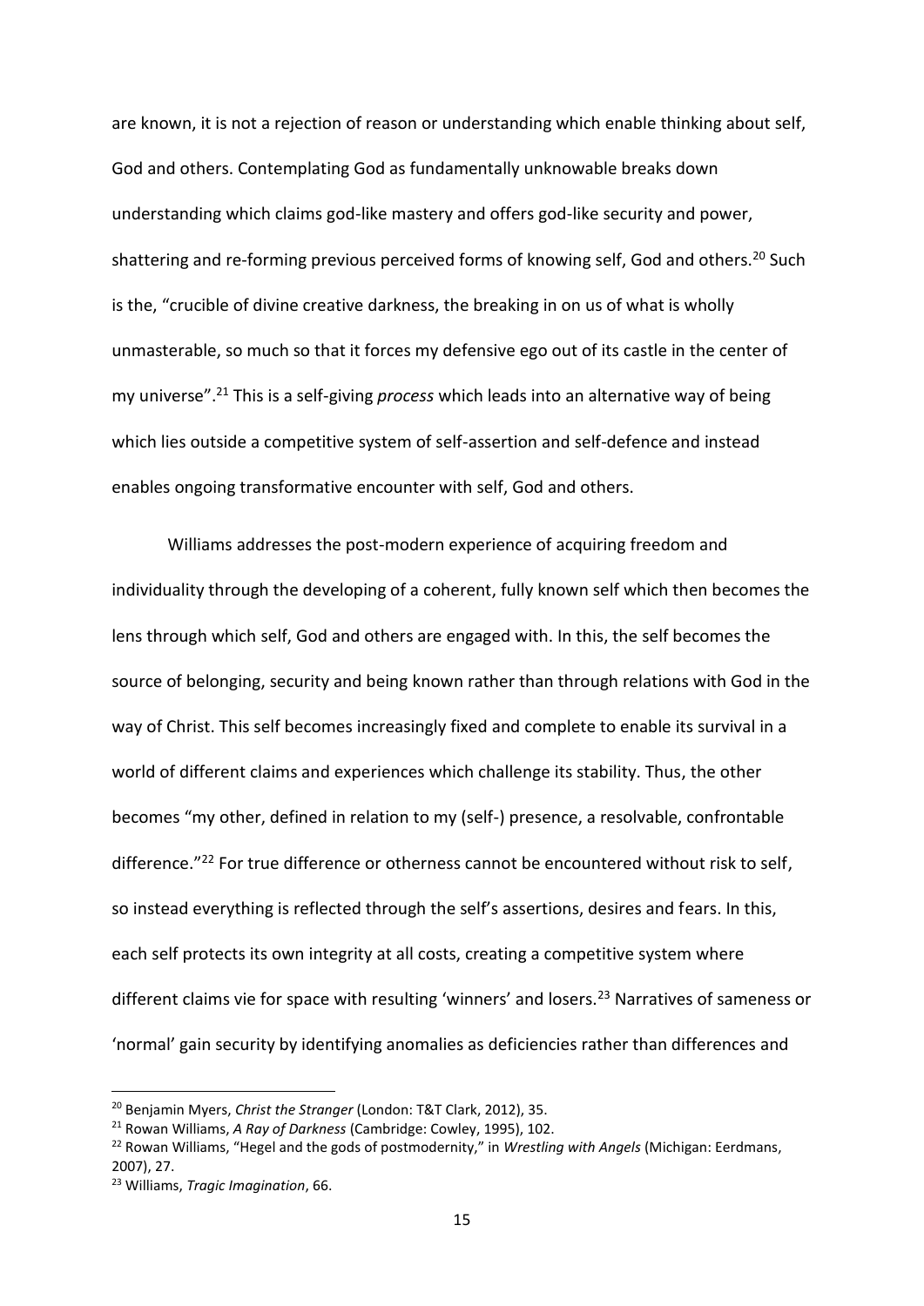are known, it is not a rejection of reason or understanding which enable thinking about self, God and others. Contemplating God as fundamentally unknowable breaks down understanding which claims god-like mastery and offers god-like security and power, shattering and re-forming previous perceived forms of knowing self, God and others.[20] Such is the, "crucible of divine creative darkness, the breaking in on us of what is wholly unmasterable, so much so that it forces my defensive ego out of its castle in the center of my universe".[21] This is a self-giving *process* which leads into an alternative way of being which lies outside a competitive system of self-assertion and self-defence and instead enables ongoing transformative encounter with self, God and others.

Williams addresses the post-modern experience of acquiring freedom and individuality through the developing of a coherent, fully known self which then becomes the lens through which self, God and others are engaged with. In this, the self becomes the source of belonging, security and being known rather than through relations with God in the way of Christ. This self becomes increasingly fixed and complete to enable its survival in a world of different claims and experiences which challenge its stability. Thus, the other becomes "my other, defined in relation to my (self-) presence, a resolvable, confrontable difference."[22] For true difference or otherness cannot be encountered without risk to self, so instead everything is reflected through the self's assertions, desires and fears. In this, each self protects its own integrity at all costs, creating a competitive system where different claims vie for space with resulting 'winners' and losers.[23] Narratives of sameness or 'normal' gain security by identifying anomalies as deficiencies rather than differences and

---

[20] Benjamin Myers, *Christ the Stranger* (London: T&T Clark, 2012), 35.

[21] Rowan Williams, *A Ray of Darkness* (Cambridge: Cowley, 1995), 102.

[22] Rowan Williams, "Hegel and the gods of postmodernity," in *Wrestling with Angels* (Michigan: Eerdmans, 2007), 27.

[23] Williams, *Tragic Imagination*, 66.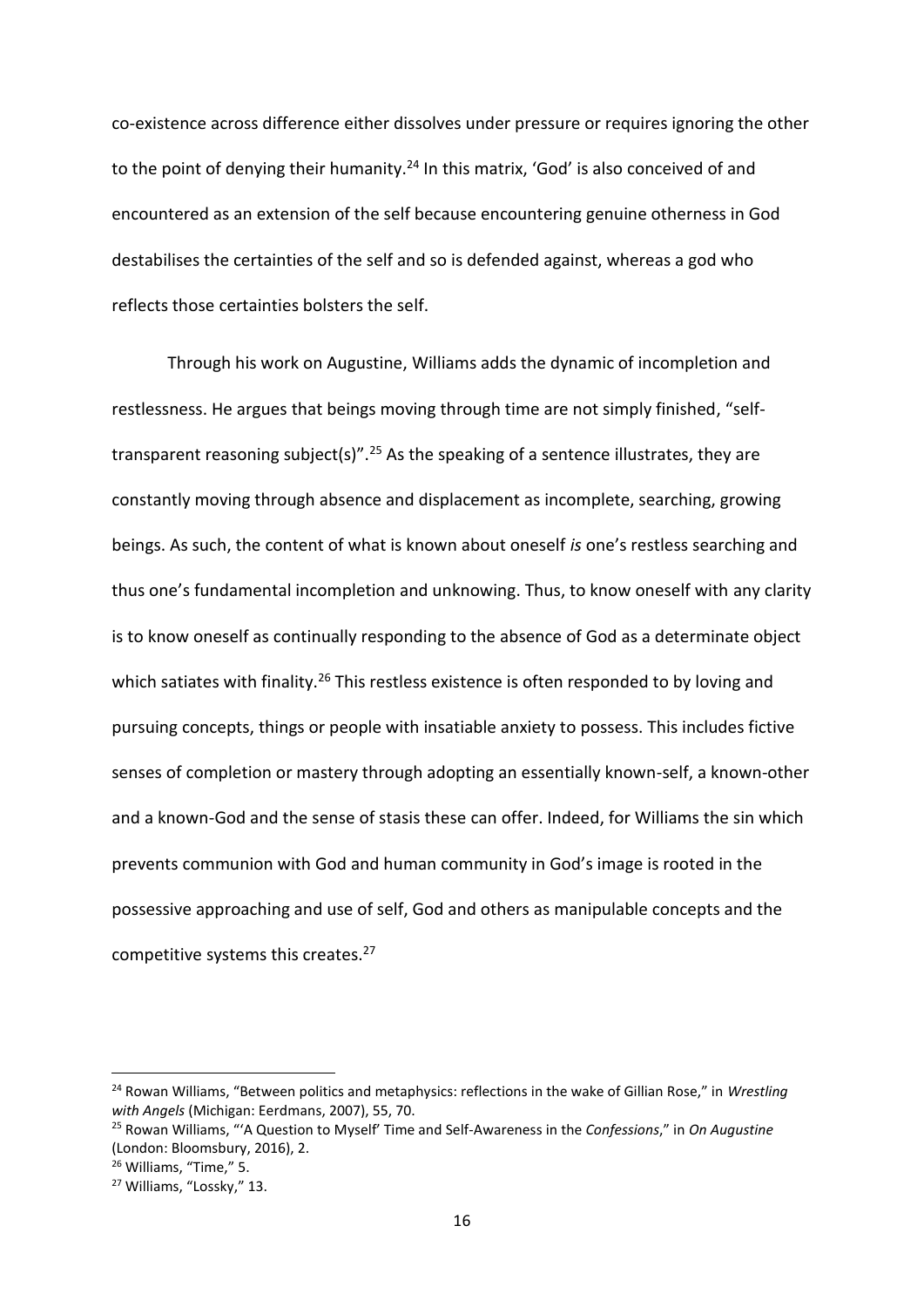co-existence across difference either dissolves under pressure or requires ignoring the other to the point of denying their humanity.[24] In this matrix, 'God' is also conceived of and encountered as an extension of the self because encountering genuine otherness in God destabilises the certainties of the self and so is defended against, whereas a god who reflects those certainties bolsters the self.

Through his work on Augustine, Williams adds the dynamic of incompletion and restlessness. He argues that beings moving through time are not simply finished, "self-transparent reasoning subject(s)".[25] As the speaking of a sentence illustrates, they are constantly moving through absence and displacement as incomplete, searching, growing beings. As such, the content of what is known about oneself *is* one's restless searching and thus one's fundamental incompletion and unknowing. Thus, to know oneself with any clarity is to know oneself as continually responding to the absence of God as a determinate object which satiates with finality.[26] This restless existence is often responded to by loving and pursuing concepts, things or people with insatiable anxiety to possess. This includes fictive senses of completion or mastery through adopting an essentially known-self, a known-other and a known-God and the sense of stasis these can offer. Indeed, for Williams the sin which prevents communion with God and human community in God's image is rooted in the possessive approaching and use of self, God and others as manipulable concepts and the competitive systems this creates.[27]

---

[24] Rowan Williams, "Between politics and metaphysics: reflections in the wake of Gillian Rose," in *Wrestling with Angels* (Michigan: Eerdmans, 2007), 55, 70.

[25] Rowan Williams, "'A Question to Myself' Time and Self-Awareness in the *Confessions*," in *On Augustine* (London: Bloomsbury, 2016), 2.

[26] Williams, "Time," 5.

[27] Williams, "Lossky," 13.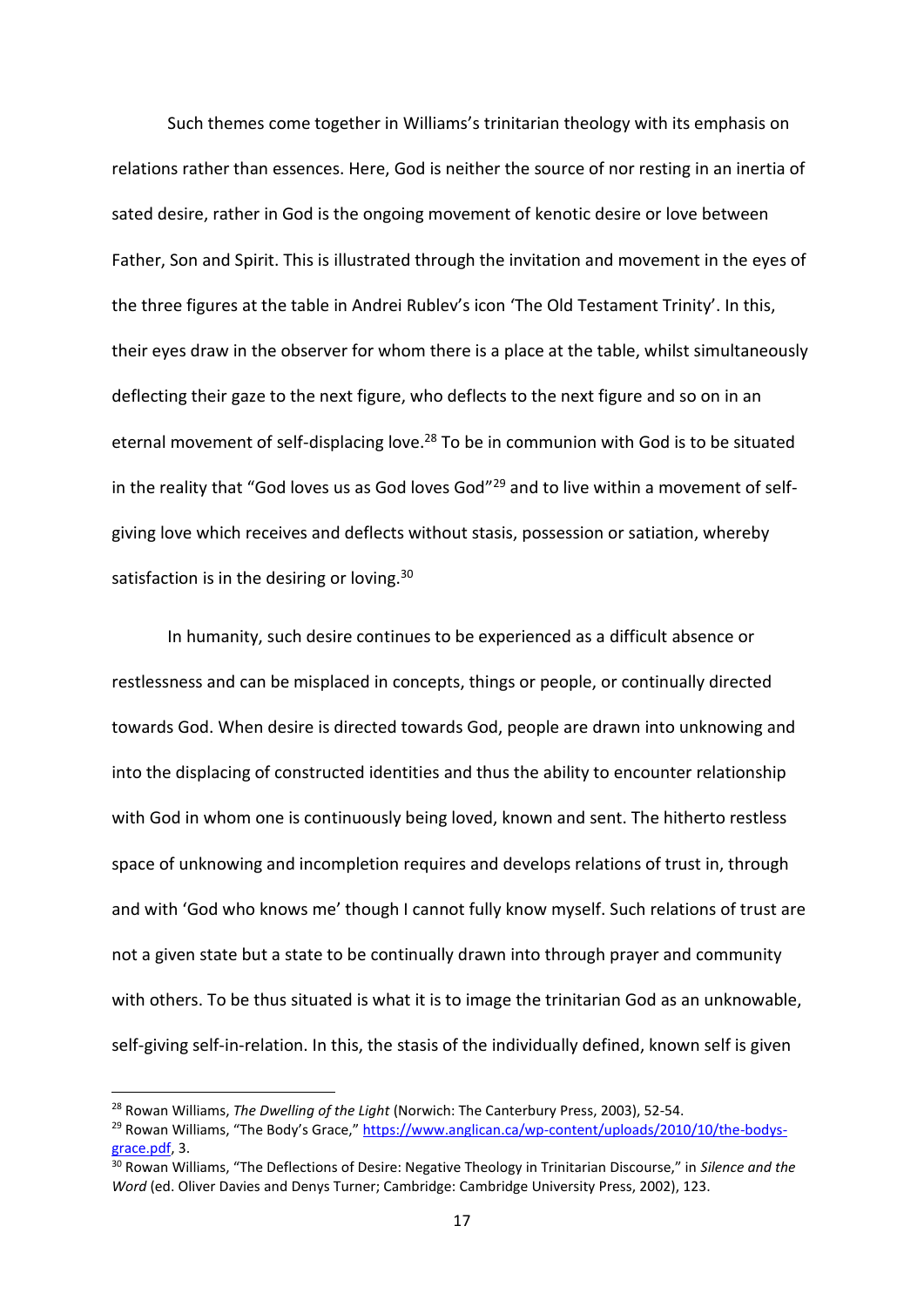Such themes come together in Williams's trinitarian theology with its emphasis on relations rather than essences. Here, God is neither the source of nor resting in an inertia of sated desire, rather in God is the ongoing movement of kenotic desire or love between Father, Son and Spirit. This is illustrated through the invitation and movement in the eyes of the three figures at the table in Andrei Rublev's icon 'The Old Testament Trinity'. In this, their eyes draw in the observer for whom there is a place at the table, whilst simultaneously deflecting their gaze to the next figure, who deflects to the next figure and so on in an eternal movement of self-displacing love.[28] To be in communion with God is to be situated in the reality that "God loves us as God loves God"[29] and to live within a movement of self-giving love which receives and deflects without stasis, possession or satiation, whereby satisfaction is in the desiring or loving.[30]

In humanity, such desire continues to be experienced as a difficult absence or restlessness and can be misplaced in concepts, things or people, or continually directed towards God. When desire is directed towards God, people are drawn into unknowing and into the displacing of constructed identities and thus the ability to encounter relationship with God in whom one is continuously being loved, known and sent. The hitherto restless space of unknowing and incompletion requires and develops relations of trust in, through and with 'God who knows me' though I cannot fully know myself. Such relations of trust are not a given state but a state to be continually drawn into through prayer and community with others. To be thus situated is what it is to image the trinitarian God as an unknowable, self-giving self-in-relation. In this, the stasis of the individually defined, known self is given

---

[28] Rowan Williams, *The Dwelling of the Light* (Norwich: The Canterbury Press, 2003), 52-54.

[29] Rowan Williams, "The Body's Grace," https://www.anglican.ca/wp-content/uploads/2010/10/the-bodys-grace.pdf, 3.

[30] Rowan Williams, "The Deflections of Desire: Negative Theology in Trinitarian Discourse," in *Silence and the Word* (ed. Oliver Davies and Denys Turner; Cambridge: Cambridge University Press, 2002), 123.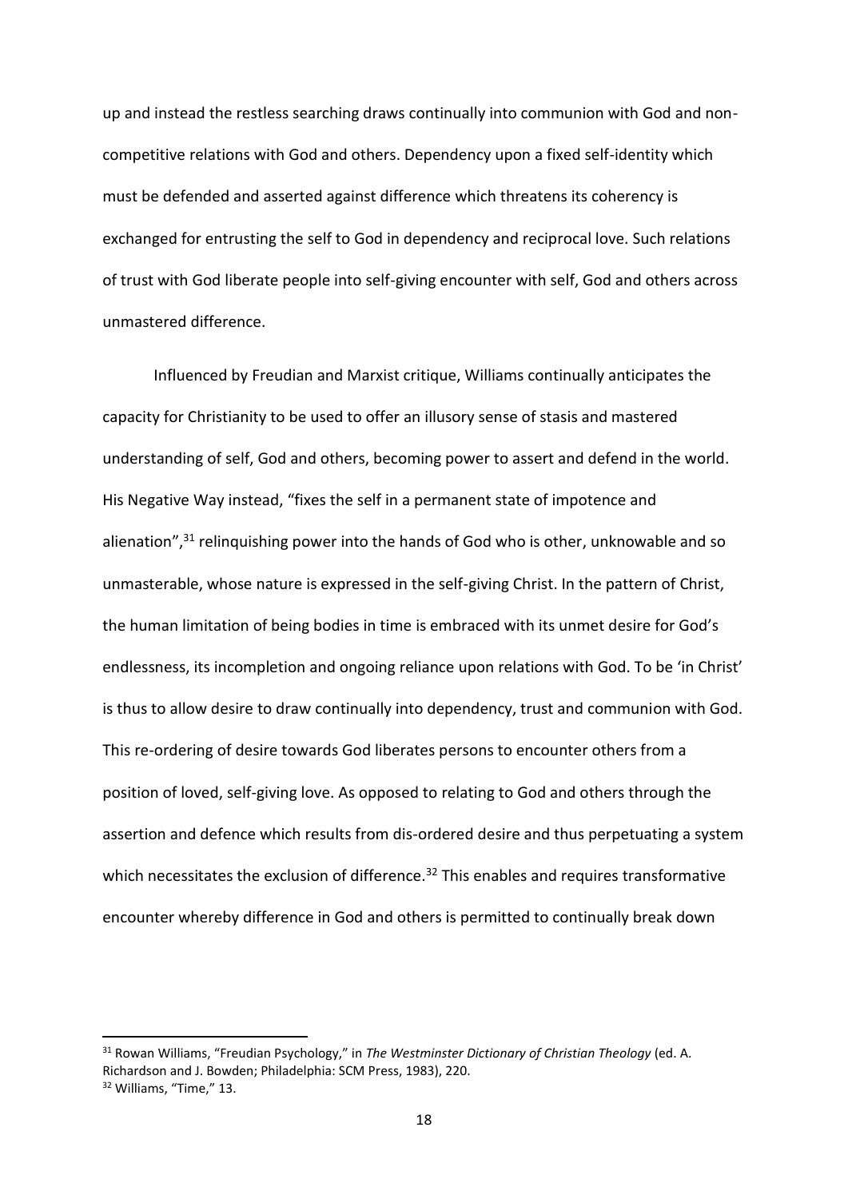up and instead the restless searching draws continually into communion with God and non-competitive relations with God and others. Dependency upon a fixed self-identity which must be defended and asserted against difference which threatens its coherency is exchanged for entrusting the self to God in dependency and reciprocal love. Such relations of trust with God liberate people into self-giving encounter with self, God and others across unmastered difference.

Influenced by Freudian and Marxist critique, Williams continually anticipates the capacity for Christianity to be used to offer an illusory sense of stasis and mastered understanding of self, God and others, becoming power to assert and defend in the world. His Negative Way instead, "fixes the self in a permanent state of impotence and alienation",[31] relinquishing power into the hands of God who is other, unknowable and so unmasterable, whose nature is expressed in the self-giving Christ. In the pattern of Christ, the human limitation of being bodies in time is embraced with its unmet desire for God's endlessness, its incompletion and ongoing reliance upon relations with God. To be 'in Christ' is thus to allow desire to draw continually into dependency, trust and communion with God. This re-ordering of desire towards God liberates persons to encounter others from a position of loved, self-giving love. As opposed to relating to God and others through the assertion and defence which results from dis-ordered desire and thus perpetuating a system which necessitates the exclusion of difference.[32] This enables and requires transformative encounter whereby difference in God and others is permitted to continually break down

---

[31] Rowan Williams, "Freudian Psychology," in *The Westminster Dictionary of Christian Theology* (ed. A. Richardson and J. Bowden; Philadelphia: SCM Press, 1983), 220.

[32] Williams, "Time," 13.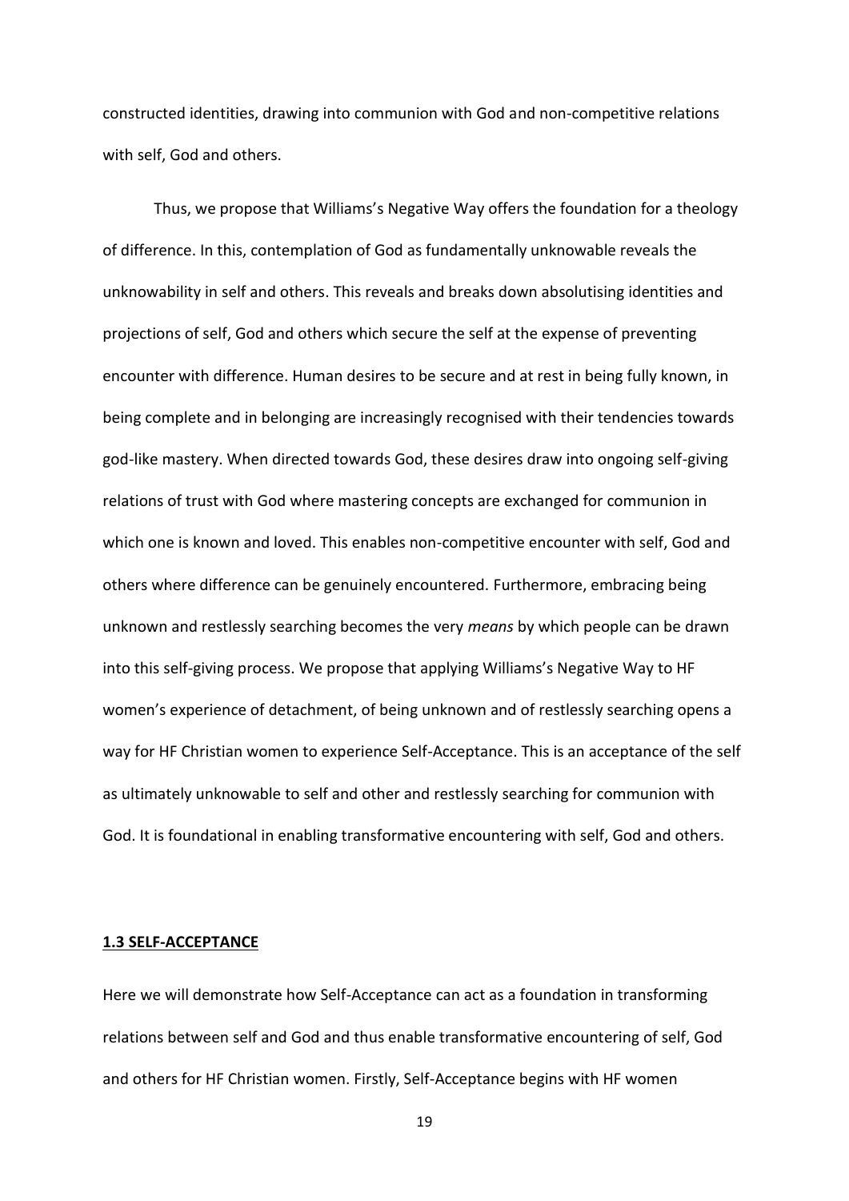constructed identities, drawing into communion with God and non-competitive relations with self, God and others.

Thus, we propose that Williams's Negative Way offers the foundation for a theology of difference. In this, contemplation of God as fundamentally unknowable reveals the unknowability in self and others. This reveals and breaks down absolutising identities and projections of self, God and others which secure the self at the expense of preventing encounter with difference. Human desires to be secure and at rest in being fully known, in being complete and in belonging are increasingly recognised with their tendencies towards god-like mastery. When directed towards God, these desires draw into ongoing self-giving relations of trust with God where mastering concepts are exchanged for communion in which one is known and loved. This enables non-competitive encounter with self, God and others where difference can be genuinely encountered. Furthermore, embracing being unknown and restlessly searching becomes the very *means* by which people can be drawn into this self-giving process. We propose that applying Williams's Negative Way to HF women's experience of detachment, of being unknown and of restlessly searching opens a way for HF Christian women to experience Self-Acceptance. This is an acceptance of the self as ultimately unknowable to self and other and restlessly searching for communion with God. It is foundational in enabling transformative encountering with self, God and others.

### 1.3 SELF-ACCEPTANCE

Here we will demonstrate how Self-Acceptance can act as a foundation in transforming relations between self and God and thus enable transformative encountering of self, God and others for HF Christian women. Firstly, Self-Acceptance begins with HF women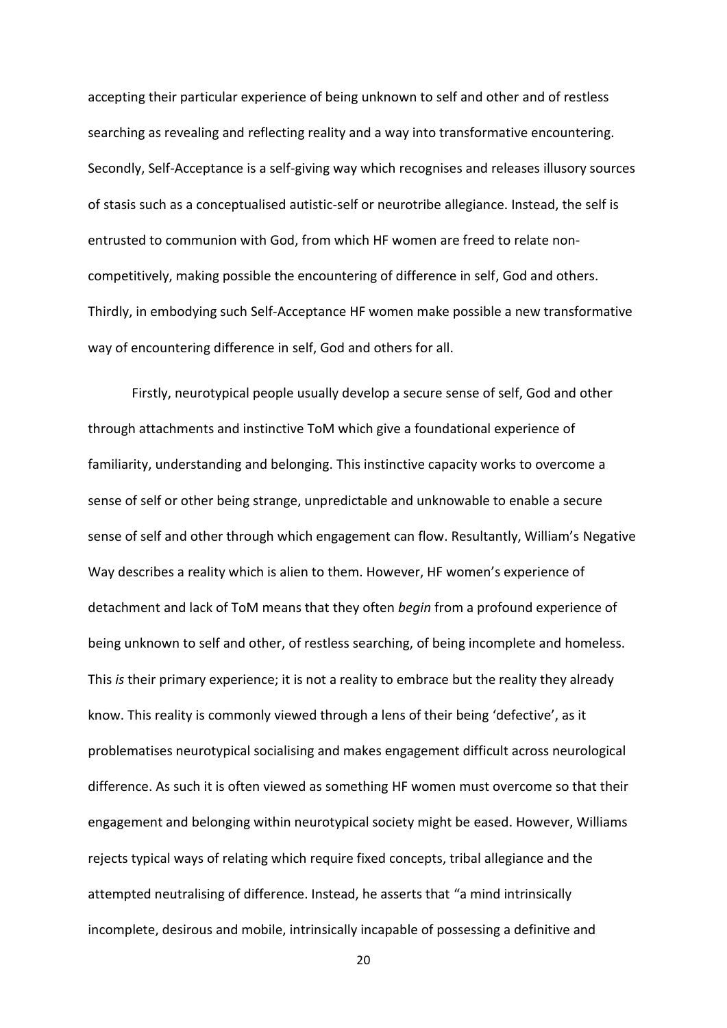accepting their particular experience of being unknown to self and other and of restless searching as revealing and reflecting reality and a way into transformative encountering. Secondly, Self-Acceptance is a self-giving way which recognises and releases illusory sources of stasis such as a conceptualised autistic-self or neurotribe allegiance. Instead, the self is entrusted to communion with God, from which HF women are freed to relate non-competitively, making possible the encountering of difference in self, God and others. Thirdly, in embodying such Self-Acceptance HF women make possible a new transformative way of encountering difference in self, God and others for all.

Firstly, neurotypical people usually develop a secure sense of self, God and other through attachments and instinctive ToM which give a foundational experience of familiarity, understanding and belonging. This instinctive capacity works to overcome a sense of self or other being strange, unpredictable and unknowable to enable a secure sense of self and other through which engagement can flow. Resultantly, William's Negative Way describes a reality which is alien to them. However, HF women's experience of detachment and lack of ToM means that they often *begin* from a profound experience of being unknown to self and other, of restless searching, of being incomplete and homeless. This *is* their primary experience; it is not a reality to embrace but the reality they already know. This reality is commonly viewed through a lens of their being 'defective', as it problematises neurotypical socialising and makes engagement difficult across neurological difference. As such it is often viewed as something HF women must overcome so that their engagement and belonging within neurotypical society might be eased. However, Williams rejects typical ways of relating which require fixed concepts, tribal allegiance and the attempted neutralising of difference. Instead, he asserts that "a mind intrinsically incomplete, desirous and mobile, intrinsically incapable of possessing a definitive and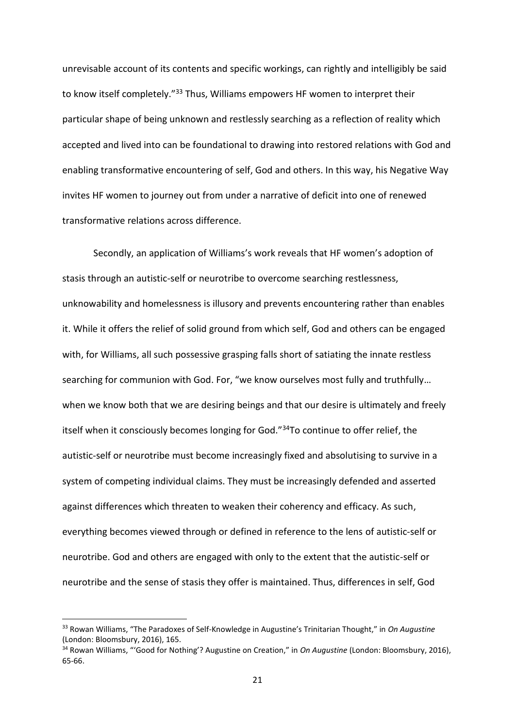unrevisable account of its contents and specific workings, can rightly and intelligibly be said to know itself completely."[33] Thus, Williams empowers HF women to interpret their particular shape of being unknown and restlessly searching as a reflection of reality which accepted and lived into can be foundational to drawing into restored relations with God and enabling transformative encountering of self, God and others. In this way, his Negative Way invites HF women to journey out from under a narrative of deficit into one of renewed transformative relations across difference.

Secondly, an application of Williams's work reveals that HF women's adoption of stasis through an autistic-self or neurotribe to overcome searching restlessness, unknowability and homelessness is illusory and prevents encountering rather than enables it. While it offers the relief of solid ground from which self, God and others can be engaged with, for Williams, all such possessive grasping falls short of satiating the innate restless searching for communion with God. For, "we know ourselves most fully and truthfully… when we know both that we are desiring beings and that our desire is ultimately and freely itself when it consciously becomes longing for God."[34]To continue to offer relief, the autistic-self or neurotribe must become increasingly fixed and absolutising to survive in a system of competing individual claims. They must be increasingly defended and asserted against differences which threaten to weaken their coherency and efficacy. As such, everything becomes viewed through or defined in reference to the lens of autistic-self or neurotribe. God and others are engaged with only to the extent that the autistic-self or neurotribe and the sense of stasis they offer is maintained. Thus, differences in self, God

[33] Rowan Williams, "The Paradoxes of Self-Knowledge in Augustine's Trinitarian Thought," in *On Augustine* (London: Bloomsbury, 2016), 165.

[34] Rowan Williams, "'Good for Nothing'? Augustine on Creation," in *On Augustine* (London: Bloomsbury, 2016), 65-66.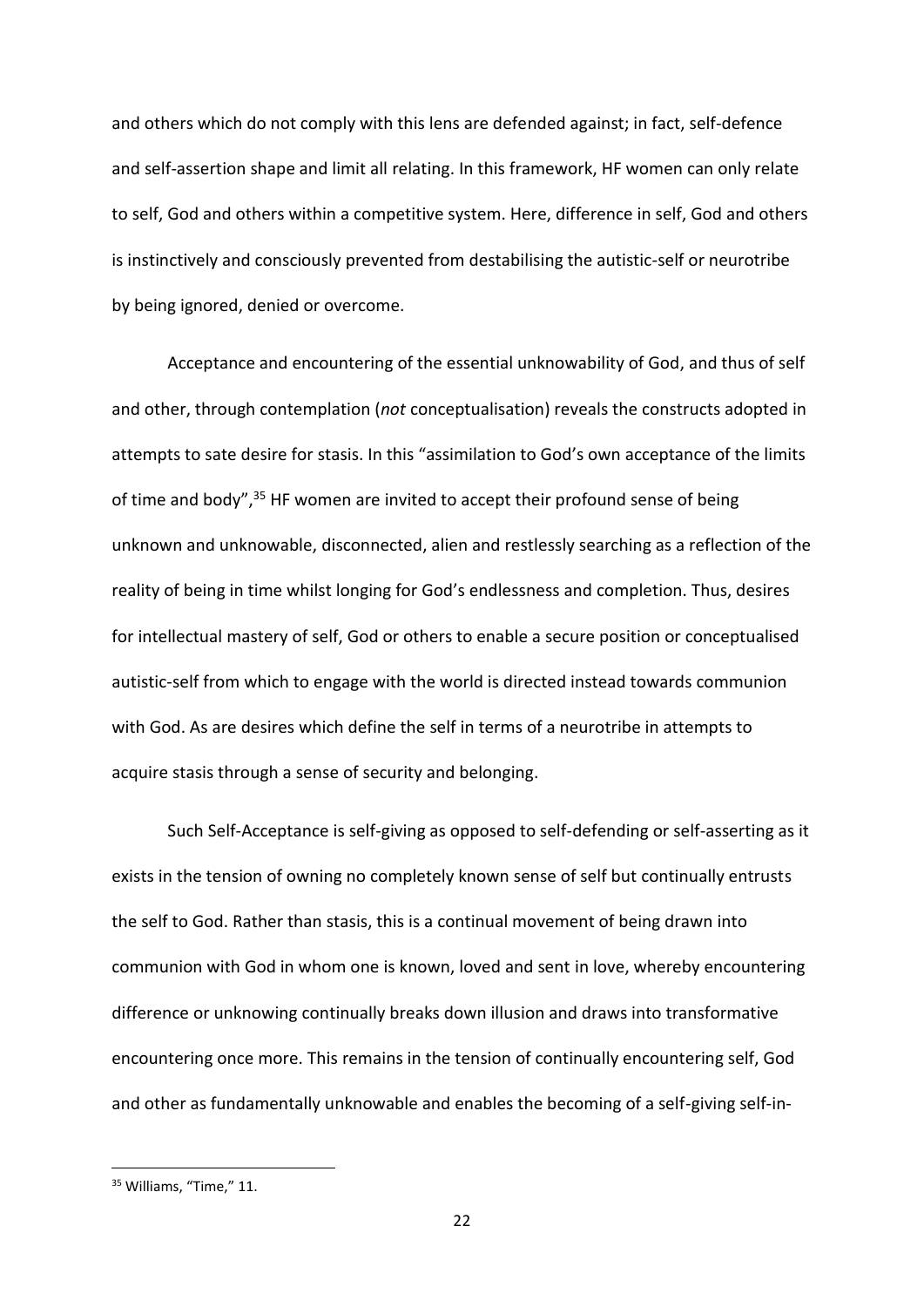and others which do not comply with this lens are defended against; in fact, self-defence and self-assertion shape and limit all relating. In this framework, HF women can only relate to self, God and others within a competitive system. Here, difference in self, God and others is instinctively and consciously prevented from destabilising the autistic-self or neurotribe by being ignored, denied or overcome.

Acceptance and encountering of the essential unknowability of God, and thus of self and other, through contemplation (*not* conceptualisation) reveals the constructs adopted in attempts to sate desire for stasis. In this "assimilation to God's own acceptance of the limits of time and body",[35] HF women are invited to accept their profound sense of being unknown and unknowable, disconnected, alien and restlessly searching as a reflection of the reality of being in time whilst longing for God's endlessness and completion. Thus, desires for intellectual mastery of self, God or others to enable a secure position or conceptualised autistic-self from which to engage with the world is directed instead towards communion with God. As are desires which define the self in terms of a neurotribe in attempts to acquire stasis through a sense of security and belonging.

Such Self-Acceptance is self-giving as opposed to self-defending or self-asserting as it exists in the tension of owning no completely known sense of self but continually entrusts the self to God. Rather than stasis, this is a continual movement of being drawn into communion with God in whom one is known, loved and sent in love, whereby encountering difference or unknowing continually breaks down illusion and draws into transformative encountering once more. This remains in the tension of continually encountering self, God and other as fundamentally unknowable and enables the becoming of a self-giving self-in-

[35] Williams, "Time," 11.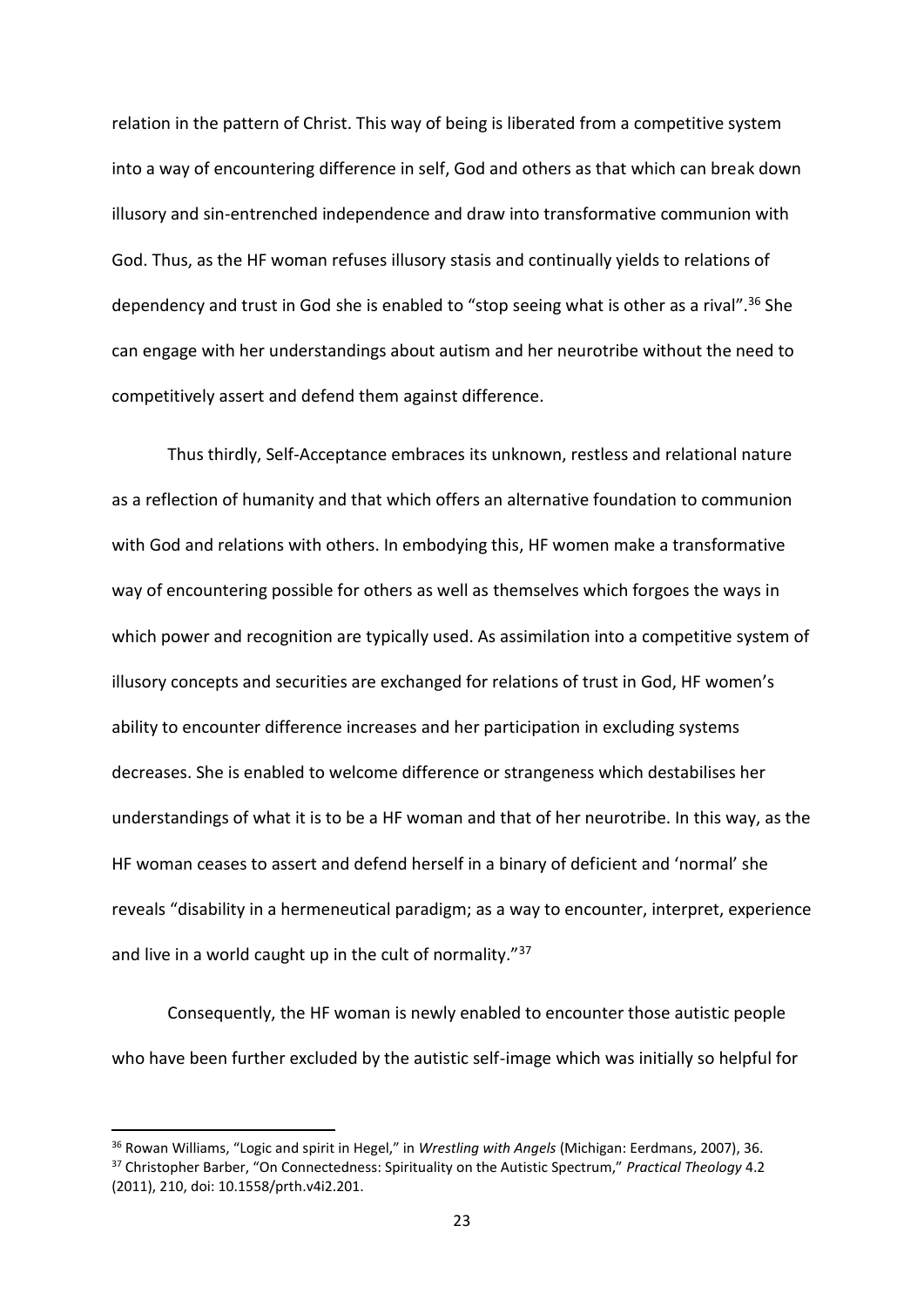relation in the pattern of Christ. This way of being is liberated from a competitive system into a way of encountering difference in self, God and others as that which can break down illusory and sin-entrenched independence and draw into transformative communion with God. Thus, as the HF woman refuses illusory stasis and continually yields to relations of dependency and trust in God she is enabled to "stop seeing what is other as a rival".[36] She can engage with her understandings about autism and her neurotribe without the need to competitively assert and defend them against difference.

Thus thirdly, Self-Acceptance embraces its unknown, restless and relational nature as a reflection of humanity and that which offers an alternative foundation to communion with God and relations with others. In embodying this, HF women make a transformative way of encountering possible for others as well as themselves which forgoes the ways in which power and recognition are typically used. As assimilation into a competitive system of illusory concepts and securities are exchanged for relations of trust in God, HF women's ability to encounter difference increases and her participation in excluding systems decreases. She is enabled to welcome difference or strangeness which destabilises her understandings of what it is to be a HF woman and that of her neurotribe. In this way, as the HF woman ceases to assert and defend herself in a binary of deficient and 'normal' she reveals "disability in a hermeneutical paradigm; as a way to encounter, interpret, experience and live in a world caught up in the cult of normality."[37]

Consequently, the HF woman is newly enabled to encounter those autistic people who have been further excluded by the autistic self-image which was initially so helpful for

---

[36] Rowan Williams, "Logic and spirit in Hegel," in *Wrestling with Angels* (Michigan: Eerdmans, 2007), 36.

[37] Christopher Barber, "On Connectedness: Spirituality on the Autistic Spectrum," *Practical Theology* 4.2 (2011), 210, doi: 10.1558/prth.v4i2.201.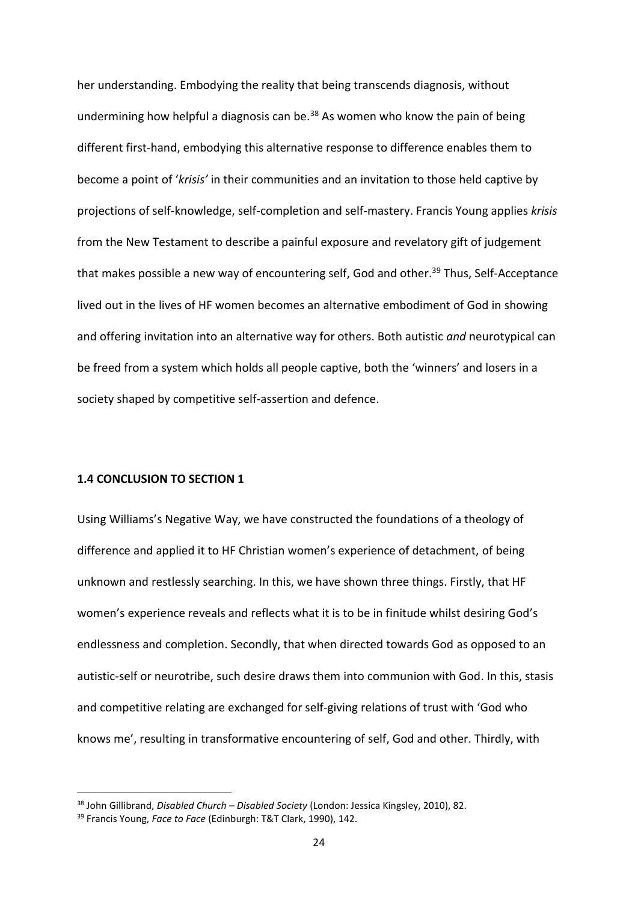her understanding. Embodying the reality that being transcends diagnosis, without undermining how helpful a diagnosis can be.[38] As women who know the pain of being different first-hand, embodying this alternative response to difference enables them to become a point of '*krisis'* in their communities and an invitation to those held captive by projections of self-knowledge, self-completion and self-mastery. Francis Young applies *krisis* from the New Testament to describe a painful exposure and revelatory gift of judgement that makes possible a new way of encountering self, God and other.[39] Thus, Self-Acceptance lived out in the lives of HF women becomes an alternative embodiment of God in showing and offering invitation into an alternative way for others. Both autistic *and* neurotypical can be freed from a system which holds all people captive, both the 'winners' and losers in a society shaped by competitive self-assertion and defence.

### 1.4 CONCLUSION TO SECTION 1

Using Williams's Negative Way, we have constructed the foundations of a theology of difference and applied it to HF Christian women's experience of detachment, of being unknown and restlessly searching. In this, we have shown three things. Firstly, that HF women's experience reveals and reflects what it is to be in finitude whilst desiring God's endlessness and completion. Secondly, that when directed towards God as opposed to an autistic-self or neurotribe, such desire draws them into communion with God. In this, stasis and competitive relating are exchanged for self-giving relations of trust with 'God who knows me', resulting in transformative encountering of self, God and other. Thirdly, with

---

[38] John Gillibrand, *Disabled Church – Disabled Society* (London: Jessica Kingsley, 2010), 82.

[39] Francis Young, *Face to Face* (Edinburgh: T&T Clark, 1990), 142.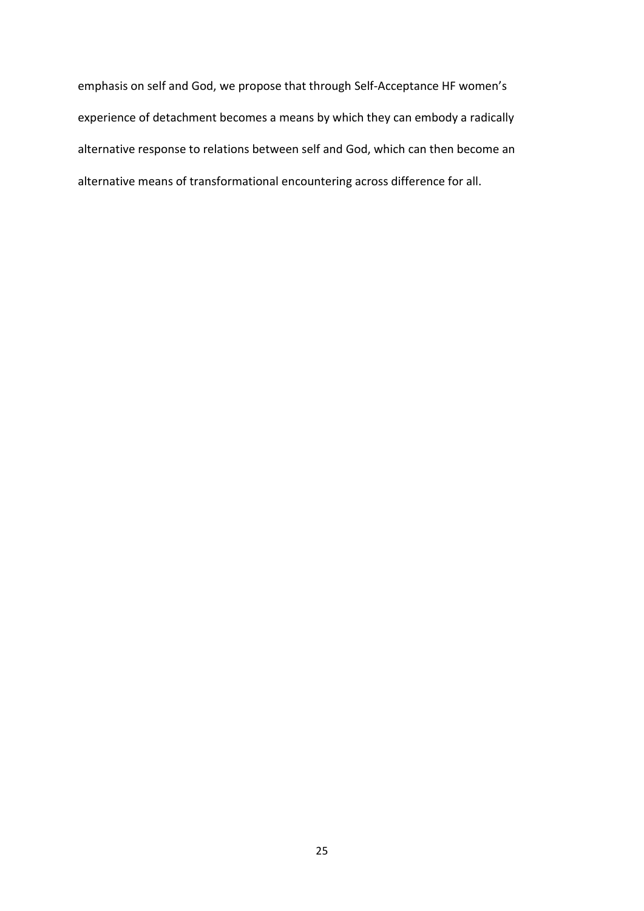emphasis on self and God, we propose that through Self-Acceptance HF women's experience of detachment becomes a means by which they can embody a radically alternative response to relations between self and God, which can then become an alternative means of transformational encountering across difference for all.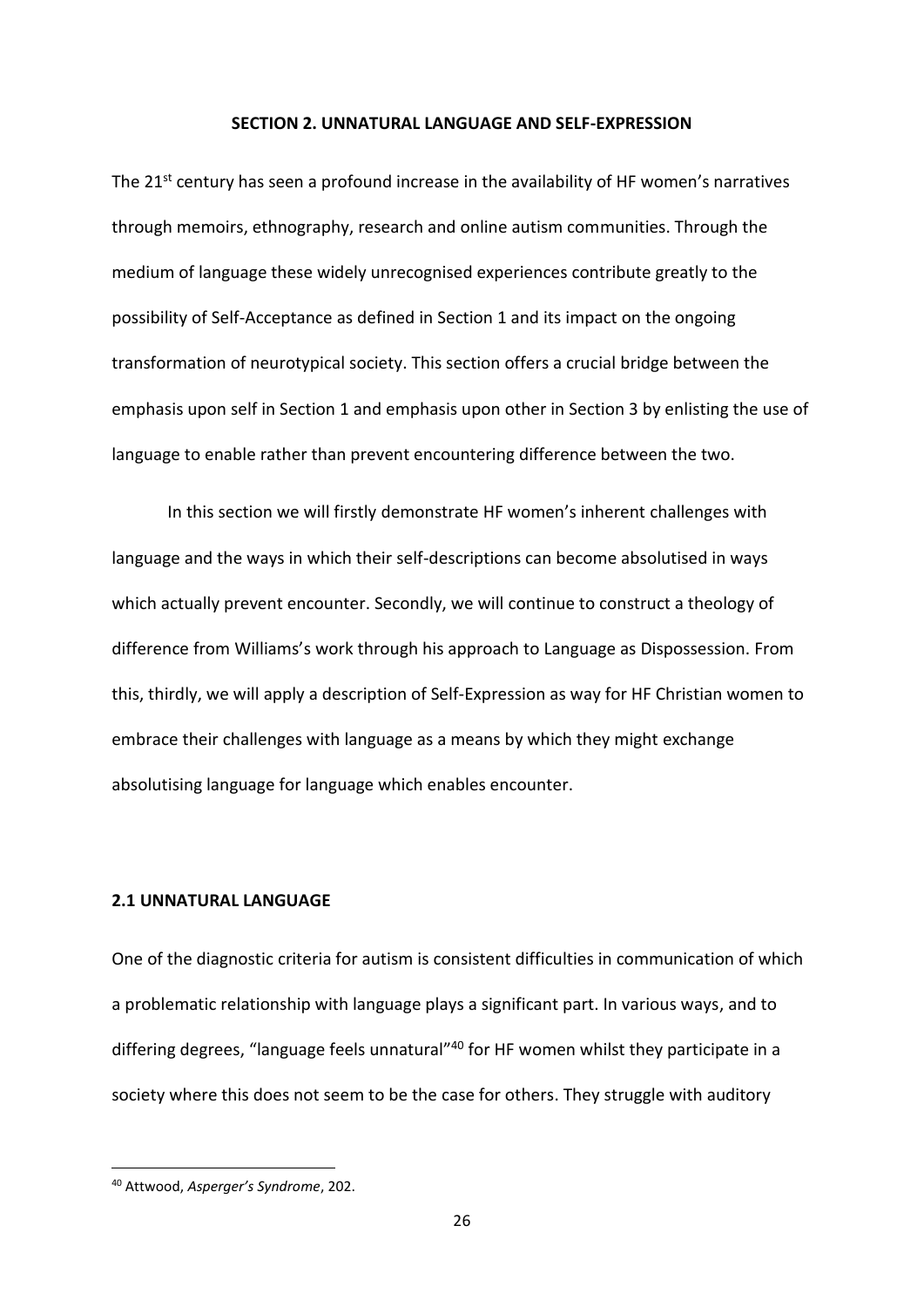## SECTION 2. UNNATURAL LANGUAGE AND SELF-EXPRESSION

The 21st century has seen a profound increase in the availability of HF women's narratives through memoirs, ethnography, research and online autism communities. Through the medium of language these widely unrecognised experiences contribute greatly to the possibility of Self-Acceptance as defined in Section 1 and its impact on the ongoing transformation of neurotypical society. This section offers a crucial bridge between the emphasis upon self in Section 1 and emphasis upon other in Section 3 by enlisting the use of language to enable rather than prevent encountering difference between the two.

In this section we will firstly demonstrate HF women's inherent challenges with language and the ways in which their self-descriptions can become absolutised in ways which actually prevent encounter. Secondly, we will continue to construct a theology of difference from Williams's work through his approach to Language as Dispossession. From this, thirdly, we will apply a description of Self-Expression as way for HF Christian women to embrace their challenges with language as a means by which they might exchange absolutising language for language which enables encounter.

### 2.1 UNNATURAL LANGUAGE

One of the diagnostic criteria for autism is consistent difficulties in communication of which a problematic relationship with language plays a significant part. In various ways, and to differing degrees, "language feels unnatural"[40] for HF women whilst they participate in a society where this does not seem to be the case for others. They struggle with auditory

---

[40] Attwood, *Asperger's Syndrome*, 202.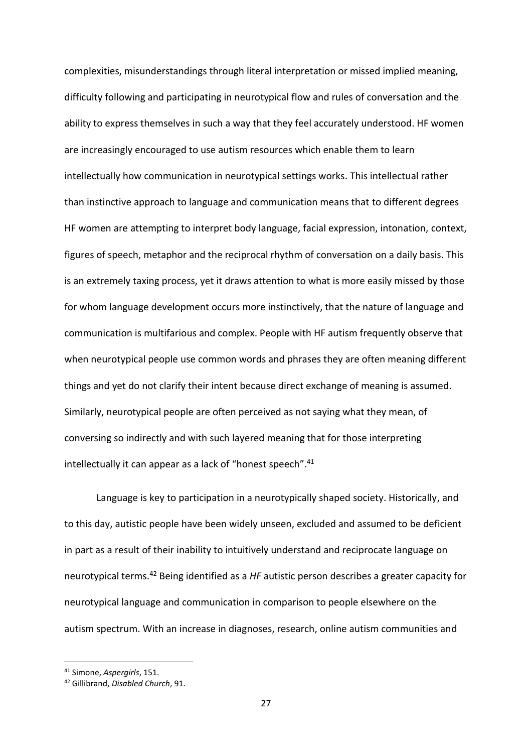complexities, misunderstandings through literal interpretation or missed implied meaning, difficulty following and participating in neurotypical flow and rules of conversation and the ability to express themselves in such a way that they feel accurately understood. HF women are increasingly encouraged to use autism resources which enable them to learn intellectually how communication in neurotypical settings works. This intellectual rather than instinctive approach to language and communication means that to different degrees HF women are attempting to interpret body language, facial expression, intonation, context, figures of speech, metaphor and the reciprocal rhythm of conversation on a daily basis. This is an extremely taxing process, yet it draws attention to what is more easily missed by those for whom language development occurs more instinctively, that the nature of language and communication is multifarious and complex. People with HF autism frequently observe that when neurotypical people use common words and phrases they are often meaning different things and yet do not clarify their intent because direct exchange of meaning is assumed. Similarly, neurotypical people are often perceived as not saying what they mean, of conversing so indirectly and with such layered meaning that for those interpreting intellectually it can appear as a lack of "honest speech".[41]

Language is key to participation in a neurotypically shaped society. Historically, and to this day, autistic people have been widely unseen, excluded and assumed to be deficient in part as a result of their inability to intuitively understand and reciprocate language on neurotypical terms.[42] Being identified as a *HF* autistic person describes a greater capacity for neurotypical language and communication in comparison to people elsewhere on the autism spectrum. With an increase in diagnoses, research, online autism communities and

---

[41] Simone, *Aspergirls*, 151.

[42] Gillibrand, *Disabled Church*, 91.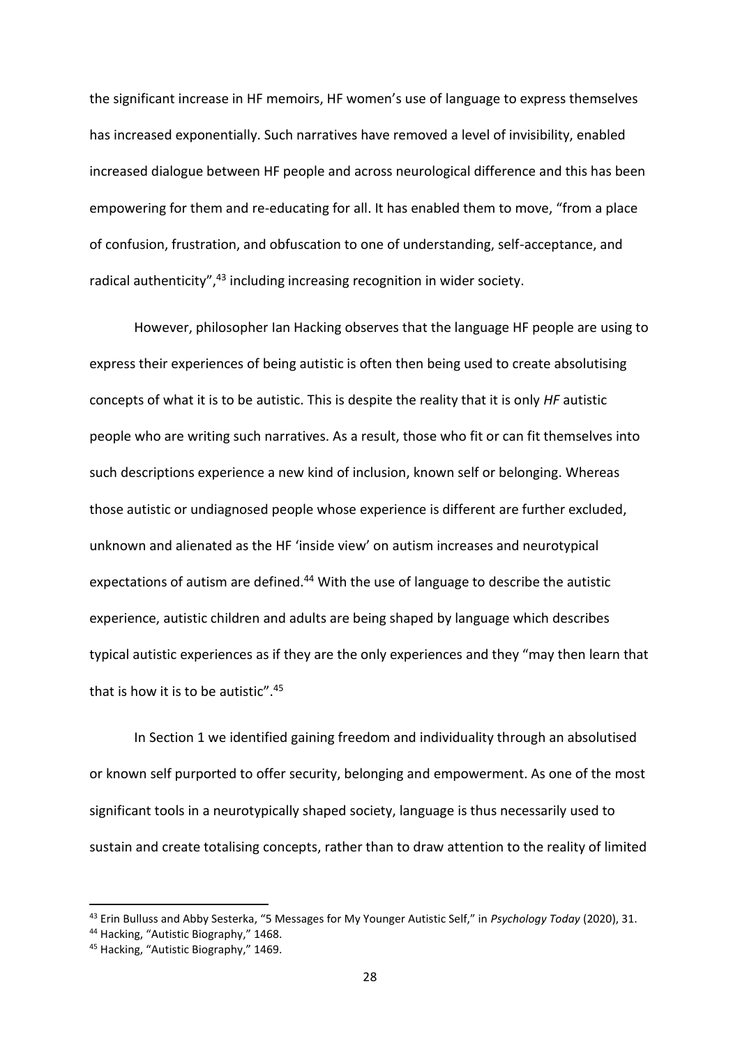the significant increase in HF memoirs, HF women's use of language to express themselves has increased exponentially. Such narratives have removed a level of invisibility, enabled increased dialogue between HF people and across neurological difference and this has been empowering for them and re-educating for all. It has enabled them to move, "from a place of confusion, frustration, and obfuscation to one of understanding, self-acceptance, and radical authenticity",[43] including increasing recognition in wider society.

However, philosopher Ian Hacking observes that the language HF people are using to express their experiences of being autistic is often then being used to create absolutising concepts of what it is to be autistic. This is despite the reality that it is only *HF* autistic people who are writing such narratives. As a result, those who fit or can fit themselves into such descriptions experience a new kind of inclusion, known self or belonging. Whereas those autistic or undiagnosed people whose experience is different are further excluded, unknown and alienated as the HF 'inside view' on autism increases and neurotypical expectations of autism are defined.[44] With the use of language to describe the autistic experience, autistic children and adults are being shaped by language which describes typical autistic experiences as if they are the only experiences and they "may then learn that that is how it is to be autistic".[45]

In Section 1 we identified gaining freedom and individuality through an absolutised or known self purported to offer security, belonging and empowerment. As one of the most significant tools in a neurotypically shaped society, language is thus necessarily used to sustain and create totalising concepts, rather than to draw attention to the reality of limited

---

[43] Erin Bulluss and Abby Sesterka, "5 Messages for My Younger Autistic Self," in *Psychology Today* (2020), 31.

[44] Hacking, "Autistic Biography," 1468.

[45] Hacking, "Autistic Biography," 1469.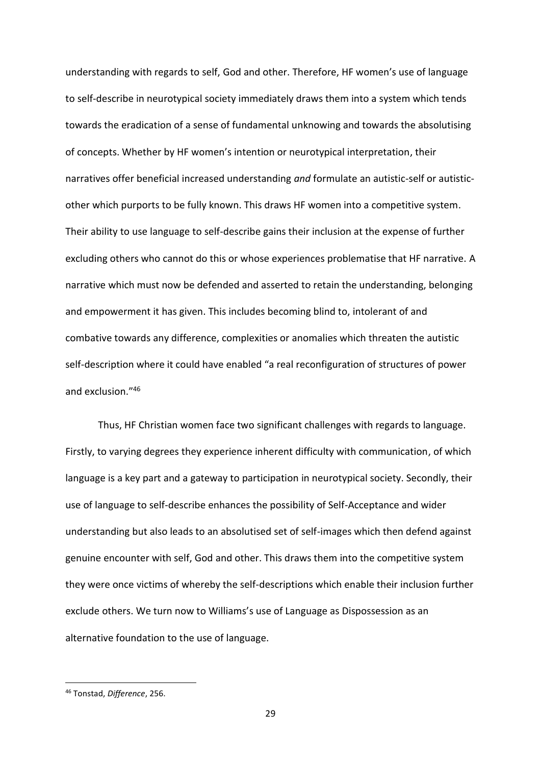understanding with regards to self, God and other. Therefore, HF women's use of language to self-describe in neurotypical society immediately draws them into a system which tends towards the eradication of a sense of fundamental unknowing and towards the absolutising of concepts. Whether by HF women's intention or neurotypical interpretation, their narratives offer beneficial increased understanding *and* formulate an autistic-self or autistic-other which purports to be fully known. This draws HF women into a competitive system. Their ability to use language to self-describe gains their inclusion at the expense of further excluding others who cannot do this or whose experiences problematise that HF narrative. A narrative which must now be defended and asserted to retain the understanding, belonging and empowerment it has given. This includes becoming blind to, intolerant of and combative towards any difference, complexities or anomalies which threaten the autistic self-description where it could have enabled "a real reconfiguration of structures of power and exclusion."[46]

Thus, HF Christian women face two significant challenges with regards to language. Firstly, to varying degrees they experience inherent difficulty with communication, of which language is a key part and a gateway to participation in neurotypical society. Secondly, their use of language to self-describe enhances the possibility of Self-Acceptance and wider understanding but also leads to an absolutised set of self-images which then defend against genuine encounter with self, God and other. This draws them into the competitive system they were once victims of whereby the self-descriptions which enable their inclusion further exclude others. We turn now to Williams's use of Language as Dispossession as an alternative foundation to the use of language.

---

[46] Tonstad, *Difference*, 256.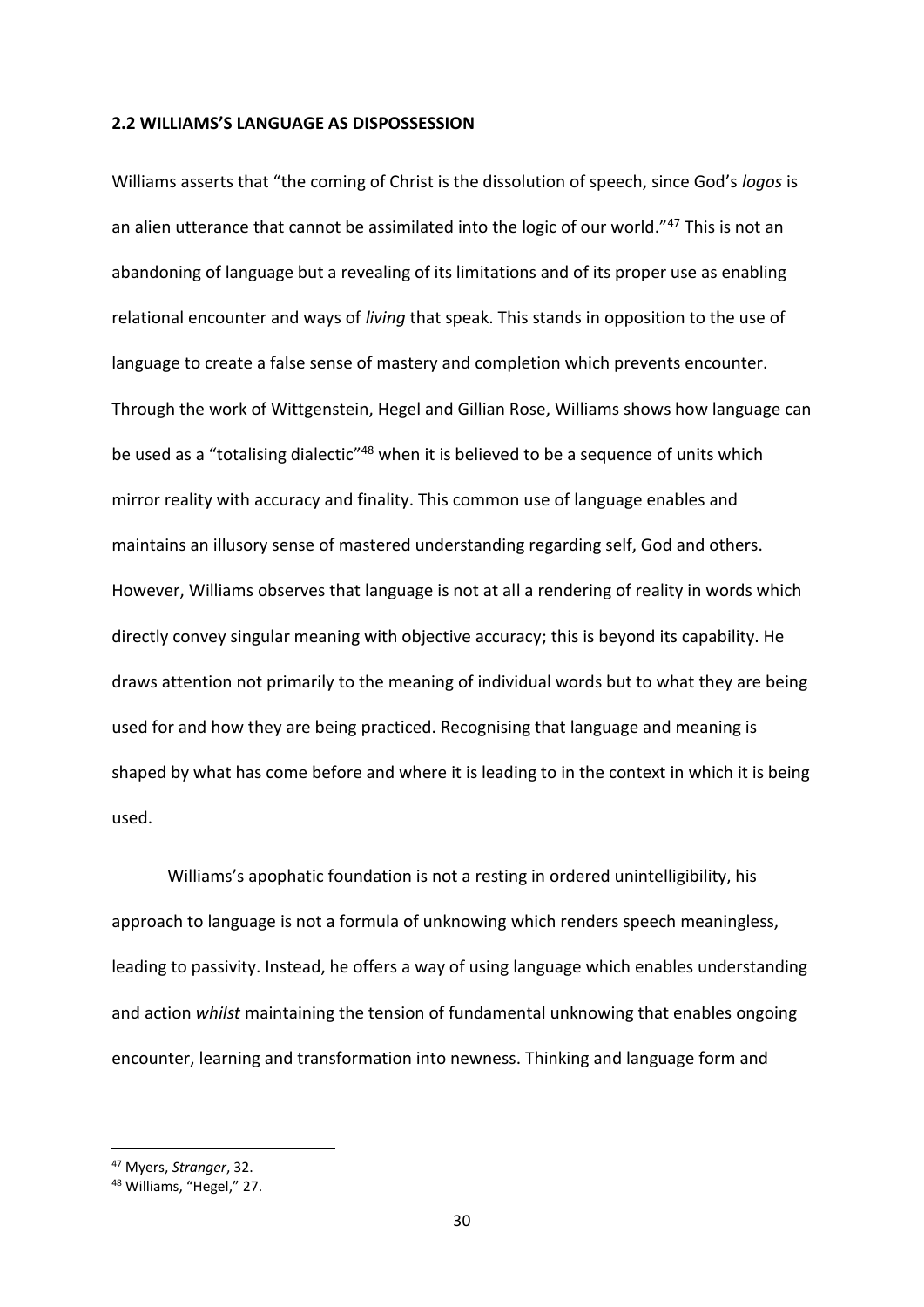## 2.2 WILLIAMS'S LANGUAGE AS DISPOSSESSION

Williams asserts that "the coming of Christ is the dissolution of speech, since God's *logos* is an alien utterance that cannot be assimilated into the logic of our world."[47] This is not an abandoning of language but a revealing of its limitations and of its proper use as enabling relational encounter and ways of *living* that speak. This stands in opposition to the use of language to create a false sense of mastery and completion which prevents encounter. Through the work of Wittgenstein, Hegel and Gillian Rose, Williams shows how language can be used as a "totalising dialectic"[48] when it is believed to be a sequence of units which mirror reality with accuracy and finality. This common use of language enables and maintains an illusory sense of mastered understanding regarding self, God and others. However, Williams observes that language is not at all a rendering of reality in words which directly convey singular meaning with objective accuracy; this is beyond its capability. He draws attention not primarily to the meaning of individual words but to what they are being used for and how they are being practiced. Recognising that language and meaning is shaped by what has come before and where it is leading to in the context in which it is being used.

Williams's apophatic foundation is not a resting in ordered unintelligibility, his approach to language is not a formula of unknowing which renders speech meaningless, leading to passivity. Instead, he offers a way of using language which enables understanding and action *whilst* maintaining the tension of fundamental unknowing that enables ongoing encounter, learning and transformation into newness. Thinking and language form and

[47] Myers, *Stranger*, 32.

[48] Williams, "Hegel," 27.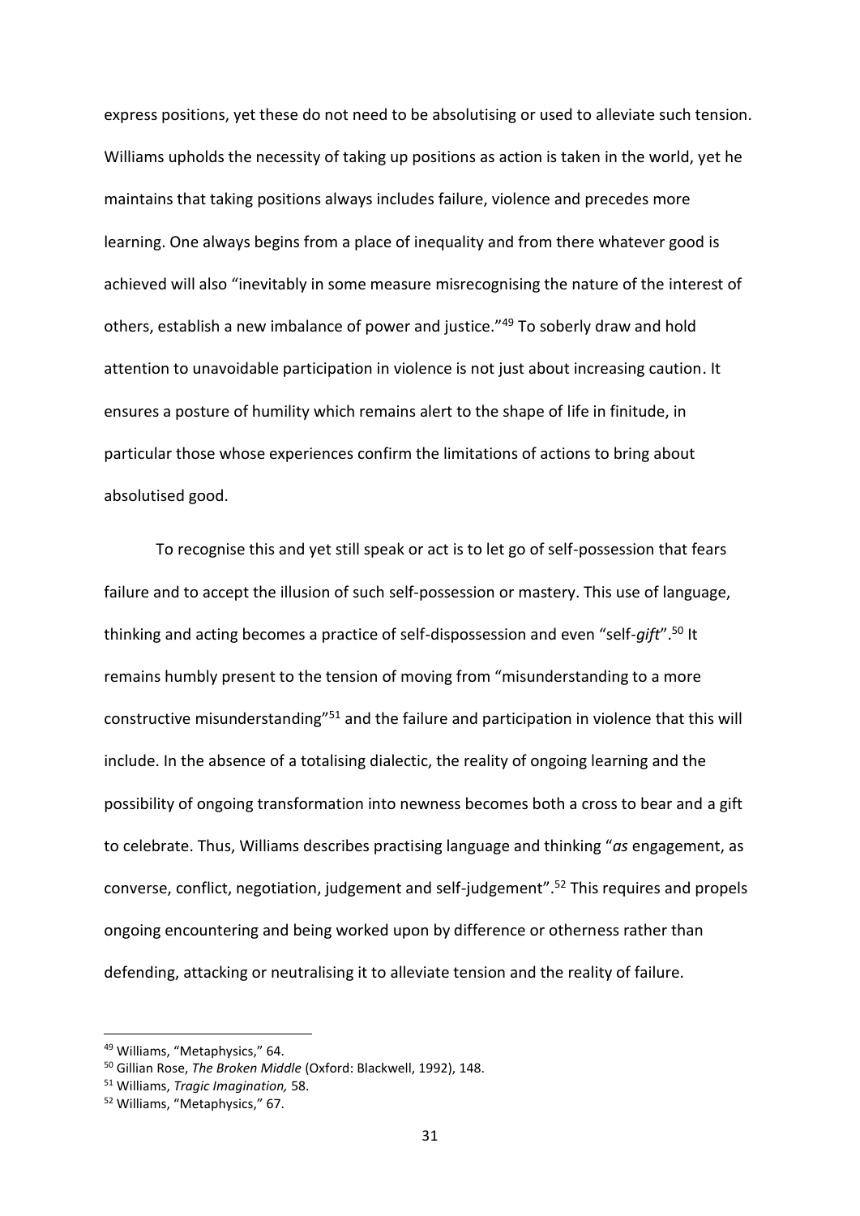express positions, yet these do not need to be absolutising or used to alleviate such tension. Williams upholds the necessity of taking up positions as action is taken in the world, yet he maintains that taking positions always includes failure, violence and precedes more learning. One always begins from a place of inequality and from there whatever good is achieved will also "inevitably in some measure misrecognising the nature of the interest of others, establish a new imbalance of power and justice."[49] To soberly draw and hold attention to unavoidable participation in violence is not just about increasing caution. It ensures a posture of humility which remains alert to the shape of life in finitude, in particular those whose experiences confirm the limitations of actions to bring about absolutised good.

To recognise this and yet still speak or act is to let go of self-possession that fears failure and to accept the illusion of such self-possession or mastery. This use of language, thinking and acting becomes a practice of self-dispossession and even "self-*gift*".[50] It remains humbly present to the tension of moving from "misunderstanding to a more constructive misunderstanding"[51] and the failure and participation in violence that this will include. In the absence of a totalising dialectic, the reality of ongoing learning and the possibility of ongoing transformation into newness becomes both a cross to bear and a gift to celebrate. Thus, Williams describes practising language and thinking "*as* engagement, as converse, conflict, negotiation, judgement and self-judgement".[52] This requires and propels ongoing encountering and being worked upon by difference or otherness rather than defending, attacking or neutralising it to alleviate tension and the reality of failure.

---

[49] Williams, "Metaphysics," 64.

[50] Gillian Rose, *The Broken Middle* (Oxford: Blackwell, 1992), 148.

[51] Williams, *Tragic Imagination,* 58.

[52] Williams, "Metaphysics," 67.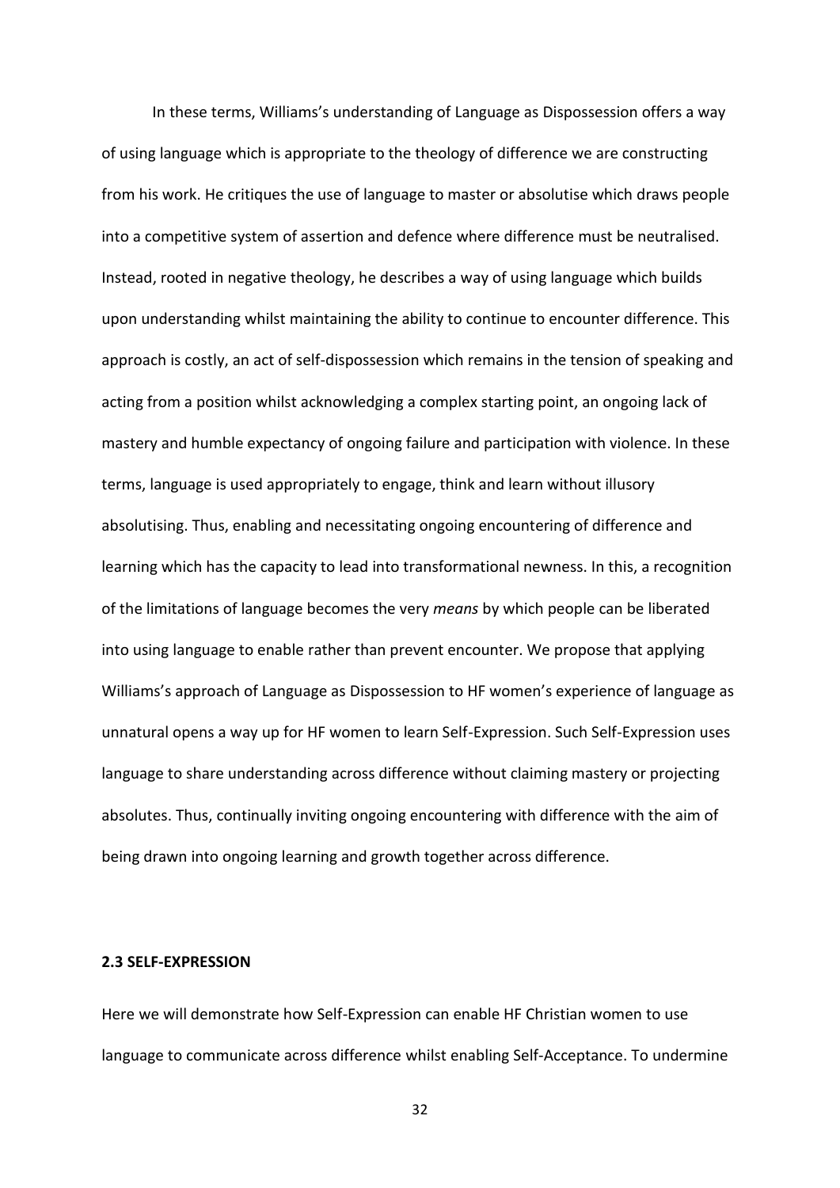In these terms, Williams's understanding of Language as Dispossession offers a way of using language which is appropriate to the theology of difference we are constructing from his work. He critiques the use of language to master or absolutise which draws people into a competitive system of assertion and defence where difference must be neutralised. Instead, rooted in negative theology, he describes a way of using language which builds upon understanding whilst maintaining the ability to continue to encounter difference. This approach is costly, an act of self-dispossession which remains in the tension of speaking and acting from a position whilst acknowledging a complex starting point, an ongoing lack of mastery and humble expectancy of ongoing failure and participation with violence. In these terms, language is used appropriately to engage, think and learn without illusory absolutising. Thus, enabling and necessitating ongoing encountering of difference and learning which has the capacity to lead into transformational newness. In this, a recognition of the limitations of language becomes the very *means* by which people can be liberated into using language to enable rather than prevent encounter. We propose that applying Williams's approach of Language as Dispossession to HF women's experience of language as unnatural opens a way up for HF women to learn Self-Expression. Such Self-Expression uses language to share understanding across difference without claiming mastery or projecting absolutes. Thus, continually inviting ongoing encountering with difference with the aim of being drawn into ongoing learning and growth together across difference.

### 2.3 SELF-EXPRESSION

Here we will demonstrate how Self-Expression can enable HF Christian women to use language to communicate across difference whilst enabling Self-Acceptance. To undermine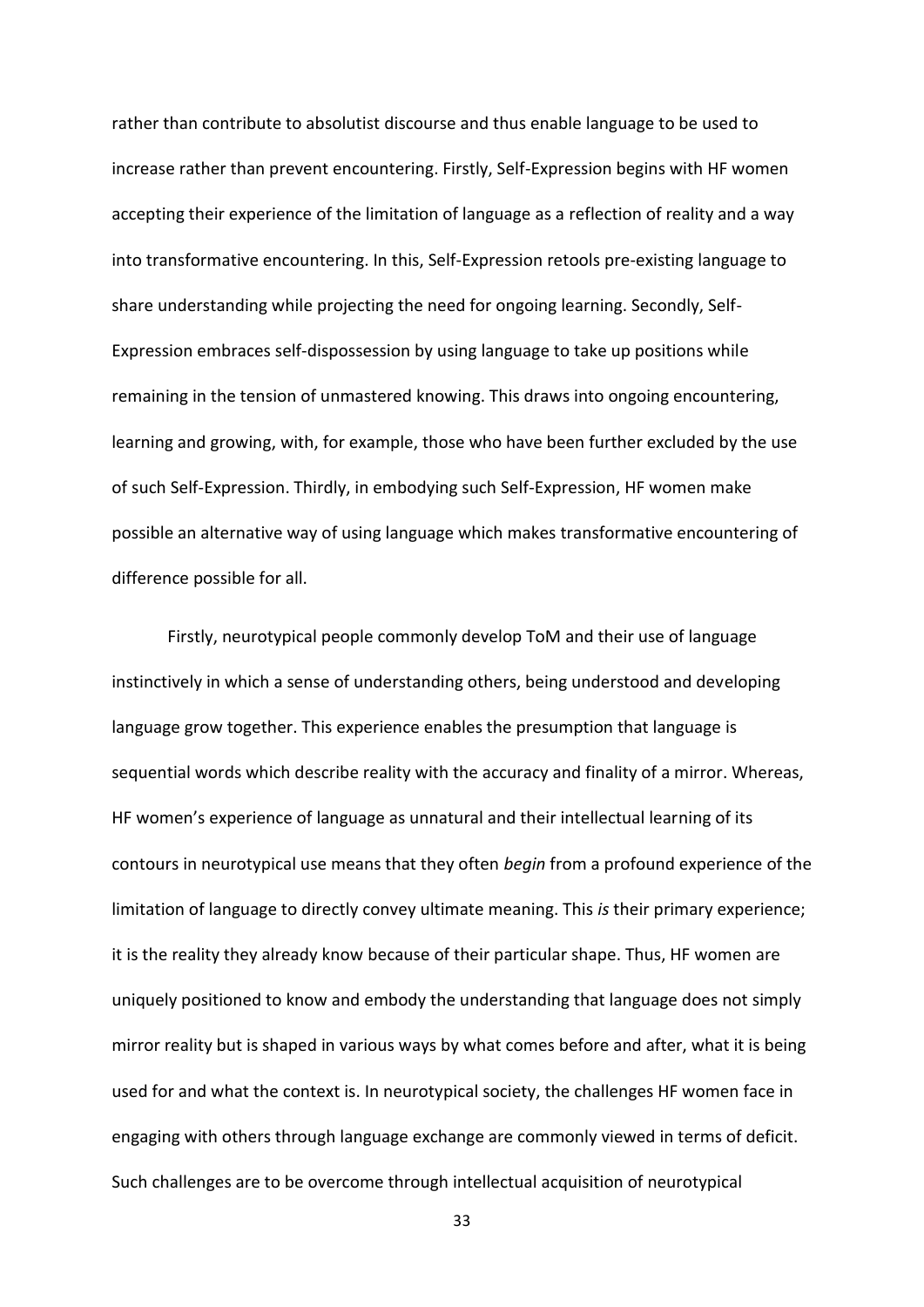rather than contribute to absolutist discourse and thus enable language to be used to increase rather than prevent encountering. Firstly, Self-Expression begins with HF women accepting their experience of the limitation of language as a reflection of reality and a way into transformative encountering. In this, Self-Expression retools pre-existing language to share understanding while projecting the need for ongoing learning. Secondly, Self-Expression embraces self-dispossession by using language to take up positions while remaining in the tension of unmastered knowing. This draws into ongoing encountering, learning and growing, with, for example, those who have been further excluded by the use of such Self-Expression. Thirdly, in embodying such Self-Expression, HF women make possible an alternative way of using language which makes transformative encountering of difference possible for all.

Firstly, neurotypical people commonly develop ToM and their use of language instinctively in which a sense of understanding others, being understood and developing language grow together. This experience enables the presumption that language is sequential words which describe reality with the accuracy and finality of a mirror. Whereas, HF women's experience of language as unnatural and their intellectual learning of its contours in neurotypical use means that they often *begin* from a profound experience of the limitation of language to directly convey ultimate meaning. This *is* their primary experience; it is the reality they already know because of their particular shape. Thus, HF women are uniquely positioned to know and embody the understanding that language does not simply mirror reality but is shaped in various ways by what comes before and after, what it is being used for and what the context is. In neurotypical society, the challenges HF women face in engaging with others through language exchange are commonly viewed in terms of deficit. Such challenges are to be overcome through intellectual acquisition of neurotypical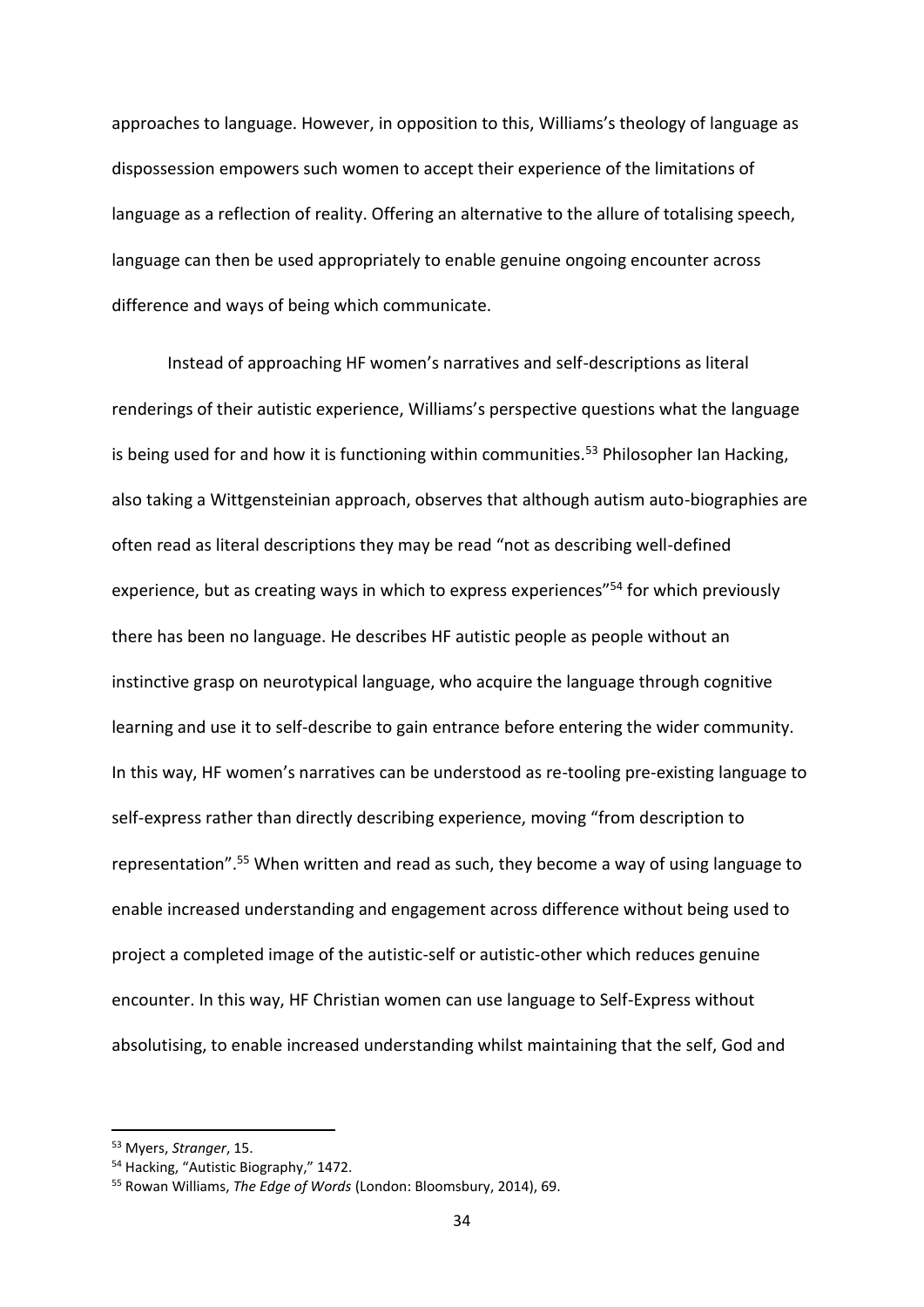approaches to language. However, in opposition to this, Williams's theology of language as dispossession empowers such women to accept their experience of the limitations of language as a reflection of reality. Offering an alternative to the allure of totalising speech, language can then be used appropriately to enable genuine ongoing encounter across difference and ways of being which communicate.

Instead of approaching HF women's narratives and self-descriptions as literal renderings of their autistic experience, Williams's perspective questions what the language is being used for and how it is functioning within communities.[53] Philosopher Ian Hacking, also taking a Wittgensteinian approach, observes that although autism auto-biographies are often read as literal descriptions they may be read "not as describing well-defined experience, but as creating ways in which to express experiences"[54] for which previously there has been no language. He describes HF autistic people as people without an instinctive grasp on neurotypical language, who acquire the language through cognitive learning and use it to self-describe to gain entrance before entering the wider community. In this way, HF women's narratives can be understood as re-tooling pre-existing language to self-express rather than directly describing experience, moving "from description to representation".[55] When written and read as such, they become a way of using language to enable increased understanding and engagement across difference without being used to project a completed image of the autistic-self or autistic-other which reduces genuine encounter. In this way, HF Christian women can use language to Self-Express without absolutising, to enable increased understanding whilst maintaining that the self, God and

---

[53] Myers, *Stranger*, 15.

[54] Hacking, "Autistic Biography," 1472.

[55] Rowan Williams, *The Edge of Words* (London: Bloomsbury, 2014), 69.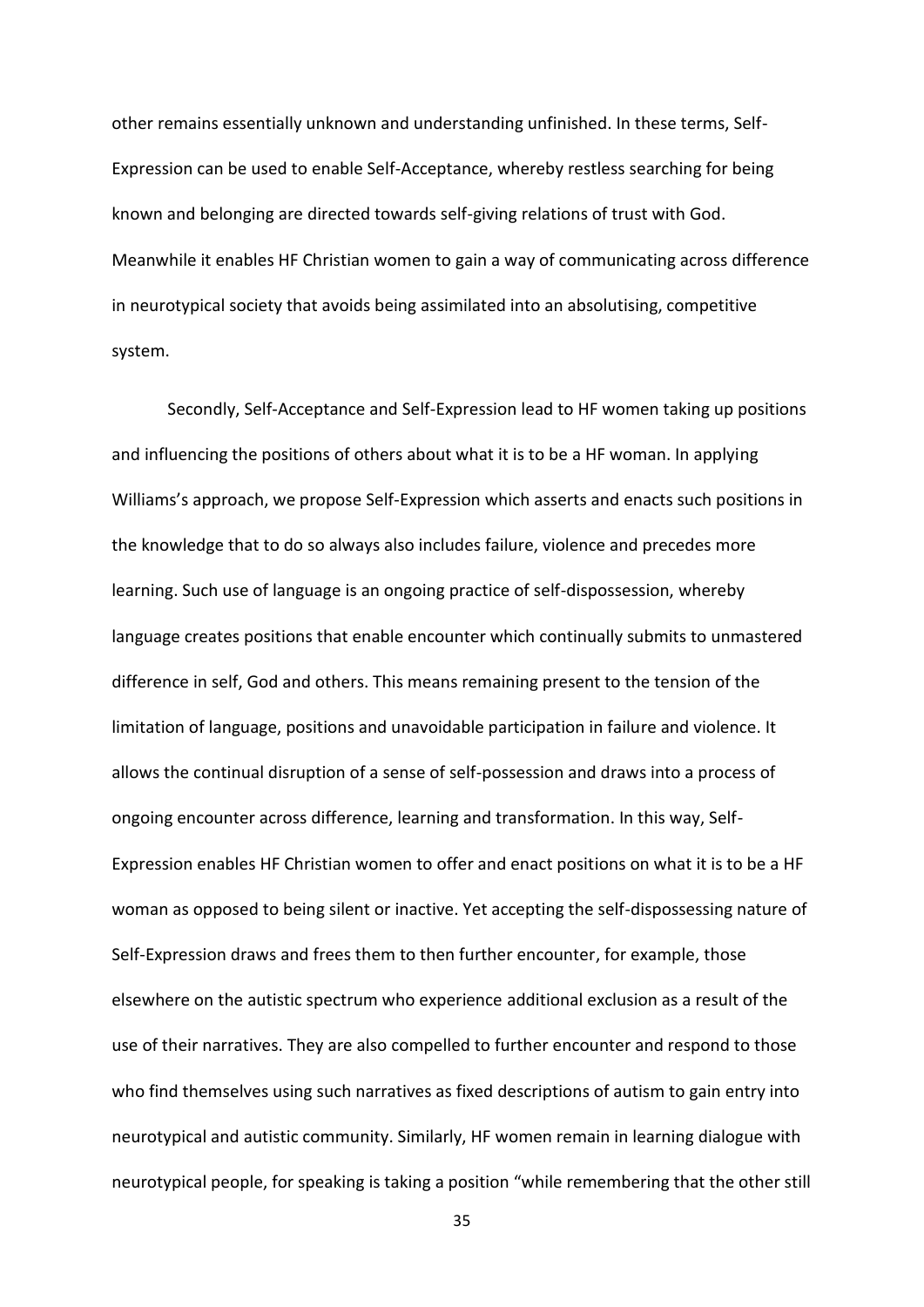other remains essentially unknown and understanding unfinished. In these terms, Self-Expression can be used to enable Self-Acceptance, whereby restless searching for being known and belonging are directed towards self-giving relations of trust with God. Meanwhile it enables HF Christian women to gain a way of communicating across difference in neurotypical society that avoids being assimilated into an absolutising, competitive system.

Secondly, Self-Acceptance and Self-Expression lead to HF women taking up positions and influencing the positions of others about what it is to be a HF woman. In applying Williams's approach, we propose Self-Expression which asserts and enacts such positions in the knowledge that to do so always also includes failure, violence and precedes more learning. Such use of language is an ongoing practice of self-dispossession, whereby language creates positions that enable encounter which continually submits to unmastered difference in self, God and others. This means remaining present to the tension of the limitation of language, positions and unavoidable participation in failure and violence. It allows the continual disruption of a sense of self-possession and draws into a process of ongoing encounter across difference, learning and transformation. In this way, Self-Expression enables HF Christian women to offer and enact positions on what it is to be a HF woman as opposed to being silent or inactive. Yet accepting the self-dispossessing nature of Self-Expression draws and frees them to then further encounter, for example, those elsewhere on the autistic spectrum who experience additional exclusion as a result of the use of their narratives. They are also compelled to further encounter and respond to those who find themselves using such narratives as fixed descriptions of autism to gain entry into neurotypical and autistic community. Similarly, HF women remain in learning dialogue with neurotypical people, for speaking is taking a position "while remembering that the other still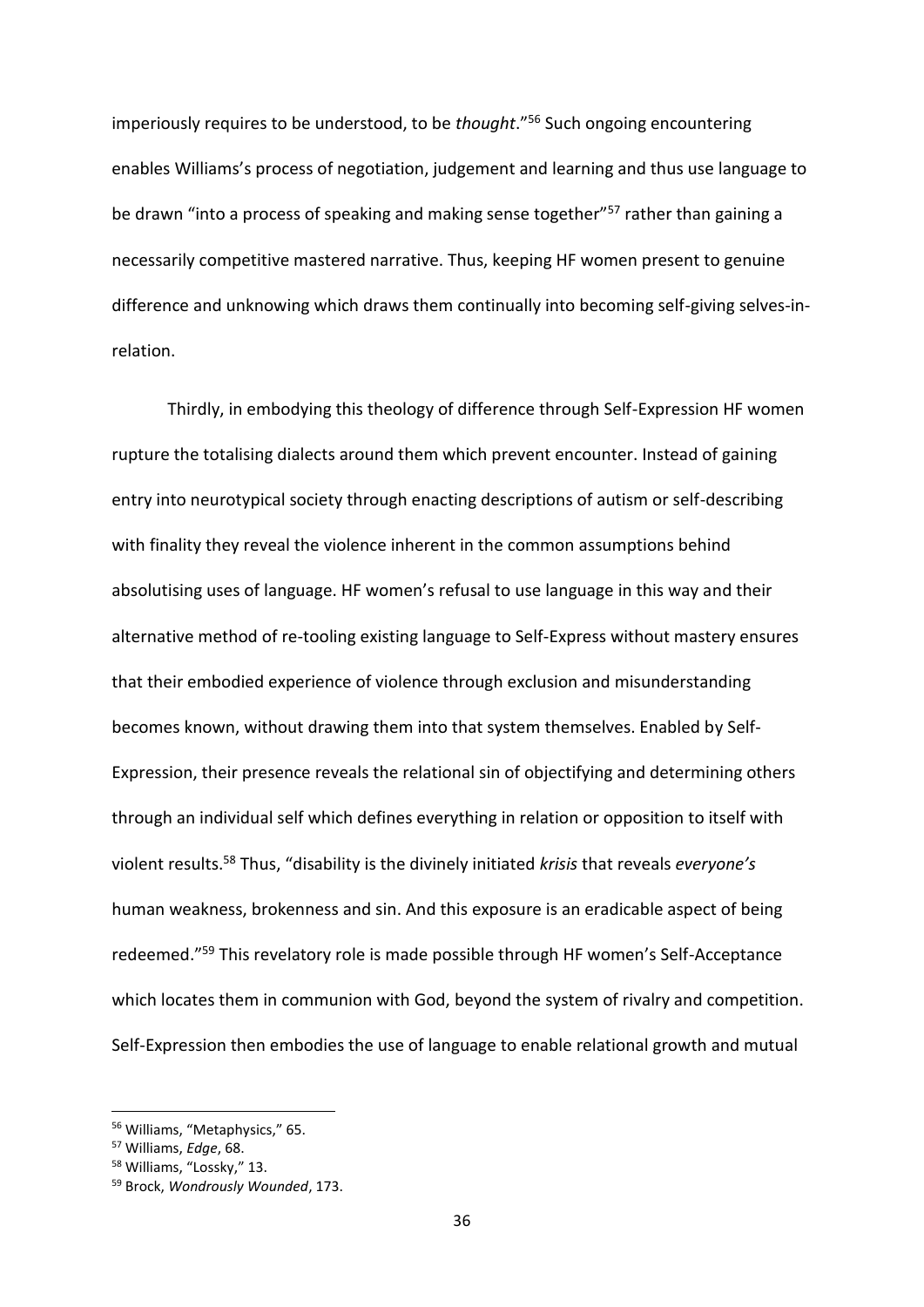imperiously requires to be understood, to be *thought*."[56] Such ongoing encountering enables Williams's process of negotiation, judgement and learning and thus use language to be drawn "into a process of speaking and making sense together"[57] rather than gaining a necessarily competitive mastered narrative. Thus, keeping HF women present to genuine difference and unknowing which draws them continually into becoming self-giving selves-in-relation.

Thirdly, in embodying this theology of difference through Self-Expression HF women rupture the totalising dialects around them which prevent encounter. Instead of gaining entry into neurotypical society through enacting descriptions of autism or self-describing with finality they reveal the violence inherent in the common assumptions behind absolutising uses of language. HF women's refusal to use language in this way and their alternative method of re-tooling existing language to Self-Express without mastery ensures that their embodied experience of violence through exclusion and misunderstanding becomes known, without drawing them into that system themselves. Enabled by Self-Expression, their presence reveals the relational sin of objectifying and determining others through an individual self which defines everything in relation or opposition to itself with violent results.[58] Thus, "disability is the divinely initiated *krisis* that reveals *everyone's* human weakness, brokenness and sin. And this exposure is an eradicable aspect of being redeemed."[59] This revelatory role is made possible through HF women's Self-Acceptance which locates them in communion with God, beyond the system of rivalry and competition. Self-Expression then embodies the use of language to enable relational growth and mutual

[56] Williams, "Metaphysics," 65.

[57] Williams, *Edge*, 68.

[58] Williams, "Lossky," 13.

[59] Brock, *Wondrously Wounded*, 173.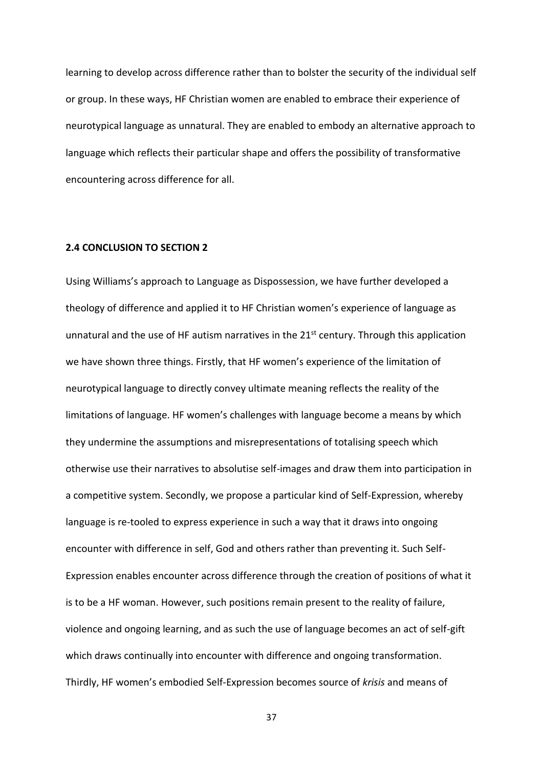learning to develop across difference rather than to bolster the security of the individual self or group. In these ways, HF Christian women are enabled to embrace their experience of neurotypical language as unnatural. They are enabled to embody an alternative approach to language which reflects their particular shape and offers the possibility of transformative encountering across difference for all.

### 2.4 CONCLUSION TO SECTION 2

Using Williams's approach to Language as Dispossession, we have further developed a theology of difference and applied it to HF Christian women's experience of language as unnatural and the use of HF autism narratives in the 21st century. Through this application we have shown three things. Firstly, that HF women's experience of the limitation of neurotypical language to directly convey ultimate meaning reflects the reality of the limitations of language. HF women's challenges with language become a means by which they undermine the assumptions and misrepresentations of totalising speech which otherwise use their narratives to absolutise self-images and draw them into participation in a competitive system. Secondly, we propose a particular kind of Self-Expression, whereby language is re-tooled to express experience in such a way that it draws into ongoing encounter with difference in self, God and others rather than preventing it. Such Self-Expression enables encounter across difference through the creation of positions of what it is to be a HF woman. However, such positions remain present to the reality of failure, violence and ongoing learning, and as such the use of language becomes an act of self-gift which draws continually into encounter with difference and ongoing transformation. Thirdly, HF women's embodied Self-Expression becomes source of *krisis* and means of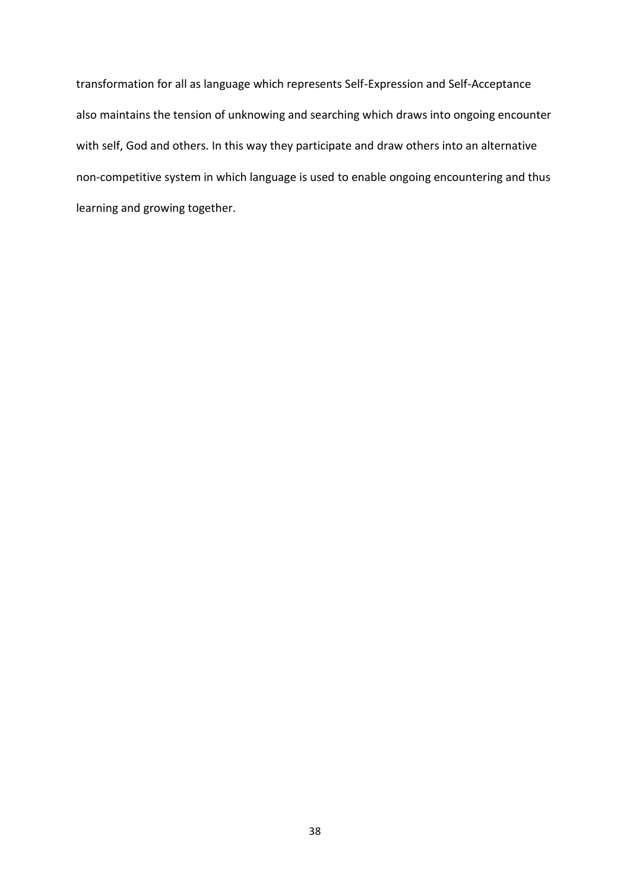transformation for all as language which represents Self-Expression and Self-Acceptance also maintains the tension of unknowing and searching which draws into ongoing encounter with self, God and others. In this way they participate and draw others into an alternative non-competitive system in which language is used to enable ongoing encountering and thus learning and growing together.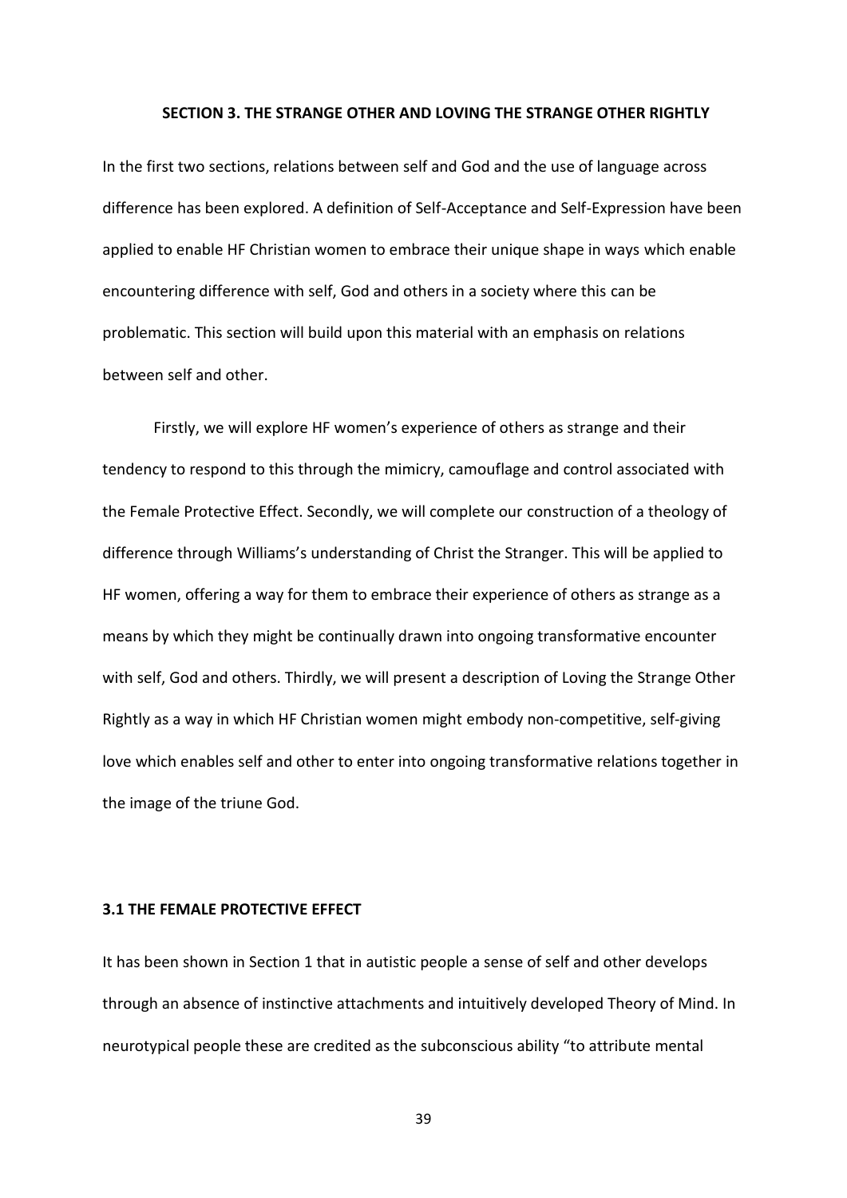## SECTION 3. THE STRANGE OTHER AND LOVING THE STRANGE OTHER RIGHTLY

In the first two sections, relations between self and God and the use of language across difference has been explored. A definition of Self-Acceptance and Self-Expression have been applied to enable HF Christian women to embrace their unique shape in ways which enable encountering difference with self, God and others in a society where this can be problematic. This section will build upon this material with an emphasis on relations between self and other.

Firstly, we will explore HF women's experience of others as strange and their tendency to respond to this through the mimicry, camouflage and control associated with the Female Protective Effect. Secondly, we will complete our construction of a theology of difference through Williams's understanding of Christ the Stranger. This will be applied to HF women, offering a way for them to embrace their experience of others as strange as a means by which they might be continually drawn into ongoing transformative encounter with self, God and others. Thirdly, we will present a description of Loving the Strange Other Rightly as a way in which HF Christian women might embody non-competitive, self-giving love which enables self and other to enter into ongoing transformative relations together in the image of the triune God.

### 3.1 THE FEMALE PROTECTIVE EFFECT

It has been shown in Section 1 that in autistic people a sense of self and other develops through an absence of instinctive attachments and intuitively developed Theory of Mind. In neurotypical people these are credited as the subconscious ability "to attribute mental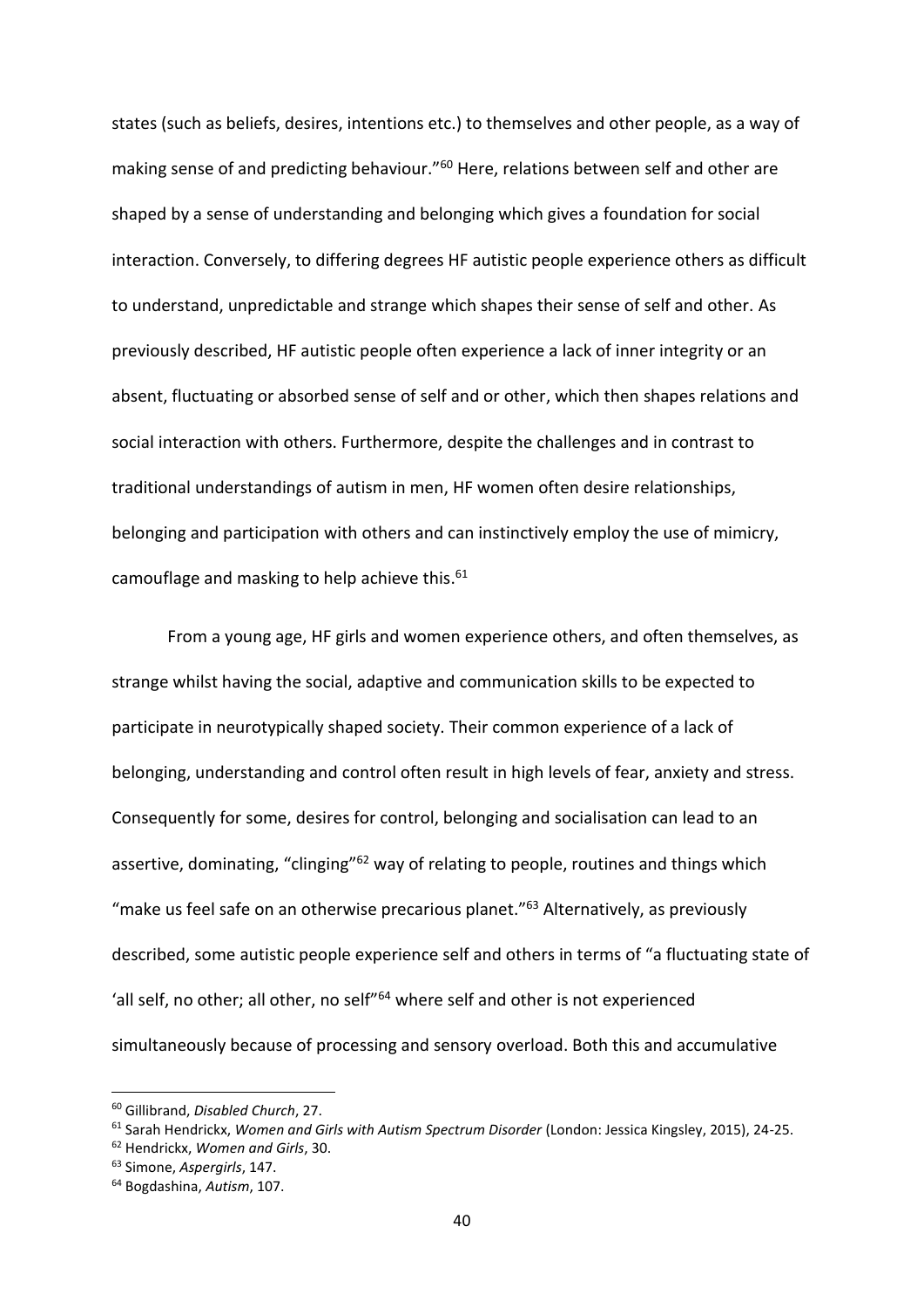states (such as beliefs, desires, intentions etc.) to themselves and other people, as a way of making sense of and predicting behaviour."[60] Here, relations between self and other are shaped by a sense of understanding and belonging which gives a foundation for social interaction. Conversely, to differing degrees HF autistic people experience others as difficult to understand, unpredictable and strange which shapes their sense of self and other. As previously described, HF autistic people often experience a lack of inner integrity or an absent, fluctuating or absorbed sense of self and or other, which then shapes relations and social interaction with others. Furthermore, despite the challenges and in contrast to traditional understandings of autism in men, HF women often desire relationships, belonging and participation with others and can instinctively employ the use of mimicry, camouflage and masking to help achieve this.[61]

From a young age, HF girls and women experience others, and often themselves, as strange whilst having the social, adaptive and communication skills to be expected to participate in neurotypically shaped society. Their common experience of a lack of belonging, understanding and control often result in high levels of fear, anxiety and stress. Consequently for some, desires for control, belonging and socialisation can lead to an assertive, dominating, "clinging"[62] way of relating to people, routines and things which "make us feel safe on an otherwise precarious planet."[63] Alternatively, as previously described, some autistic people experience self and others in terms of "a fluctuating state of 'all self, no other; all other, no self"[64] where self and other is not experienced simultaneously because of processing and sensory overload. Both this and accumulative

---

[60] Gillibrand, *Disabled Church*, 27.

[61] Sarah Hendrickx, *Women and Girls with Autism Spectrum Disorder* (London: Jessica Kingsley, 2015), 24-25.

[62] Hendrickx, *Women and Girls*, 30.

[63] Simone, *Aspergirls*, 147.

[64] Bogdashina, *Autism*, 107.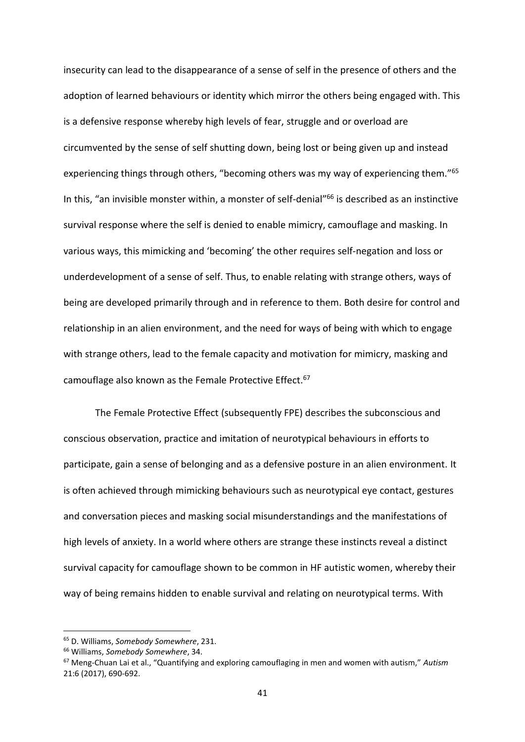insecurity can lead to the disappearance of a sense of self in the presence of others and the adoption of learned behaviours or identity which mirror the others being engaged with. This is a defensive response whereby high levels of fear, struggle and or overload are circumvented by the sense of self shutting down, being lost or being given up and instead experiencing things through others, "becoming others was my way of experiencing them."[65] In this, "an invisible monster within, a monster of self-denial"[66] is described as an instinctive survival response where the self is denied to enable mimicry, camouflage and masking. In various ways, this mimicking and 'becoming' the other requires self-negation and loss or underdevelopment of a sense of self. Thus, to enable relating with strange others, ways of being are developed primarily through and in reference to them. Both desire for control and relationship in an alien environment, and the need for ways of being with which to engage with strange others, lead to the female capacity and motivation for mimicry, masking and camouflage also known as the Female Protective Effect.[67]

The Female Protective Effect (subsequently FPE) describes the subconscious and conscious observation, practice and imitation of neurotypical behaviours in efforts to participate, gain a sense of belonging and as a defensive posture in an alien environment. It is often achieved through mimicking behaviours such as neurotypical eye contact, gestures and conversation pieces and masking social misunderstandings and the manifestations of high levels of anxiety. In a world where others are strange these instincts reveal a distinct survival capacity for camouflage shown to be common in HF autistic women, whereby their way of being remains hidden to enable survival and relating on neurotypical terms. With

---

[65] D. Williams, *Somebody Somewhere*, 231.

[66] Williams, *Somebody Somewhere*, 34.

[67] Meng-Chuan Lai et al., "Quantifying and exploring camouflaging in men and women with autism," *Autism* 21:6 (2017), 690-692.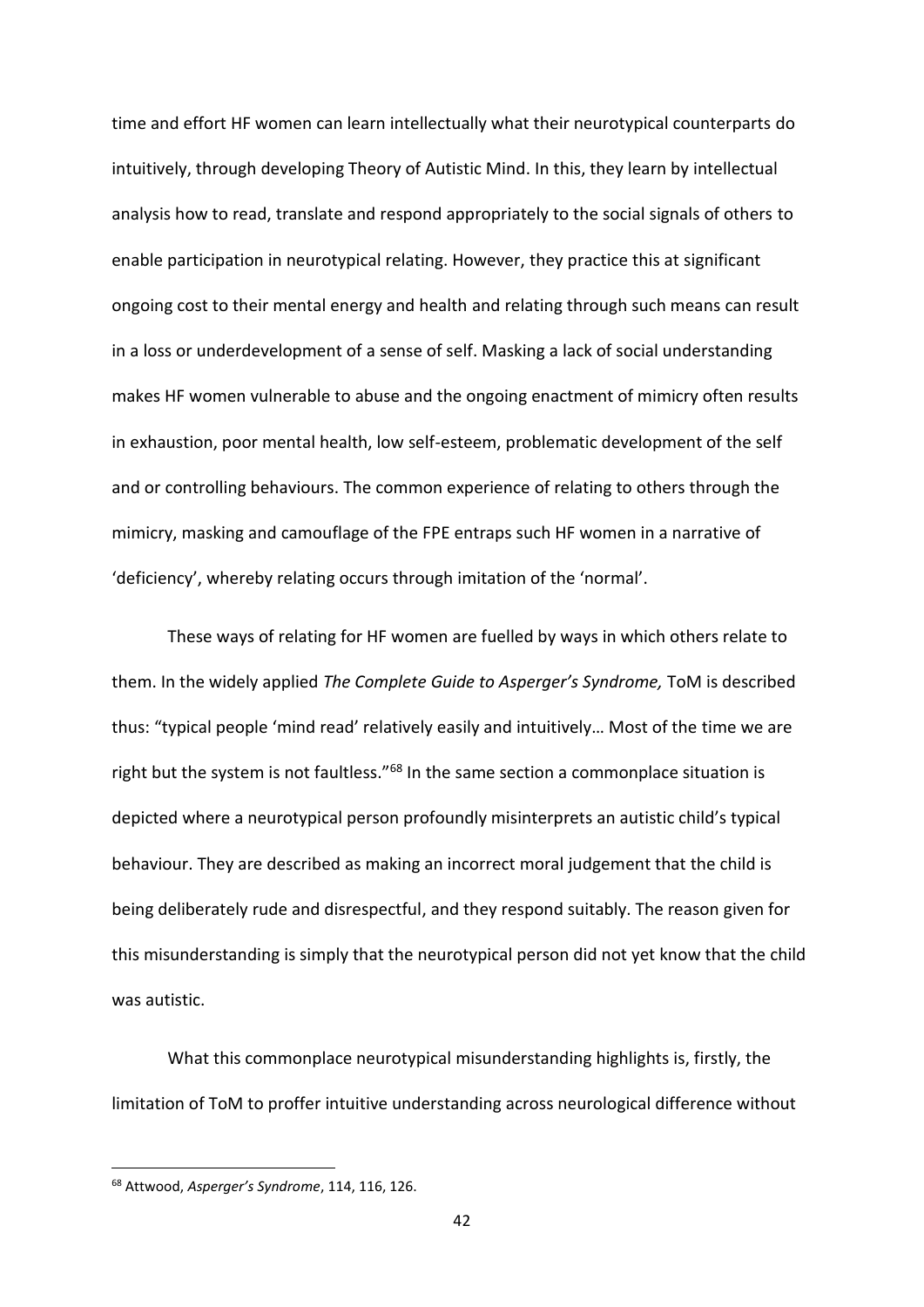time and effort HF women can learn intellectually what their neurotypical counterparts do intuitively, through developing Theory of Autistic Mind. In this, they learn by intellectual analysis how to read, translate and respond appropriately to the social signals of others to enable participation in neurotypical relating. However, they practice this at significant ongoing cost to their mental energy and health and relating through such means can result in a loss or underdevelopment of a sense of self. Masking a lack of social understanding makes HF women vulnerable to abuse and the ongoing enactment of mimicry often results in exhaustion, poor mental health, low self-esteem, problematic development of the self and or controlling behaviours. The common experience of relating to others through the mimicry, masking and camouflage of the FPE entraps such HF women in a narrative of 'deficiency', whereby relating occurs through imitation of the 'normal'.

These ways of relating for HF women are fuelled by ways in which others relate to them. In the widely applied *The Complete Guide to Asperger's Syndrome,* ToM is described thus: "typical people 'mind read' relatively easily and intuitively… Most of the time we are right but the system is not faultless."[68] In the same section a commonplace situation is depicted where a neurotypical person profoundly misinterprets an autistic child's typical behaviour. They are described as making an incorrect moral judgement that the child is being deliberately rude and disrespectful, and they respond suitably. The reason given for this misunderstanding is simply that the neurotypical person did not yet know that the child was autistic.

What this commonplace neurotypical misunderstanding highlights is, firstly, the limitation of ToM to proffer intuitive understanding across neurological difference without

[68] Attwood, *Asperger's Syndrome*, 114, 116, 126.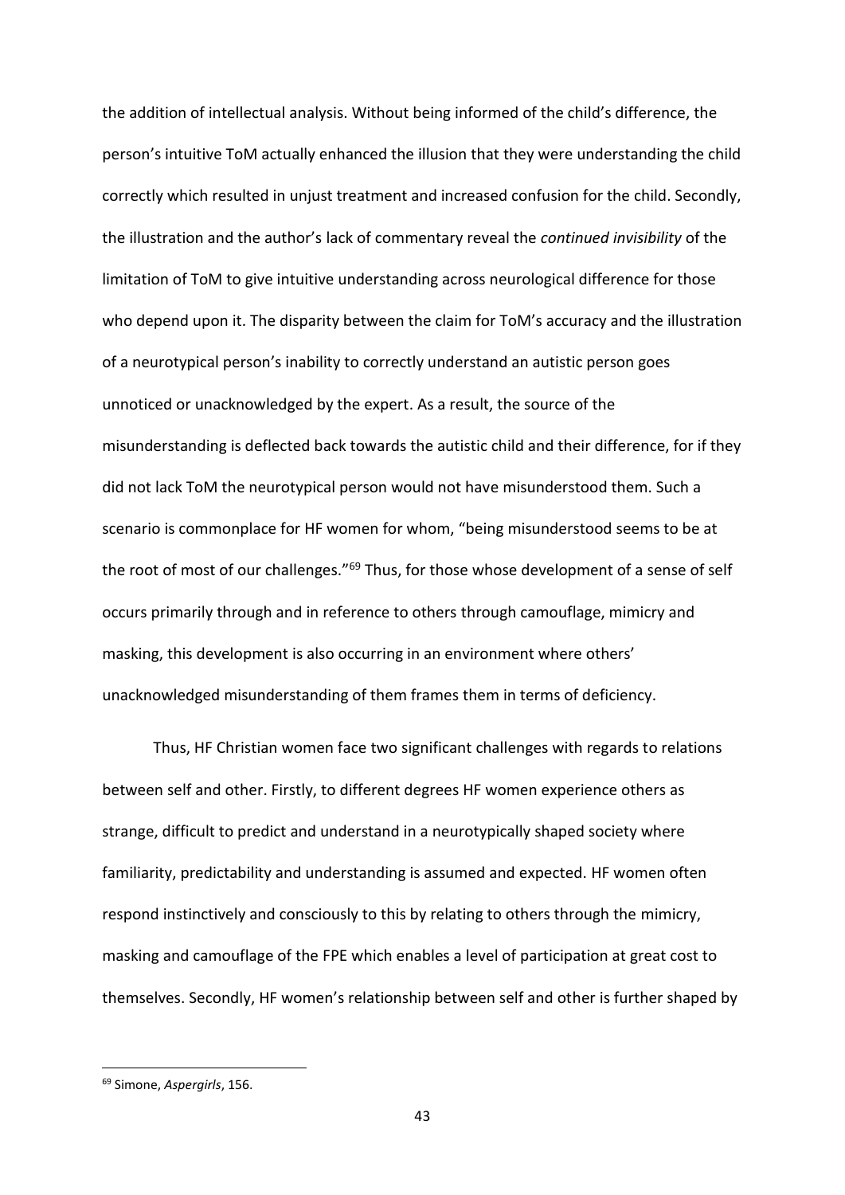the addition of intellectual analysis. Without being informed of the child's difference, the person's intuitive ToM actually enhanced the illusion that they were understanding the child correctly which resulted in unjust treatment and increased confusion for the child. Secondly, the illustration and the author's lack of commentary reveal the *continued invisibility* of the limitation of ToM to give intuitive understanding across neurological difference for those who depend upon it. The disparity between the claim for ToM's accuracy and the illustration of a neurotypical person's inability to correctly understand an autistic person goes unnoticed or unacknowledged by the expert. As a result, the source of the misunderstanding is deflected back towards the autistic child and their difference, for if they did not lack ToM the neurotypical person would not have misunderstood them. Such a scenario is commonplace for HF women for whom, "being misunderstood seems to be at the root of most of our challenges."[69] Thus, for those whose development of a sense of self occurs primarily through and in reference to others through camouflage, mimicry and masking, this development is also occurring in an environment where others' unacknowledged misunderstanding of them frames them in terms of deficiency.

Thus, HF Christian women face two significant challenges with regards to relations between self and other. Firstly, to different degrees HF women experience others as strange, difficult to predict and understand in a neurotypically shaped society where familiarity, predictability and understanding is assumed and expected. HF women often respond instinctively and consciously to this by relating to others through the mimicry, masking and camouflage of the FPE which enables a level of participation at great cost to themselves. Secondly, HF women's relationship between self and other is further shaped by

[69] Simone, *Aspergirls*, 156.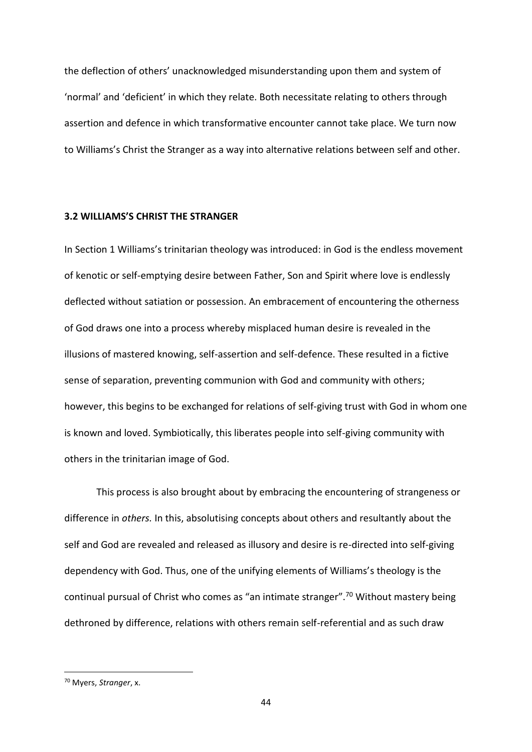the deflection of others' unacknowledged misunderstanding upon them and system of 'normal' and 'deficient' in which they relate. Both necessitate relating to others through assertion and defence in which transformative encounter cannot take place. We turn now to Williams's Christ the Stranger as a way into alternative relations between self and other.

### 3.2 WILLIAMS'S CHRIST THE STRANGER

In Section 1 Williams's trinitarian theology was introduced: in God is the endless movement of kenotic or self-emptying desire between Father, Son and Spirit where love is endlessly deflected without satiation or possession. An embracement of encountering the otherness of God draws one into a process whereby misplaced human desire is revealed in the illusions of mastered knowing, self-assertion and self-defence. These resulted in a fictive sense of separation, preventing communion with God and community with others; however, this begins to be exchanged for relations of self-giving trust with God in whom one is known and loved. Symbiotically, this liberates people into self-giving community with others in the trinitarian image of God.

This process is also brought about by embracing the encountering of strangeness or difference in *others.* In this, absolutising concepts about others and resultantly about the self and God are revealed and released as illusory and desire is re-directed into self-giving dependency with God. Thus, one of the unifying elements of Williams's theology is the continual pursual of Christ who comes as "an intimate stranger".[70] Without mastery being dethroned by difference, relations with others remain self-referential and as such draw

[70] Myers, *Stranger*, x.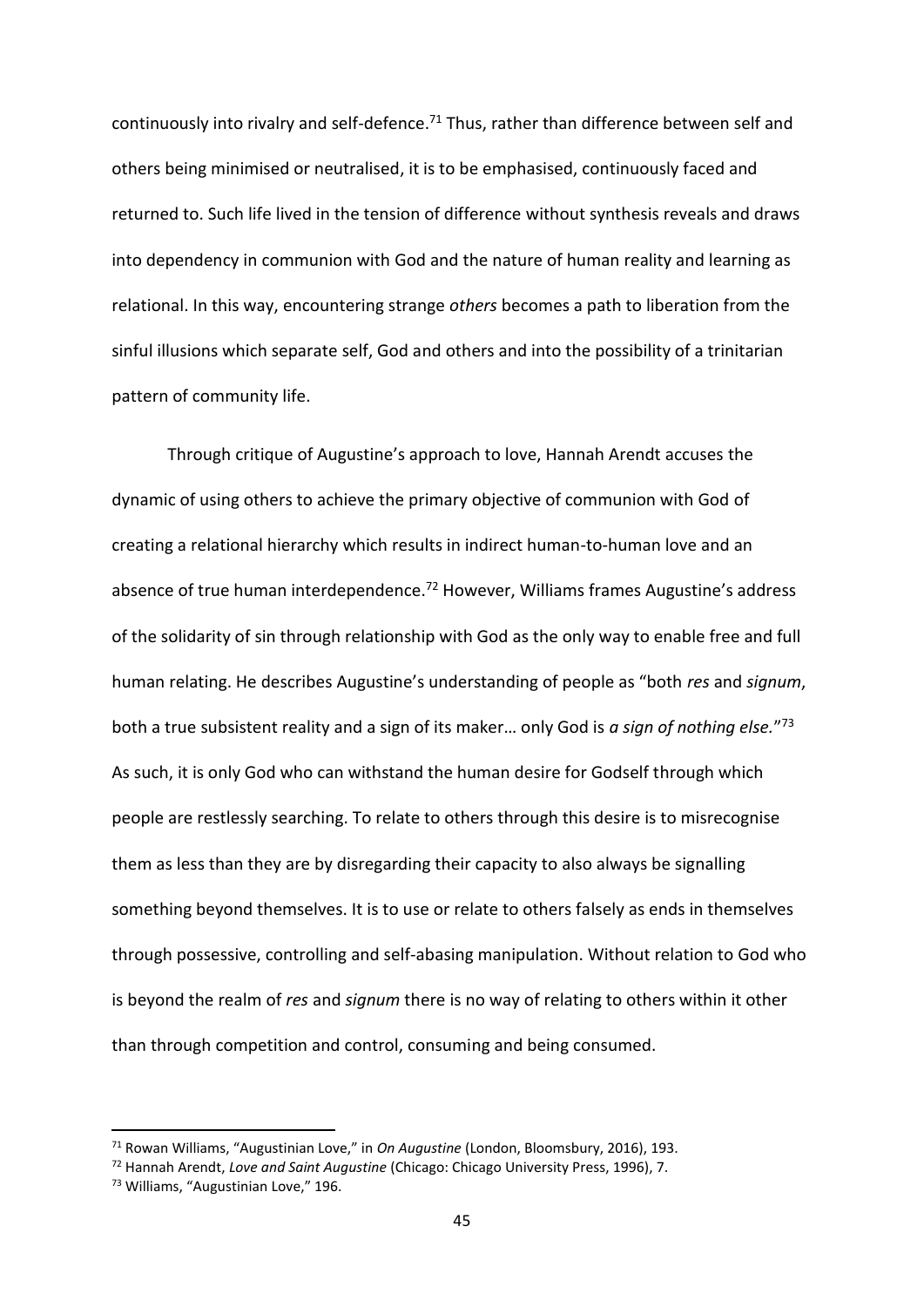continuously into rivalry and self-defence.[71] Thus, rather than difference between self and others being minimised or neutralised, it is to be emphasised, continuously faced and returned to. Such life lived in the tension of difference without synthesis reveals and draws into dependency in communion with God and the nature of human reality and learning as relational. In this way, encountering strange *others* becomes a path to liberation from the sinful illusions which separate self, God and others and into the possibility of a trinitarian pattern of community life.

Through critique of Augustine's approach to love, Hannah Arendt accuses the dynamic of using others to achieve the primary objective of communion with God of creating a relational hierarchy which results in indirect human-to-human love and an absence of true human interdependence.[72] However, Williams frames Augustine's address of the solidarity of sin through relationship with God as the only way to enable free and full human relating. He describes Augustine's understanding of people as "both *res* and *signum*, both a true subsistent reality and a sign of its maker… only God is *a sign of nothing else.*"[73] As such, it is only God who can withstand the human desire for Godself through which people are restlessly searching. To relate to others through this desire is to misrecognise them as less than they are by disregarding their capacity to also always be signalling something beyond themselves. It is to use or relate to others falsely as ends in themselves through possessive, controlling and self-abasing manipulation. Without relation to God who is beyond the realm of *res* and *signum* there is no way of relating to others within it other than through competition and control, consuming and being consumed.

---

[71] Rowan Williams, "Augustinian Love," in *On Augustine* (London, Bloomsbury, 2016), 193.

[72] Hannah Arendt, *Love and Saint Augustine* (Chicago: Chicago University Press, 1996), 7.

[73] Williams, "Augustinian Love," 196.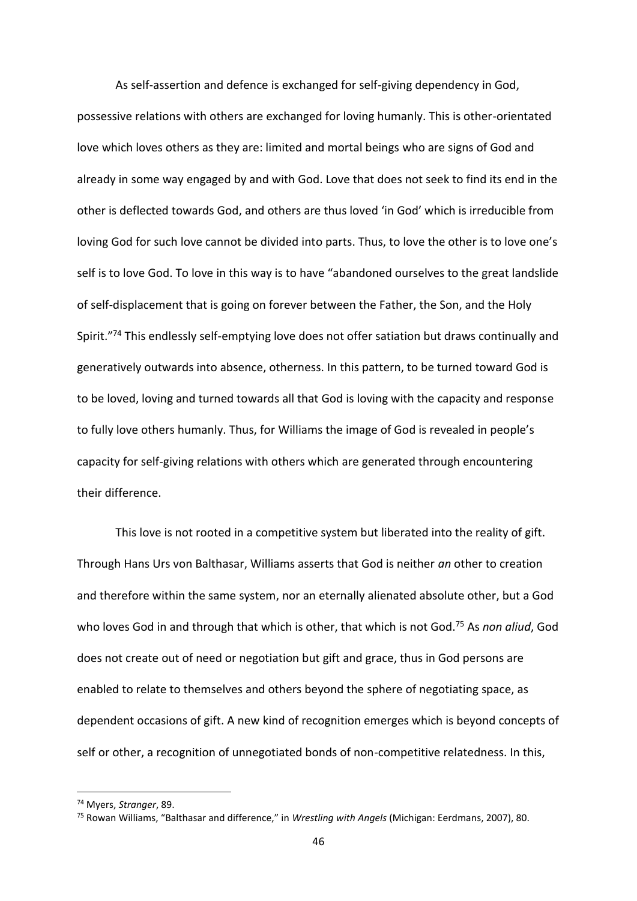As self-assertion and defence is exchanged for self-giving dependency in God, possessive relations with others are exchanged for loving humanly. This is other-orientated love which loves others as they are: limited and mortal beings who are signs of God and already in some way engaged by and with God. Love that does not seek to find its end in the other is deflected towards God, and others are thus loved 'in God' which is irreducible from loving God for such love cannot be divided into parts. Thus, to love the other is to love one's self is to love God. To love in this way is to have "abandoned ourselves to the great landslide of self-displacement that is going on forever between the Father, the Son, and the Holy Spirit."[74] This endlessly self-emptying love does not offer satiation but draws continually and generatively outwards into absence, otherness. In this pattern, to be turned toward God is to be loved, loving and turned towards all that God is loving with the capacity and response to fully love others humanly. Thus, for Williams the image of God is revealed in people's capacity for self-giving relations with others which are generated through encountering their difference.

This love is not rooted in a competitive system but liberated into the reality of gift. Through Hans Urs von Balthasar, Williams asserts that God is neither *an* other to creation and therefore within the same system, nor an eternally alienated absolute other, but a God who loves God in and through that which is other, that which is not God.[75] As *non aliud*, God does not create out of need or negotiation but gift and grace, thus in God persons are enabled to relate to themselves and others beyond the sphere of negotiating space, as dependent occasions of gift. A new kind of recognition emerges which is beyond concepts of self or other, a recognition of unnegotiated bonds of non-competitive relatedness. In this,

[74] Myers, *Stranger*, 89.

[75] Rowan Williams, "Balthasar and difference," in *Wrestling with Angels* (Michigan: Eerdmans, 2007), 80.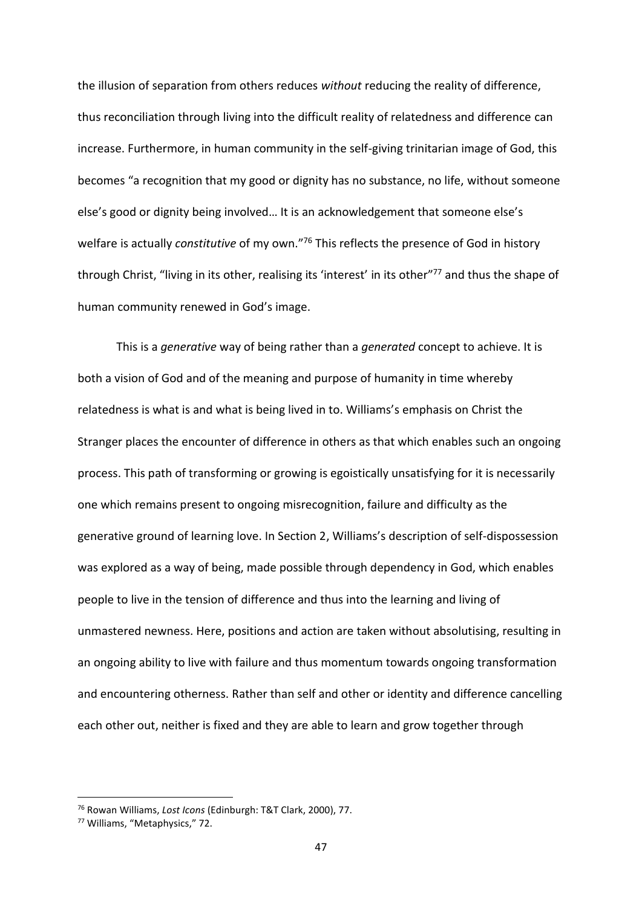the illusion of separation from others reduces *without* reducing the reality of difference, thus reconciliation through living into the difficult reality of relatedness and difference can increase. Furthermore, in human community in the self-giving trinitarian image of God, this becomes "a recognition that my good or dignity has no substance, no life, without someone else's good or dignity being involved… It is an acknowledgement that someone else's welfare is actually *constitutive* of my own."[76] This reflects the presence of God in history through Christ, "living in its other, realising its 'interest' in its other"[77] and thus the shape of human community renewed in God's image.

This is a *generative* way of being rather than a *generated* concept to achieve. It is both a vision of God and of the meaning and purpose of humanity in time whereby relatedness is what is and what is being lived in to. Williams's emphasis on Christ the Stranger places the encounter of difference in others as that which enables such an ongoing process. This path of transforming or growing is egoistically unsatisfying for it is necessarily one which remains present to ongoing misrecognition, failure and difficulty as the generative ground of learning love. In Section 2, Williams's description of self-dispossession was explored as a way of being, made possible through dependency in God, which enables people to live in the tension of difference and thus into the learning and living of unmastered newness. Here, positions and action are taken without absolutising, resulting in an ongoing ability to live with failure and thus momentum towards ongoing transformation and encountering otherness. Rather than self and other or identity and difference cancelling each other out, neither is fixed and they are able to learn and grow together through

---

[76] Rowan Williams, *Lost Icons* (Edinburgh: T&T Clark, 2000), 77.

[77] Williams, "Metaphysics," 72.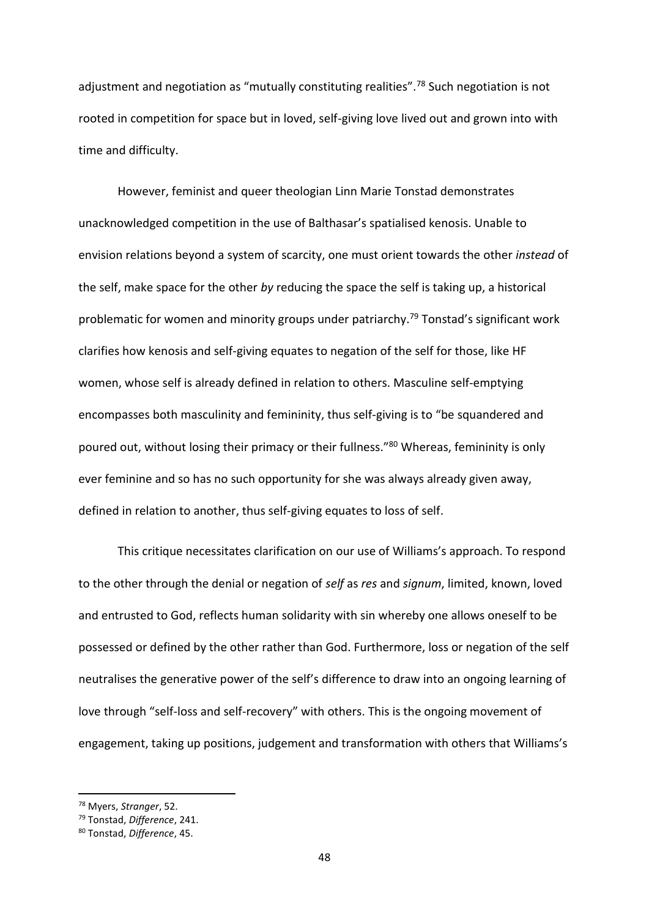adjustment and negotiation as "mutually constituting realities".[78] Such negotiation is not rooted in competition for space but in loved, self-giving love lived out and grown into with time and difficulty.

However, feminist and queer theologian Linn Marie Tonstad demonstrates unacknowledged competition in the use of Balthasar's spatialised kenosis. Unable to envision relations beyond a system of scarcity, one must orient towards the other *instead* of the self, make space for the other *by* reducing the space the self is taking up, a historical problematic for women and minority groups under patriarchy.[79] Tonstad's significant work clarifies how kenosis and self-giving equates to negation of the self for those, like HF women, whose self is already defined in relation to others. Masculine self-emptying encompasses both masculinity and femininity, thus self-giving is to "be squandered and poured out, without losing their primacy or their fullness."[80] Whereas, femininity is only ever feminine and so has no such opportunity for she was always already given away, defined in relation to another, thus self-giving equates to loss of self.

This critique necessitates clarification on our use of Williams's approach. To respond to the other through the denial or negation of *self* as *res* and *signum*, limited, known, loved and entrusted to God, reflects human solidarity with sin whereby one allows oneself to be possessed or defined by the other rather than God. Furthermore, loss or negation of the self neutralises the generative power of the self's difference to draw into an ongoing learning of love through "self-loss and self-recovery" with others. This is the ongoing movement of engagement, taking up positions, judgement and transformation with others that Williams's

---

[78] Myers, *Stranger*, 52.

[79] Tonstad, *Difference*, 241.

[80] Tonstad, *Difference*, 45.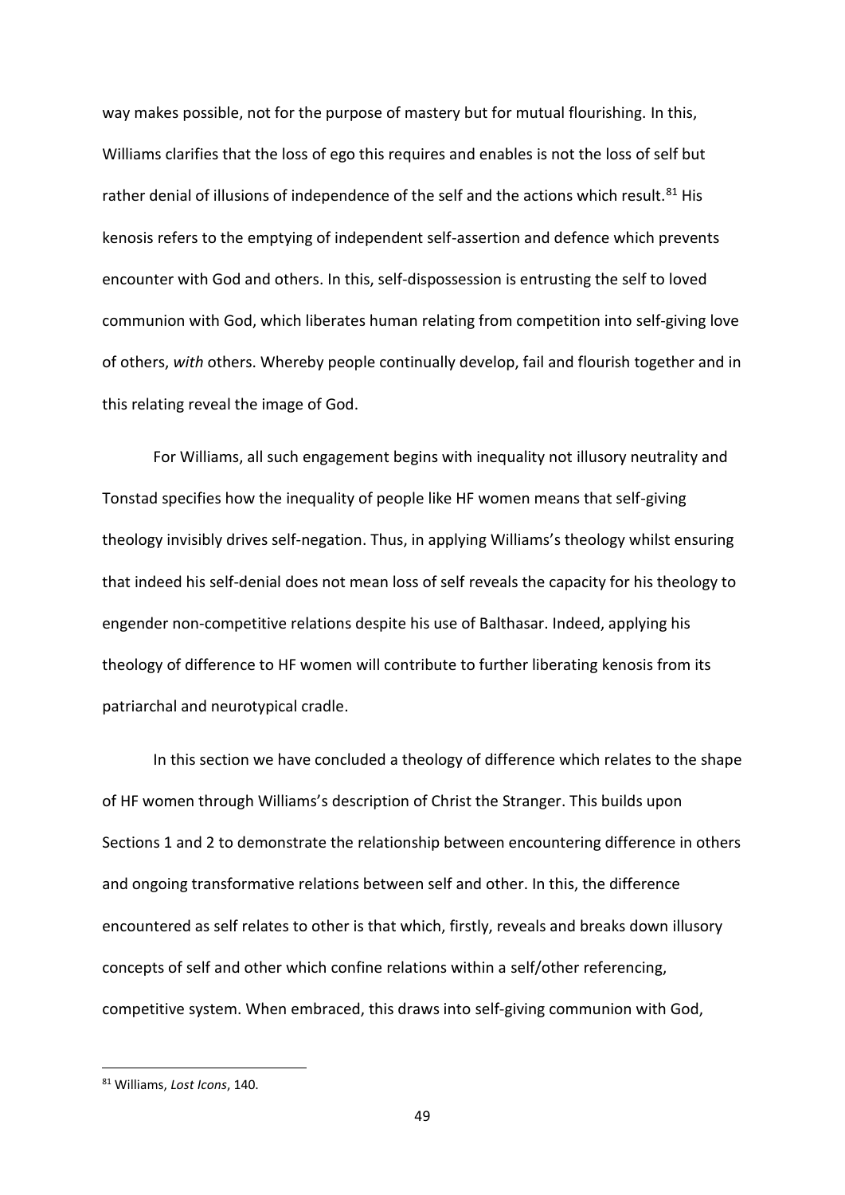way makes possible, not for the purpose of mastery but for mutual flourishing. In this, Williams clarifies that the loss of ego this requires and enables is not the loss of self but rather denial of illusions of independence of the self and the actions which result.[81] His kenosis refers to the emptying of independent self-assertion and defence which prevents encounter with God and others. In this, self-dispossession is entrusting the self to loved communion with God, which liberates human relating from competition into self-giving love of others, *with* others. Whereby people continually develop, fail and flourish together and in this relating reveal the image of God.

For Williams, all such engagement begins with inequality not illusory neutrality and Tonstad specifies how the inequality of people like HF women means that self-giving theology invisibly drives self-negation. Thus, in applying Williams's theology whilst ensuring that indeed his self-denial does not mean loss of self reveals the capacity for his theology to engender non-competitive relations despite his use of Balthasar. Indeed, applying his theology of difference to HF women will contribute to further liberating kenosis from its patriarchal and neurotypical cradle.

In this section we have concluded a theology of difference which relates to the shape of HF women through Williams's description of Christ the Stranger. This builds upon Sections 1 and 2 to demonstrate the relationship between encountering difference in others and ongoing transformative relations between self and other. In this, the difference encountered as self relates to other is that which, firstly, reveals and breaks down illusory concepts of self and other which confine relations within a self/other referencing, competitive system. When embraced, this draws into self-giving communion with God,

[81] Williams, *Lost Icons*, 140.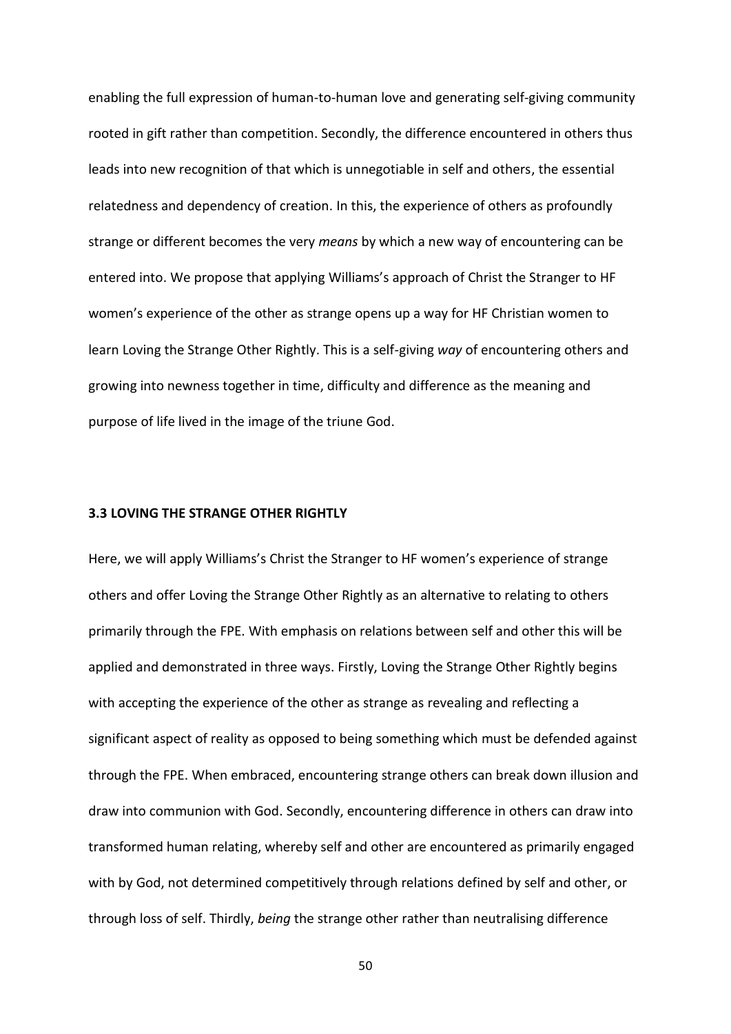enabling the full expression of human-to-human love and generating self-giving community rooted in gift rather than competition. Secondly, the difference encountered in others thus leads into new recognition of that which is unnegotiable in self and others, the essential relatedness and dependency of creation. In this, the experience of others as profoundly strange or different becomes the very *means* by which a new way of encountering can be entered into. We propose that applying Williams's approach of Christ the Stranger to HF women's experience of the other as strange opens up a way for HF Christian women to learn Loving the Strange Other Rightly. This is a self-giving *way* of encountering others and growing into newness together in time, difficulty and difference as the meaning and purpose of life lived in the image of the triune God.

### 3.3 LOVING THE STRANGE OTHER RIGHTLY

Here, we will apply Williams's Christ the Stranger to HF women's experience of strange others and offer Loving the Strange Other Rightly as an alternative to relating to others primarily through the FPE. With emphasis on relations between self and other this will be applied and demonstrated in three ways. Firstly, Loving the Strange Other Rightly begins with accepting the experience of the other as strange as revealing and reflecting a significant aspect of reality as opposed to being something which must be defended against through the FPE. When embraced, encountering strange others can break down illusion and draw into communion with God. Secondly, encountering difference in others can draw into transformed human relating, whereby self and other are encountered as primarily engaged with by God, not determined competitively through relations defined by self and other, or through loss of self. Thirdly, *being* the strange other rather than neutralising difference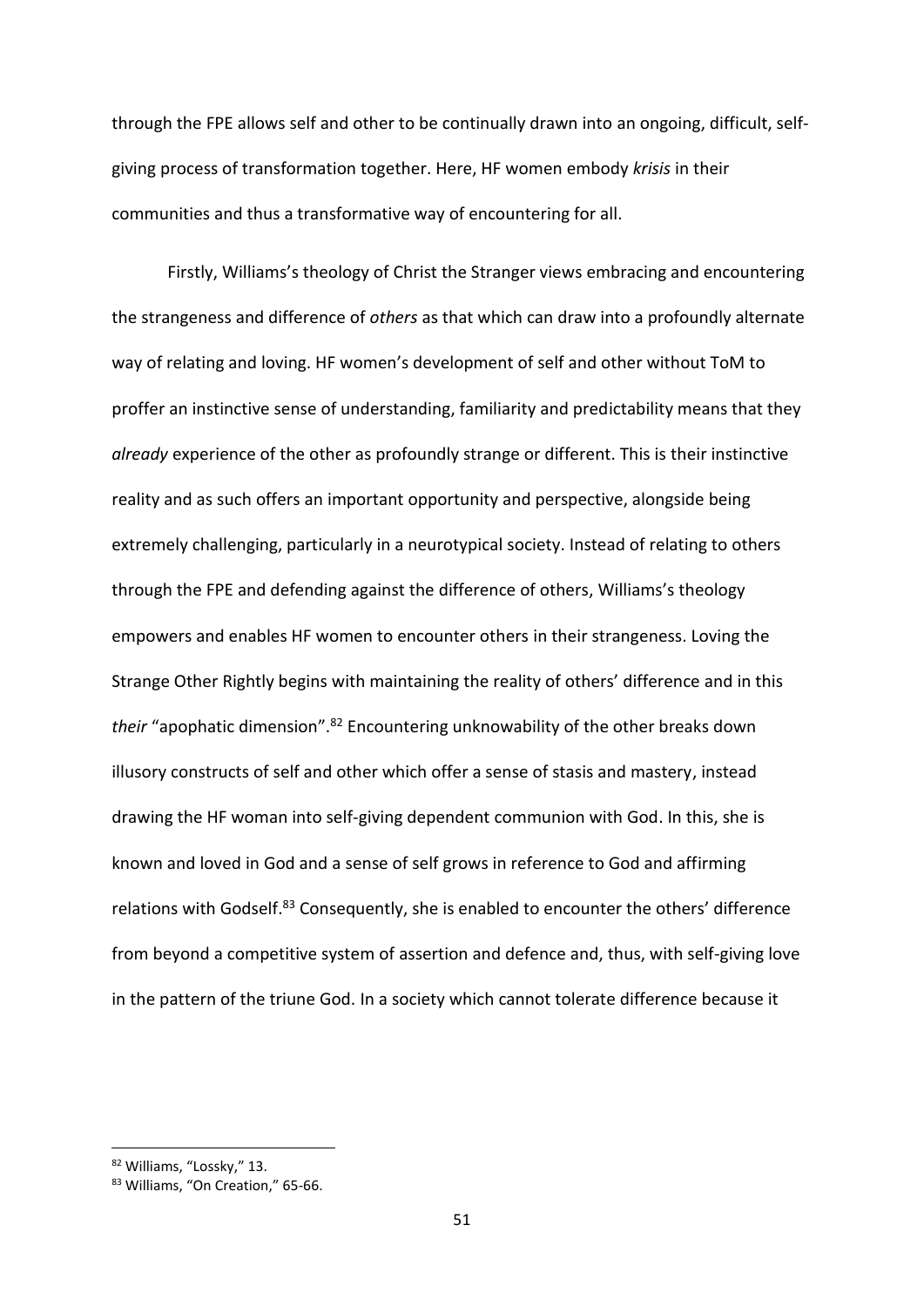through the FPE allows self and other to be continually drawn into an ongoing, difficult, self-giving process of transformation together. Here, HF women embody *krisis* in their communities and thus a transformative way of encountering for all.

Firstly, Williams's theology of Christ the Stranger views embracing and encountering the strangeness and difference of *others* as that which can draw into a profoundly alternate way of relating and loving. HF women's development of self and other without ToM to proffer an instinctive sense of understanding, familiarity and predictability means that they *already* experience of the other as profoundly strange or different. This is their instinctive reality and as such offers an important opportunity and perspective, alongside being extremely challenging, particularly in a neurotypical society. Instead of relating to others through the FPE and defending against the difference of others, Williams's theology empowers and enables HF women to encounter others in their strangeness. Loving the Strange Other Rightly begins with maintaining the reality of others' difference and in this *their* "apophatic dimension".[82] Encountering unknowability of the other breaks down illusory constructs of self and other which offer a sense of stasis and mastery, instead drawing the HF woman into self-giving dependent communion with God. In this, she is known and loved in God and a sense of self grows in reference to God and affirming relations with Godself.[83] Consequently, she is enabled to encounter the others' difference from beyond a competitive system of assertion and defence and, thus, with self-giving love in the pattern of the triune God. In a society which cannot tolerate difference because it

[82] Williams, "Lossky," 13.

[83] Williams, "On Creation," 65-66.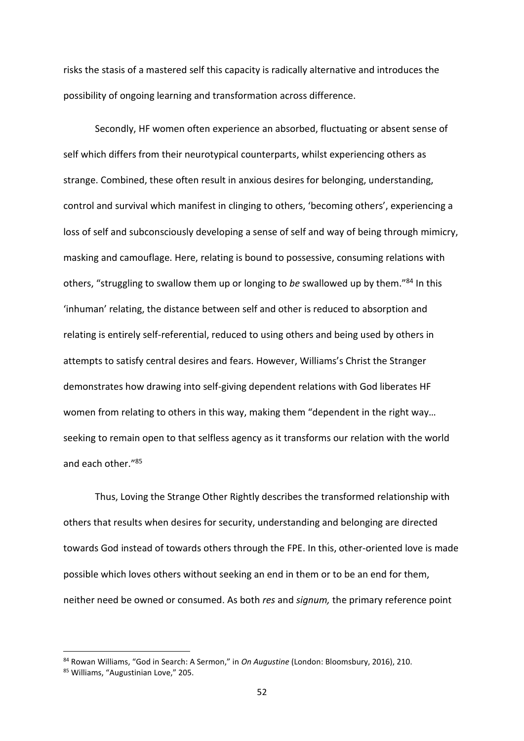risks the stasis of a mastered self this capacity is radically alternative and introduces the possibility of ongoing learning and transformation across difference.

Secondly, HF women often experience an absorbed, fluctuating or absent sense of self which differs from their neurotypical counterparts, whilst experiencing others as strange. Combined, these often result in anxious desires for belonging, understanding, control and survival which manifest in clinging to others, 'becoming others', experiencing a loss of self and subconsciously developing a sense of self and way of being through mimicry, masking and camouflage. Here, relating is bound to possessive, consuming relations with others, "struggling to swallow them up or longing to *be* swallowed up by them."[84] In this 'inhuman' relating, the distance between self and other is reduced to absorption and relating is entirely self-referential, reduced to using others and being used by others in attempts to satisfy central desires and fears. However, Williams's Christ the Stranger demonstrates how drawing into self-giving dependent relations with God liberates HF women from relating to others in this way, making them "dependent in the right way… seeking to remain open to that selfless agency as it transforms our relation with the world and each other."[85]

Thus, Loving the Strange Other Rightly describes the transformed relationship with others that results when desires for security, understanding and belonging are directed towards God instead of towards others through the FPE. In this, other-oriented love is made possible which loves others without seeking an end in them or to be an end for them, neither need be owned or consumed. As both *res* and *signum,* the primary reference point

---

[84] Rowan Williams, "God in Search: A Sermon," in *On Augustine* (London: Bloomsbury, 2016), 210.

[85] Williams, "Augustinian Love," 205.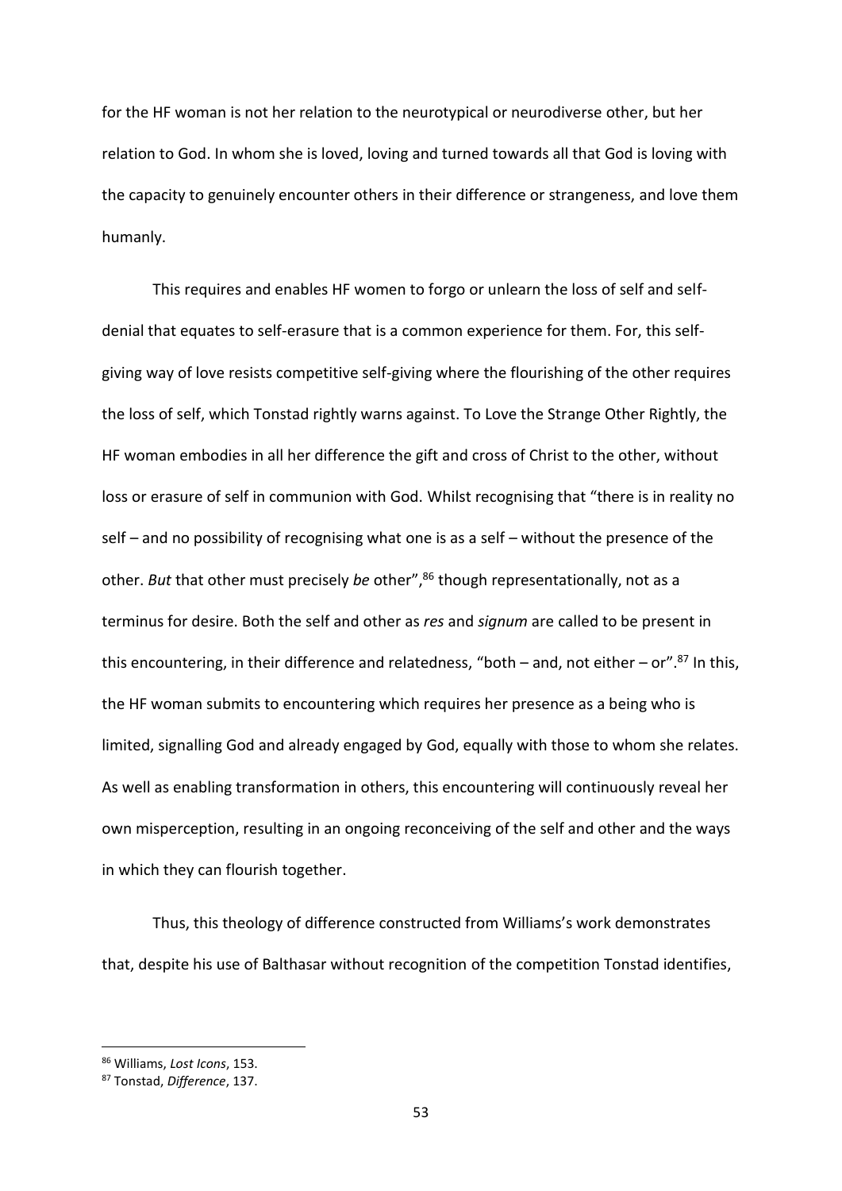for the HF woman is not her relation to the neurotypical or neurodiverse other, but her relation to God. In whom she is loved, loving and turned towards all that God is loving with the capacity to genuinely encounter others in their difference or strangeness, and love them humanly.

This requires and enables HF women to forgo or unlearn the loss of self and self-denial that equates to self-erasure that is a common experience for them. For, this self-giving way of love resists competitive self-giving where the flourishing of the other requires the loss of self, which Tonstad rightly warns against. To Love the Strange Other Rightly, the HF woman embodies in all her difference the gift and cross of Christ to the other, without loss or erasure of self in communion with God. Whilst recognising that "there is in reality no self – and no possibility of recognising what one is as a self – without the presence of the other. *But* that other must precisely *be* other",[86] though representationally, not as a terminus for desire. Both the self and other as *res* and *signum* are called to be present in this encountering, in their difference and relatedness, "both – and, not either – or".[87] In this, the HF woman submits to encountering which requires her presence as a being who is limited, signalling God and already engaged by God, equally with those to whom she relates. As well as enabling transformation in others, this encountering will continuously reveal her own misperception, resulting in an ongoing reconceiving of the self and other and the ways in which they can flourish together.

Thus, this theology of difference constructed from Williams's work demonstrates that, despite his use of Balthasar without recognition of the competition Tonstad identifies,

---

[86] Williams, *Lost Icons*, 153.

[87] Tonstad, *Difference*, 137.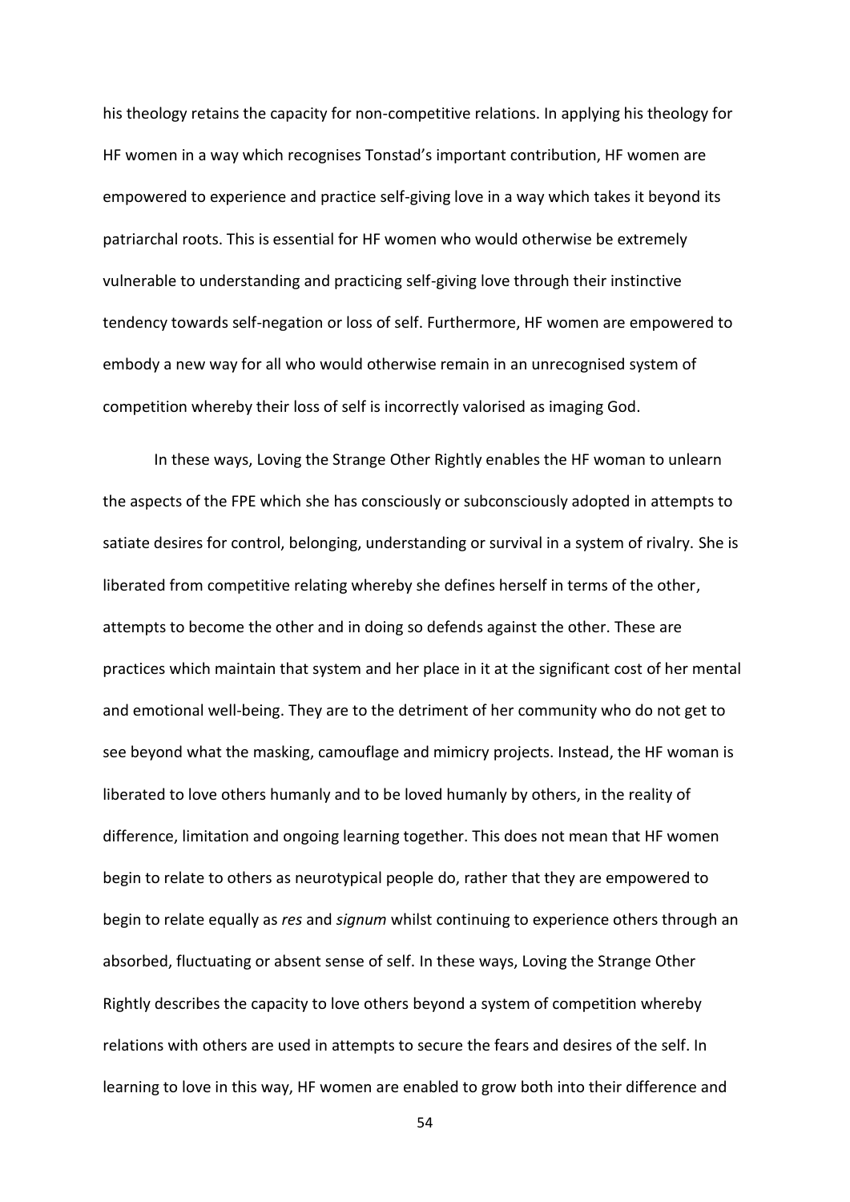his theology retains the capacity for non-competitive relations. In applying his theology for HF women in a way which recognises Tonstad's important contribution, HF women are empowered to experience and practice self-giving love in a way which takes it beyond its patriarchal roots. This is essential for HF women who would otherwise be extremely vulnerable to understanding and practicing self-giving love through their instinctive tendency towards self-negation or loss of self. Furthermore, HF women are empowered to embody a new way for all who would otherwise remain in an unrecognised system of competition whereby their loss of self is incorrectly valorised as imaging God.

In these ways, Loving the Strange Other Rightly enables the HF woman to unlearn the aspects of the FPE which she has consciously or subconsciously adopted in attempts to satiate desires for control, belonging, understanding or survival in a system of rivalry. She is liberated from competitive relating whereby she defines herself in terms of the other, attempts to become the other and in doing so defends against the other. These are practices which maintain that system and her place in it at the significant cost of her mental and emotional well-being. They are to the detriment of her community who do not get to see beyond what the masking, camouflage and mimicry projects. Instead, the HF woman is liberated to love others humanly and to be loved humanly by others, in the reality of difference, limitation and ongoing learning together. This does not mean that HF women begin to relate to others as neurotypical people do, rather that they are empowered to begin to relate equally as *res* and *signum* whilst continuing to experience others through an absorbed, fluctuating or absent sense of self. In these ways, Loving the Strange Other Rightly describes the capacity to love others beyond a system of competition whereby relations with others are used in attempts to secure the fears and desires of the self. In learning to love in this way, HF women are enabled to grow both into their difference and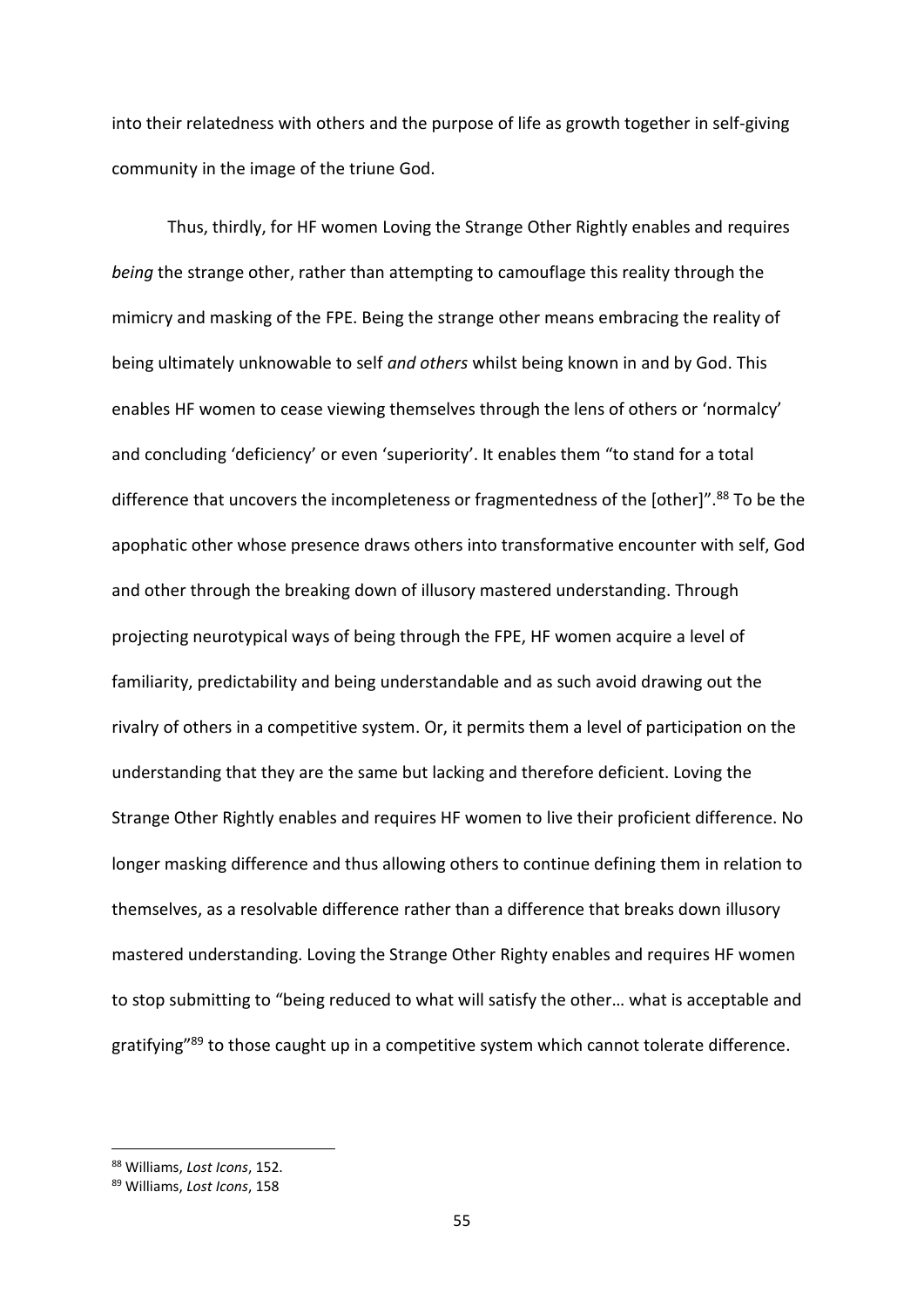into their relatedness with others and the purpose of life as growth together in self-giving community in the image of the triune God.

Thus, thirdly, for HF women Loving the Strange Other Rightly enables and requires *being* the strange other, rather than attempting to camouflage this reality through the mimicry and masking of the FPE. Being the strange other means embracing the reality of being ultimately unknowable to self *and others* whilst being known in and by God. This enables HF women to cease viewing themselves through the lens of others or 'normalcy' and concluding 'deficiency' or even 'superiority'. It enables them "to stand for a total difference that uncovers the incompleteness or fragmentedness of the [other]".[88] To be the apophatic other whose presence draws others into transformative encounter with self, God and other through the breaking down of illusory mastered understanding. Through projecting neurotypical ways of being through the FPE, HF women acquire a level of familiarity, predictability and being understandable and as such avoid drawing out the rivalry of others in a competitive system. Or, it permits them a level of participation on the understanding that they are the same but lacking and therefore deficient. Loving the Strange Other Rightly enables and requires HF women to live their proficient difference. No longer masking difference and thus allowing others to continue defining them in relation to themselves, as a resolvable difference rather than a difference that breaks down illusory mastered understanding. Loving the Strange Other Righty enables and requires HF women to stop submitting to "being reduced to what will satisfy the other… what is acceptable and gratifying"[89] to those caught up in a competitive system which cannot tolerate difference.

---

[88] Williams, *Lost Icons*, 152.

[89] Williams, *Lost Icons*, 158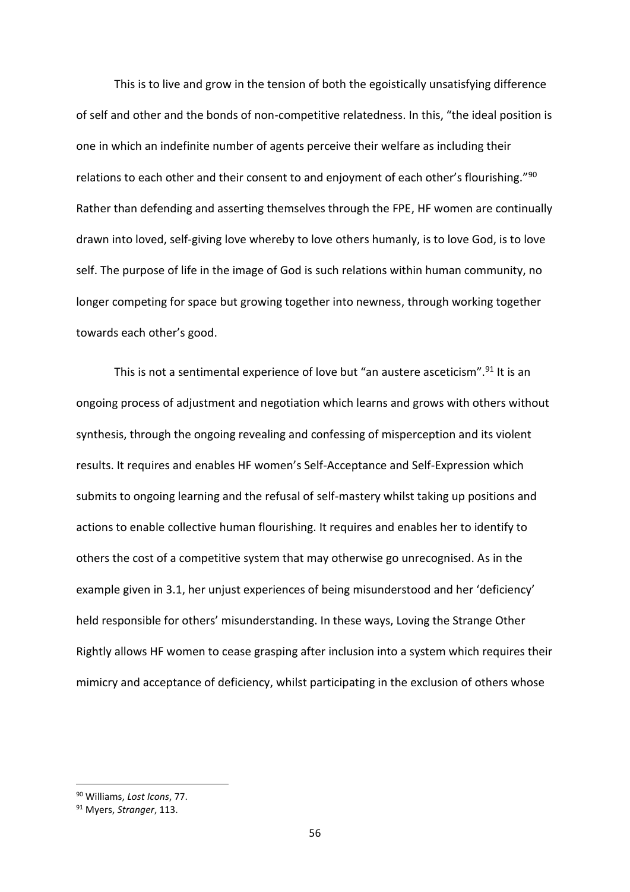This is to live and grow in the tension of both the egoistically unsatisfying difference of self and other and the bonds of non-competitive relatedness. In this, "the ideal position is one in which an indefinite number of agents perceive their welfare as including their relations to each other and their consent to and enjoyment of each other's flourishing."[90] Rather than defending and asserting themselves through the FPE, HF women are continually drawn into loved, self-giving love whereby to love others humanly, is to love God, is to love self. The purpose of life in the image of God is such relations within human community, no longer competing for space but growing together into newness, through working together towards each other's good.

This is not a sentimental experience of love but "an austere asceticism".[91] It is an ongoing process of adjustment and negotiation which learns and grows with others without synthesis, through the ongoing revealing and confessing of misperception and its violent results. It requires and enables HF women's Self-Acceptance and Self-Expression which submits to ongoing learning and the refusal of self-mastery whilst taking up positions and actions to enable collective human flourishing. It requires and enables her to identify to others the cost of a competitive system that may otherwise go unrecognised. As in the example given in 3.1, her unjust experiences of being misunderstood and her 'deficiency' held responsible for others' misunderstanding. In these ways, Loving the Strange Other Rightly allows HF women to cease grasping after inclusion into a system which requires their mimicry and acceptance of deficiency, whilst participating in the exclusion of others whose

---

[90] Williams, *Lost Icons*, 77.

[91] Myers, *Stranger*, 113.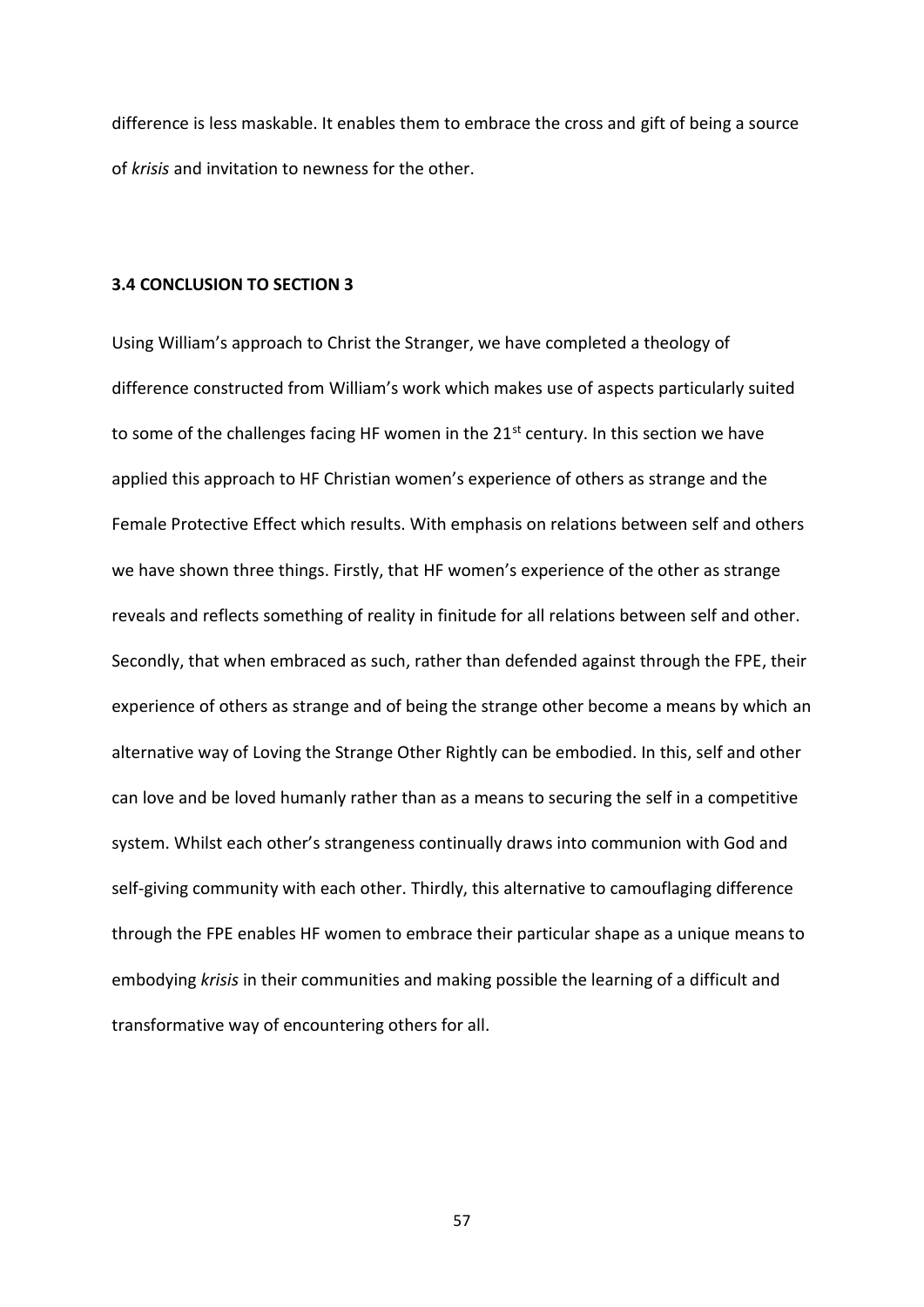difference is less maskable. It enables them to embrace the cross and gift of being a source of *krisis* and invitation to newness for the other.

### 3.4 CONCLUSION TO SECTION 3

Using William's approach to Christ the Stranger, we have completed a theology of difference constructed from William's work which makes use of aspects particularly suited to some of the challenges facing HF women in the 21st century. In this section we have applied this approach to HF Christian women's experience of others as strange and the Female Protective Effect which results. With emphasis on relations between self and others we have shown three things. Firstly, that HF women's experience of the other as strange reveals and reflects something of reality in finitude for all relations between self and other. Secondly, that when embraced as such, rather than defended against through the FPE, their experience of others as strange and of being the strange other become a means by which an alternative way of Loving the Strange Other Rightly can be embodied. In this, self and other can love and be loved humanly rather than as a means to securing the self in a competitive system. Whilst each other's strangeness continually draws into communion with God and self-giving community with each other. Thirdly, this alternative to camouflaging difference through the FPE enables HF women to embrace their particular shape as a unique means to embodying *krisis* in their communities and making possible the learning of a difficult and transformative way of encountering others for all.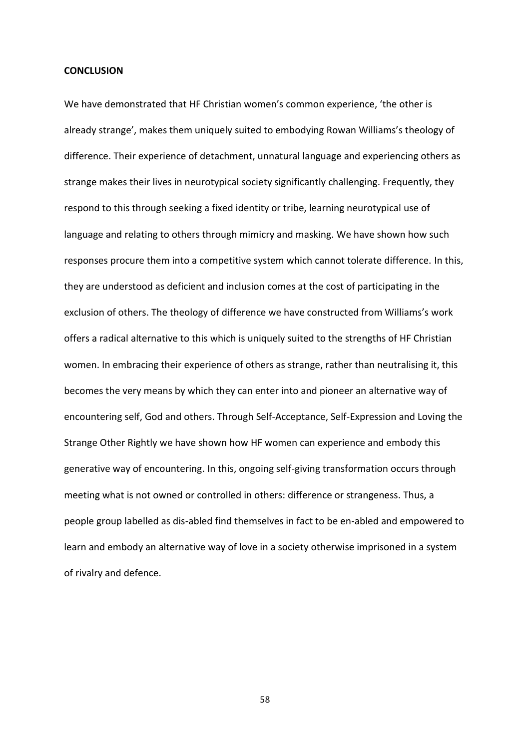**CONCLUSION**

We have demonstrated that HF Christian women's common experience, 'the other is already strange', makes them uniquely suited to embodying Rowan Williams's theology of difference. Their experience of detachment, unnatural language and experiencing others as strange makes their lives in neurotypical society significantly challenging. Frequently, they respond to this through seeking a fixed identity or tribe, learning neurotypical use of language and relating to others through mimicry and masking. We have shown how such responses procure them into a competitive system which cannot tolerate difference. In this, they are understood as deficient and inclusion comes at the cost of participating in the exclusion of others. The theology of difference we have constructed from Williams's work offers a radical alternative to this which is uniquely suited to the strengths of HF Christian women. In embracing their experience of others as strange, rather than neutralising it, this becomes the very means by which they can enter into and pioneer an alternative way of encountering self, God and others. Through Self-Acceptance, Self-Expression and Loving the Strange Other Rightly we have shown how HF women can experience and embody this generative way of encountering. In this, ongoing self-giving transformation occurs through meeting what is not owned or controlled in others: difference or strangeness. Thus, a people group labelled as dis-abled find themselves in fact to be en-abled and empowered to learn and embody an alternative way of love in a society otherwise imprisoned in a system of rivalry and defence.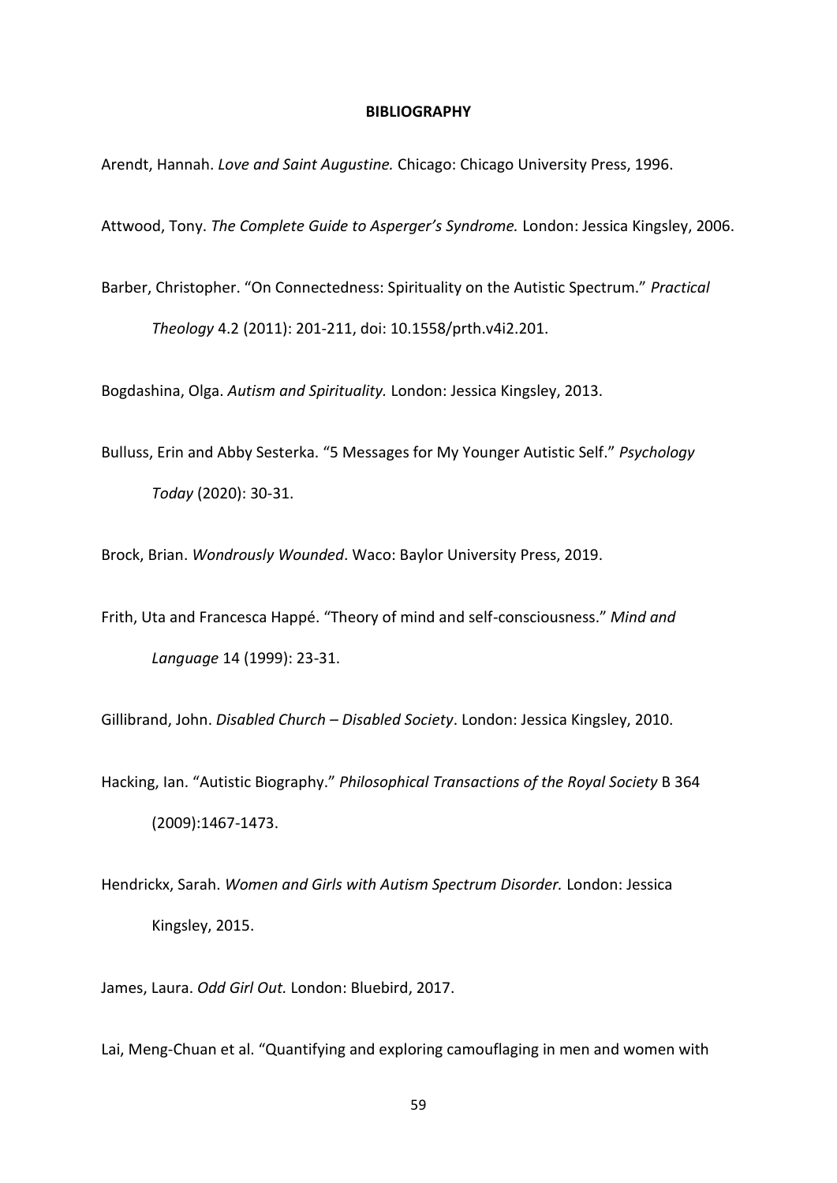## BIBLIOGRAPHY

Arendt, Hannah. *Love and Saint Augustine.* Chicago: Chicago University Press, 1996.

Attwood, Tony. *The Complete Guide to Asperger's Syndrome.* London: Jessica Kingsley, 2006.

Barber, Christopher. "On Connectedness: Spirituality on the Autistic Spectrum." *Practical Theology* 4.2 (2011): 201-211, doi: 10.1558/prth.v4i2.201.

Bogdashina, Olga. *Autism and Spirituality.* London: Jessica Kingsley, 2013.

Bulluss, Erin and Abby Sesterka. "5 Messages for My Younger Autistic Self." *Psychology Today* (2020): 30-31.

Brock, Brian. *Wondrously Wounded*. Waco: Baylor University Press, 2019.

Frith, Uta and Francesca Happé. "Theory of mind and self-consciousness." *Mind and Language* 14 (1999): 23-31.

Gillibrand, John. *Disabled Church – Disabled Society*. London: Jessica Kingsley, 2010.

Hacking, Ian. "Autistic Biography." *Philosophical Transactions of the Royal Society* B 364 (2009):1467-1473.

Hendrickx, Sarah. *Women and Girls with Autism Spectrum Disorder.* London: Jessica Kingsley, 2015.

James, Laura. *Odd Girl Out.* London: Bluebird, 2017.

Lai, Meng-Chuan et al. "Quantifying and exploring camouflaging in men and women with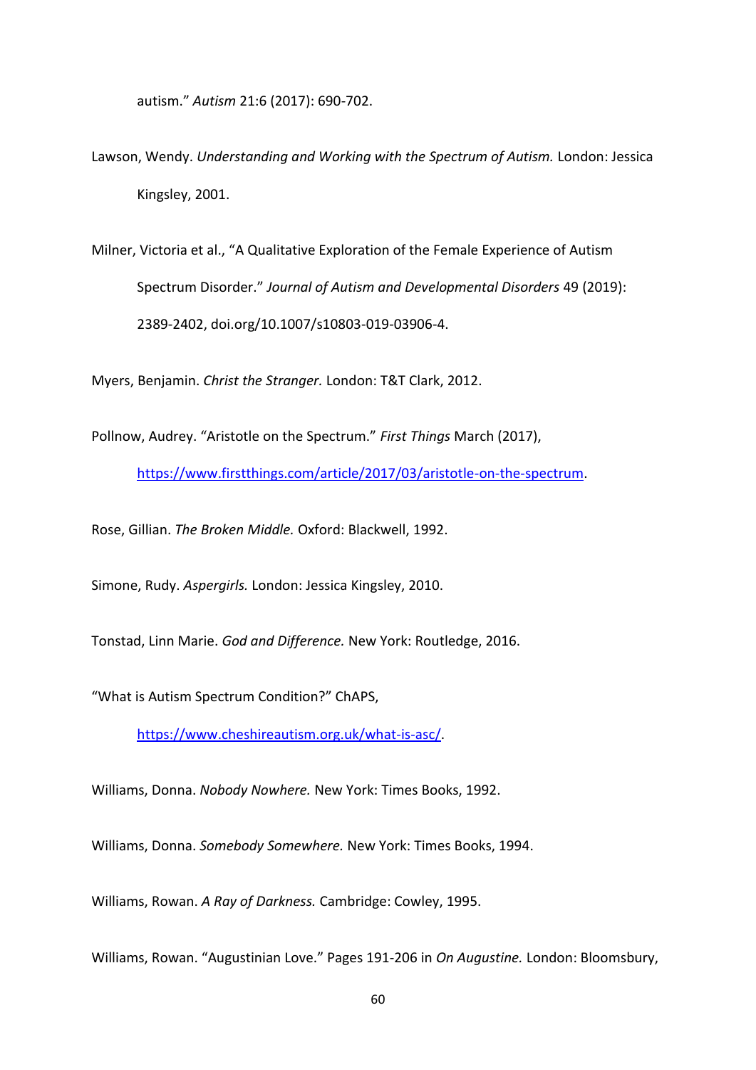autism." *Autism* 21:6 (2017): 690-702.

Lawson, Wendy. *Understanding and Working with the Spectrum of Autism.* London: Jessica Kingsley, 2001.

Milner, Victoria et al., "A Qualitative Exploration of the Female Experience of Autism Spectrum Disorder." *Journal of Autism and Developmental Disorders* 49 (2019): 2389-2402, doi.org/10.1007/s10803-019-03906-4.

Myers, Benjamin. *Christ the Stranger.* London: T&T Clark, 2012.

Pollnow, Audrey. "Aristotle on the Spectrum." *First Things* March (2017), https://www.firstthings.com/article/2017/03/aristotle-on-the-spectrum.

Rose, Gillian. *The Broken Middle.* Oxford: Blackwell, 1992.

Simone, Rudy. *Aspergirls.* London: Jessica Kingsley, 2010.

Tonstad, Linn Marie. *God and Difference.* New York: Routledge, 2016.

"What is Autism Spectrum Condition?" ChAPS, https://www.cheshireautism.org.uk/what-is-asc/.

Williams, Donna. *Nobody Nowhere.* New York: Times Books, 1992.

Williams, Donna. *Somebody Somewhere.* New York: Times Books, 1994.

Williams, Rowan. *A Ray of Darkness.* Cambridge: Cowley, 1995.

Williams, Rowan. "Augustinian Love." Pages 191-206 in *On Augustine.* London: Bloomsbury,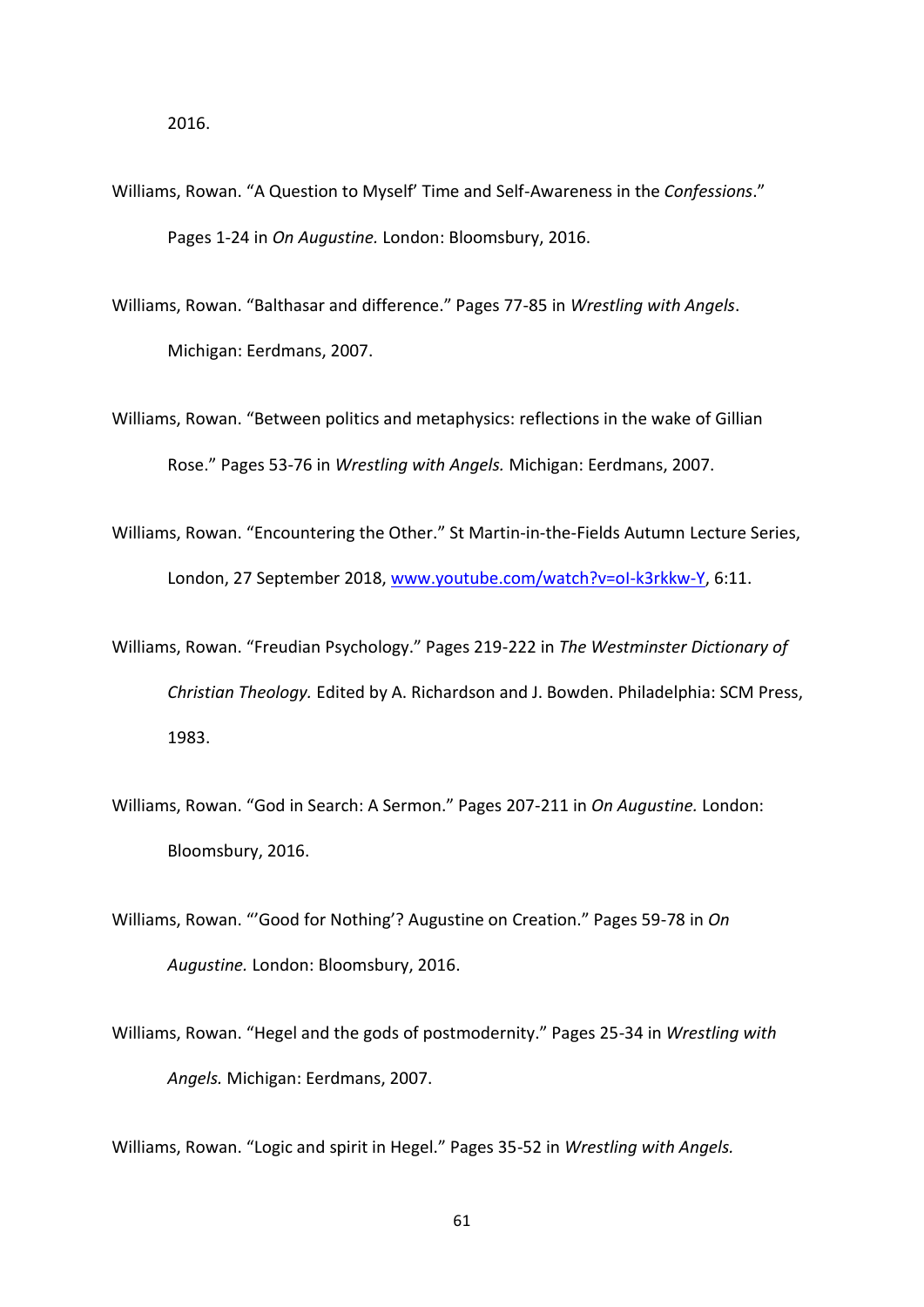2016.

Williams, Rowan. “A Question to Myself’ Time and Self-Awareness in the *Confessions*.” Pages 1-24 in *On Augustine.* London: Bloomsbury, 2016.

Williams, Rowan. “Balthasar and difference.” Pages 77-85 in *Wrestling with Angels*. Michigan: Eerdmans, 2007.

Williams, Rowan. “Between politics and metaphysics: reflections in the wake of Gillian Rose.” Pages 53-76 in *Wrestling with Angels.* Michigan: Eerdmans, 2007.

Williams, Rowan. “Encountering the Other.” St Martin-in-the-Fields Autumn Lecture Series, London, 27 September 2018, www.youtube.com/watch?v=oI-k3rkkw-Y, 6:11.

Williams, Rowan. “Freudian Psychology.” Pages 219-222 in *The Westminster Dictionary of Christian Theology.* Edited by A. Richardson and J. Bowden. Philadelphia: SCM Press, 1983.

Williams, Rowan. “God in Search: A Sermon.” Pages 207-211 in *On Augustine.* London: Bloomsbury, 2016.

Williams, Rowan. “’Good for Nothing’? Augustine on Creation.” Pages 59-78 in *On Augustine.* London: Bloomsbury, 2016.

Williams, Rowan. “Hegel and the gods of postmodernity.” Pages 25-34 in *Wrestling with Angels.* Michigan: Eerdmans, 2007.

Williams, Rowan. “Logic and spirit in Hegel.” Pages 35-52 in *Wrestling with Angels.*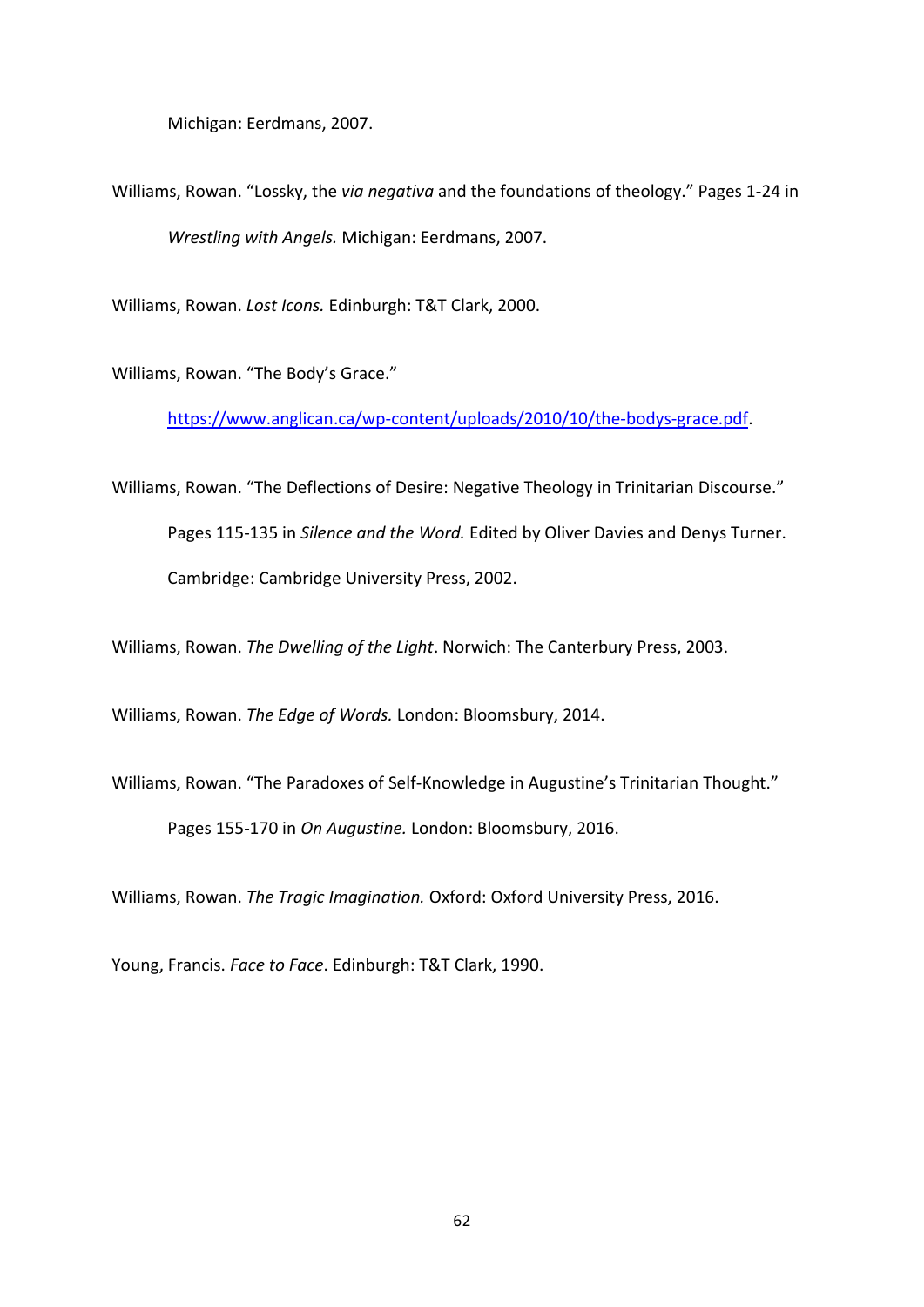Michigan: Eerdmans, 2007.

Williams, Rowan. "Lossky, the *via negativa* and the foundations of theology." Pages 1-24 in *Wrestling with Angels.* Michigan: Eerdmans, 2007.

Williams, Rowan. *Lost Icons.* Edinburgh: T&T Clark, 2000.

Williams, Rowan. "The Body's Grace." https://www.anglican.ca/wp-content/uploads/2010/10/the-bodys-grace.pdf.

Williams, Rowan. "The Deflections of Desire: Negative Theology in Trinitarian Discourse." Pages 115-135 in *Silence and the Word.* Edited by Oliver Davies and Denys Turner. Cambridge: Cambridge University Press, 2002.

Williams, Rowan. *The Dwelling of the Light*. Norwich: The Canterbury Press, 2003.

Williams, Rowan. *The Edge of Words.* London: Bloomsbury, 2014.

Williams, Rowan. "The Paradoxes of Self-Knowledge in Augustine's Trinitarian Thought." Pages 155-170 in *On Augustine.* London: Bloomsbury, 2016.

Williams, Rowan. *The Tragic Imagination.* Oxford: Oxford University Press, 2016.

Young, Francis. *Face to Face*. Edinburgh: T&T Clark, 1990.